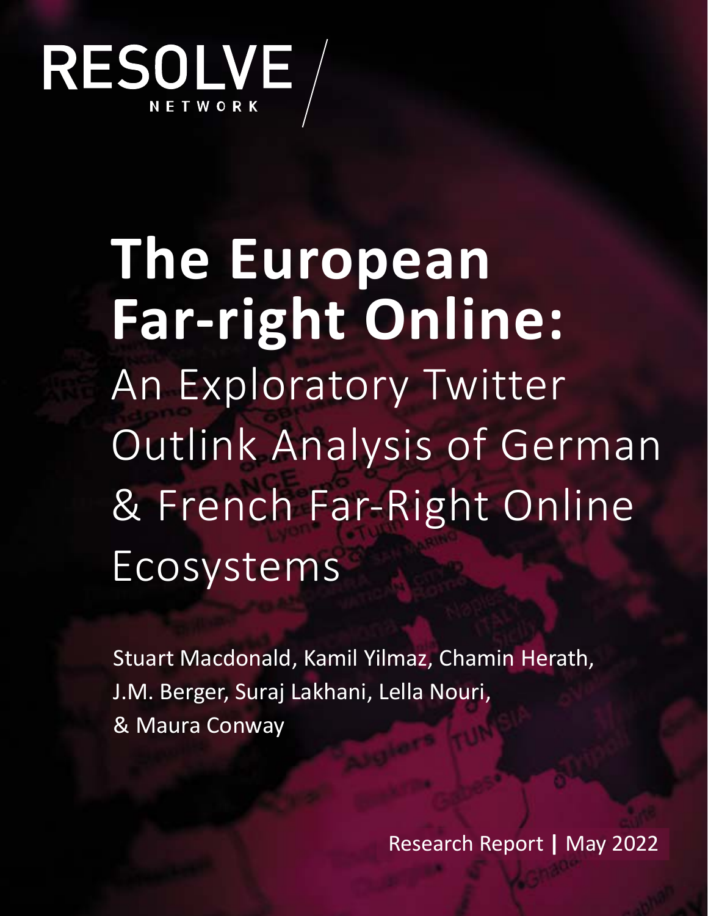RESOLVE NETWORK

# The European Far-right Online:

## An Exploratory Twitter Outlink Analysis of German & French Far-Right Online Ecosystems

Stuart Macdonald, Kamil Yilmaz, Chamin Herath, J.M. Berger, Suraj Lakhani, Lella Nouri, & Maura Conway

Research Report | May 2022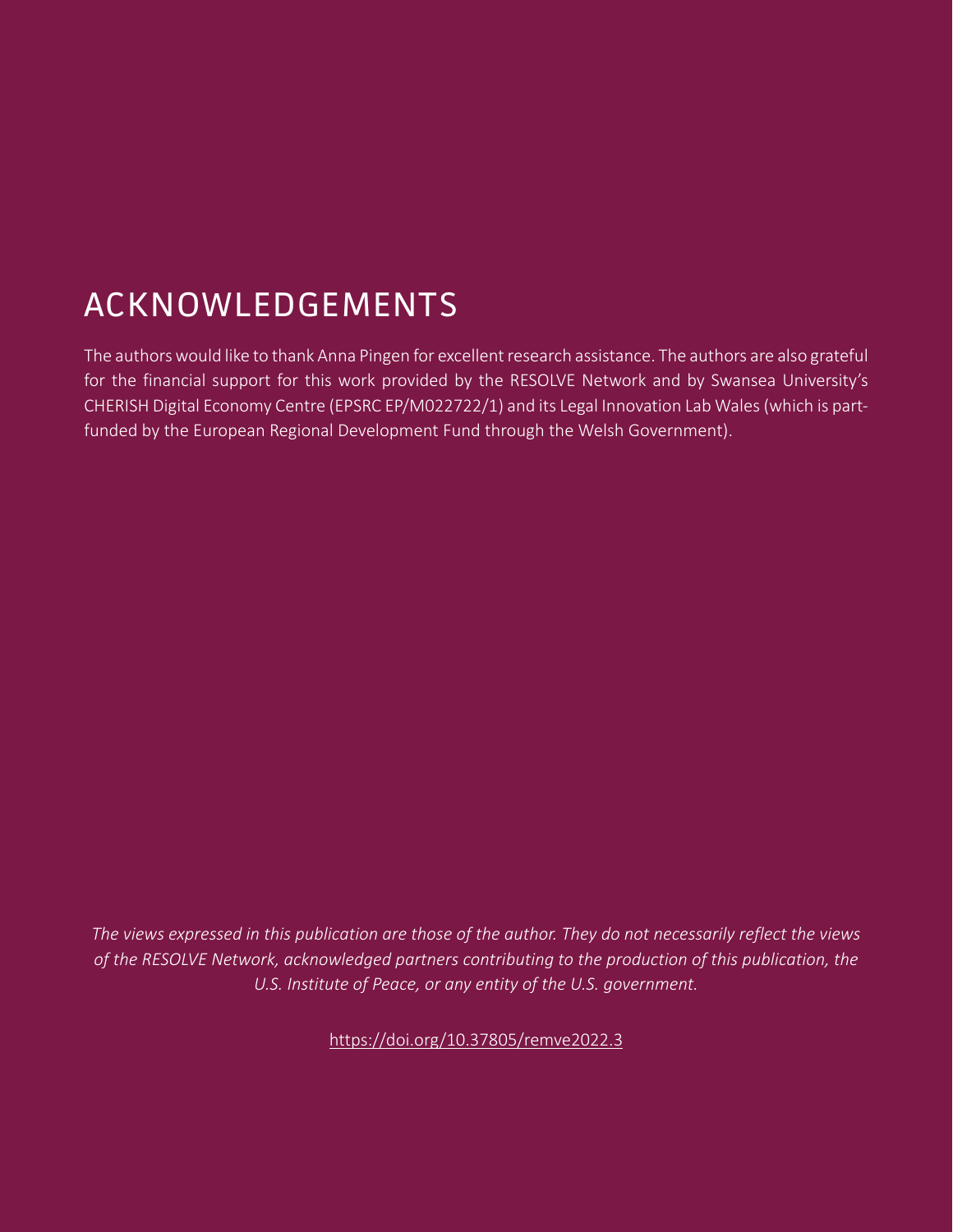# ACKNOWLEDGEMENTS

The authors would like to thank Anna Pingen for excellent research assistance. The authors are also grateful for the financial support for this work provided by the RESOLVE Network and by Swansea University's CHERISH Digital Economy Centre (EPSRC EP/M022722/1) and its Legal Innovation Lab Wales (which is part-funded by the European Regional Development Fund through the Welsh Government).

*The views expressed in this publication are those of the author. They do not necessarily reflect the views of the RESOLVE Network, acknowledged partners contributing to the production of this publication, the U.S. Institute of Peace, or any entity of the U.S. government.*

https://doi.org/10.37805/remve2022.3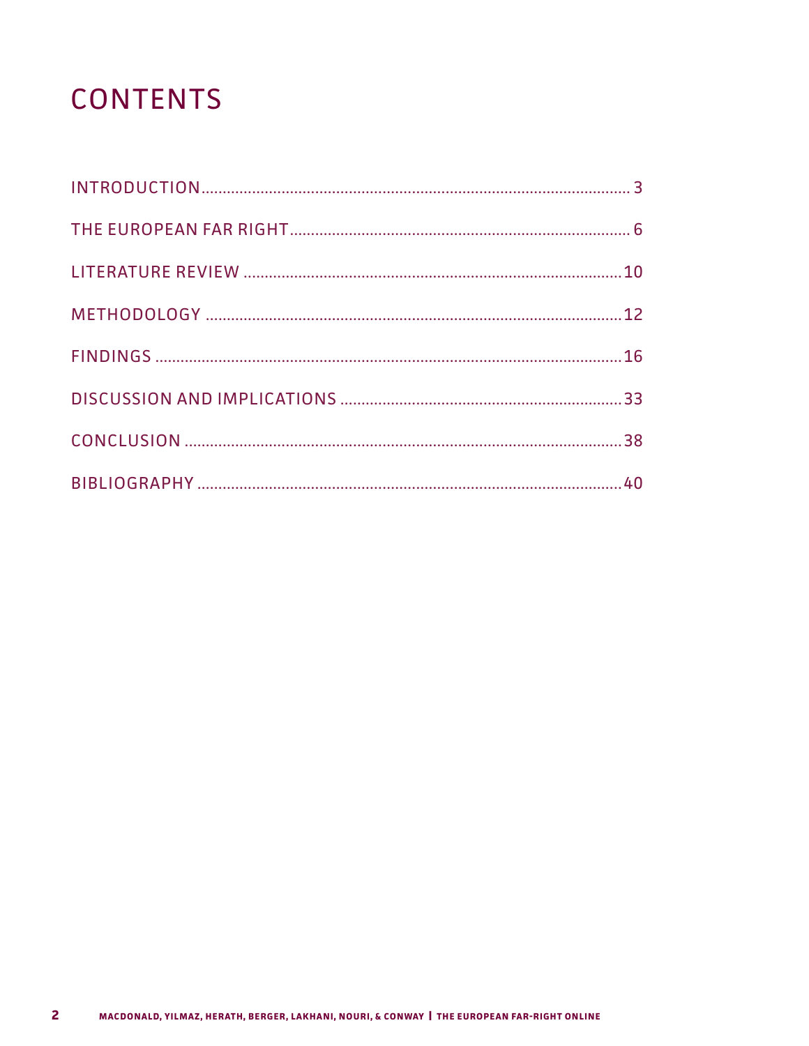# CONTENTS

INTRODUCTION .......... 3

THE EUROPEAN FAR RIGHT .......... 6

LITERATURE REVIEW .......... 10

METHODOLOGY .......... 12

FINDINGS .......... 16

DISCUSSION AND IMPLICATIONS .......... 33

CONCLUSION .......... 38

BIBLIOGRAPHY .......... 40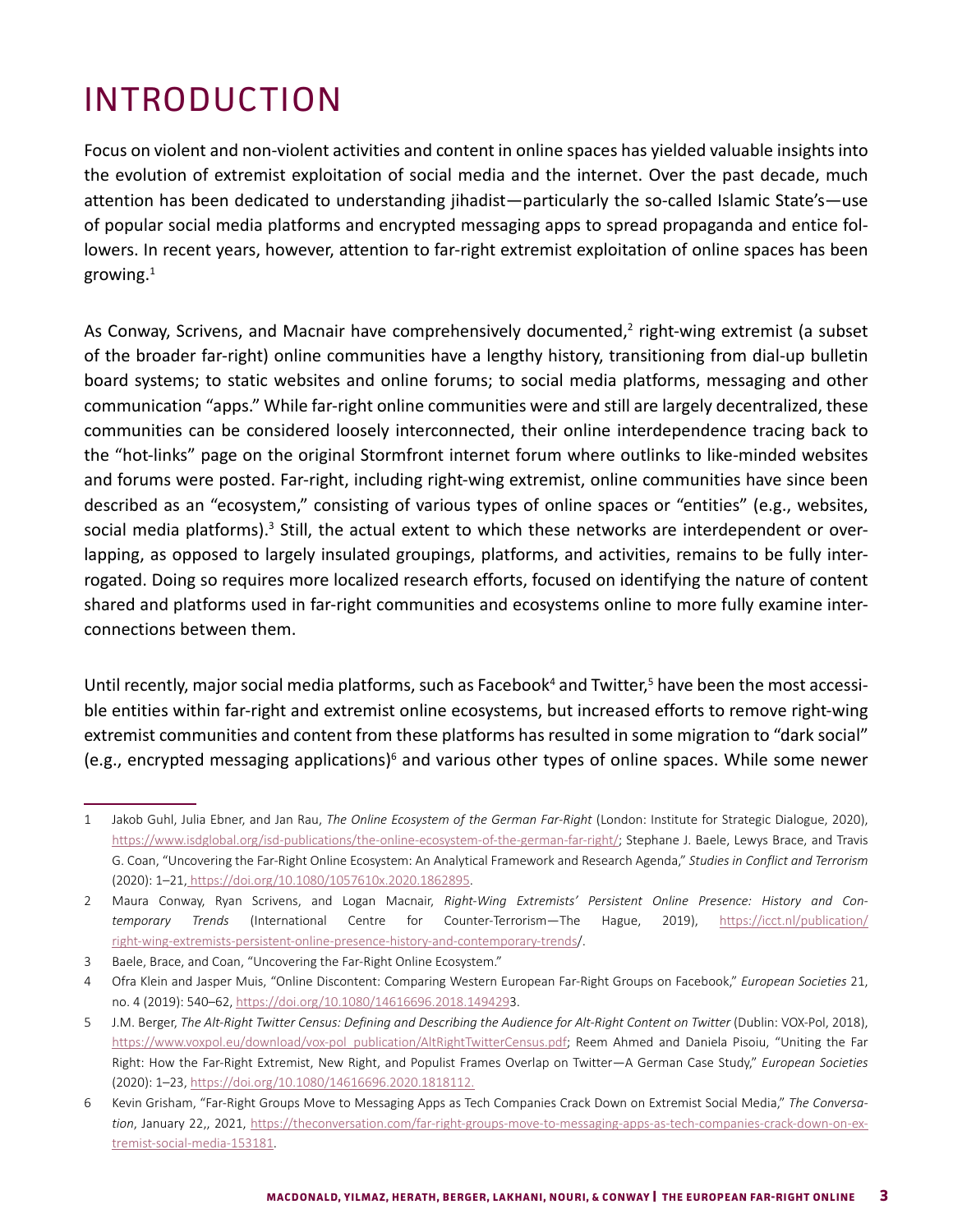# INTRODUCTION

Focus on violent and non-violent activities and content in online spaces has yielded valuable insights into the evolution of extremist exploitation of social media and the internet. Over the past decade, much attention has been dedicated to understanding jihadist—particularly the so-called Islamic State's—use of popular social media platforms and encrypted messaging apps to spread propaganda and entice followers. In recent years, however, attention to far-right extremist exploitation of online spaces has been growing.[1]

As Conway, Scrivens, and Macnair have comprehensively documented,[2] right-wing extremist (a subset of the broader far-right) online communities have a lengthy history, transitioning from dial-up bulletin board systems; to static websites and online forums; to social media platforms, messaging and other communication "apps." While far-right online communities were and still are largely decentralized, these communities can be considered loosely interconnected, their online interdependence tracing back to the "hot-links" page on the original Stormfront internet forum where outlinks to like-minded websites and forums were posted. Far-right, including right-wing extremist, online communities have since been described as an "ecosystem," consisting of various types of online spaces or "entities" (e.g., websites, social media platforms).[3] Still, the actual extent to which these networks are interdependent or overlapping, as opposed to largely insulated groupings, platforms, and activities, remains to be fully interrogated. Doing so requires more localized research efforts, focused on identifying the nature of content shared and platforms used in far-right communities and ecosystems online to more fully examine interconnections between them.

Until recently, major social media platforms, such as Facebook[4] and Twitter,[5] have been the most accessible entities within far-right and extremist online ecosystems, but increased efforts to remove right-wing extremist communities and content from these platforms has resulted in some migration to "dark social" (e.g., encrypted messaging applications)[6] and various other types of online spaces. While some newer

---

1 Jakob Guhl, Julia Ebner, and Jan Rau, *The Online Ecosystem of the German Far-Right* (London: Institute for Strategic Dialogue, 2020), https://www.isdglobal.org/isd-publications/the-online-ecosystem-of-the-german-far-right/; Stephane J. Baele, Lewys Brace, and Travis G. Coan, "Uncovering the Far-Right Online Ecosystem: An Analytical Framework and Research Agenda," *Studies in Conflict and Terrorism* (2020): 1–21, https://doi.org/10.1080/1057610x.2020.1862895.

2 Maura Conway, Ryan Scrivens, and Logan Macnair, *Right-Wing Extremists' Persistent Online Presence: History and Contemporary Trends* (International Centre for Counter-Terrorism—The Hague, 2019), https://icct.nl/publication/right-wing-extremists-persistent-online-presence-history-and-contemporary-trends/.

3 Baele, Brace, and Coan, "Uncovering the Far-Right Online Ecosystem."

4 Ofra Klein and Jasper Muis, "Online Discontent: Comparing Western European Far-Right Groups on Facebook," *European Societies* 21, no. 4 (2019): 540–62, https://doi.org/10.1080/14616696.2018.1494293.

5 J.M. Berger, *The Alt-Right Twitter Census: Defining and Describing the Audience for Alt-Right Content on Twitter* (Dublin: VOX-Pol, 2018), https://www.voxpol.eu/download/vox-pol_publication/AltRightTwitterCensus.pdf; Reem Ahmed and Daniela Pisoiu, "Uniting the Far Right: How the Far-Right Extremist, New Right, and Populist Frames Overlap on Twitter—A German Case Study," *European Societies* (2020): 1–23, https://doi.org/10.1080/14616696.2020.1818112.

6 Kevin Grisham, "Far-Right Groups Move to Messaging Apps as Tech Companies Crack Down on Extremist Social Media," *The Conversation*, January 22,, 2021, https://theconversation.com/far-right-groups-move-to-messaging-apps-as-tech-companies-crack-down-on-extremist-social-media-153181.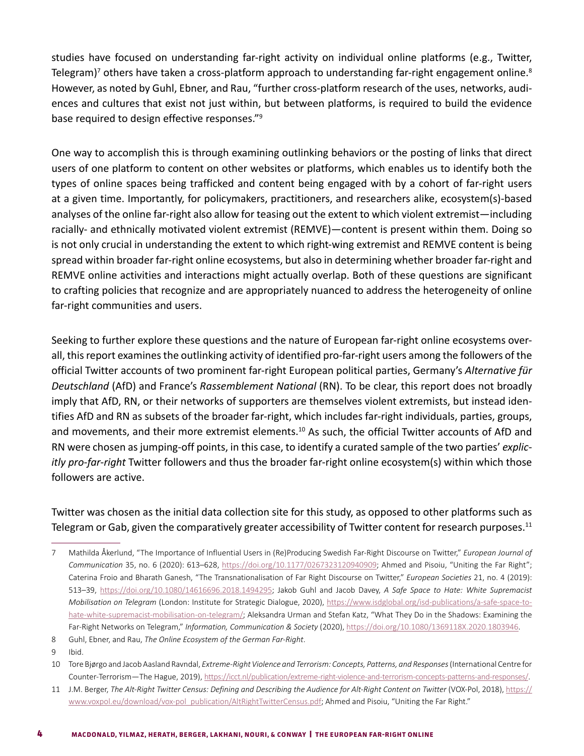studies have focused on understanding far-right activity on individual online platforms (e.g., Twitter, Telegram)[7] others have taken a cross-platform approach to understanding far-right engagement online.[8] However, as noted by Guhl, Ebner, and Rau, "further cross-platform research of the uses, networks, audiences and cultures that exist not just within, but between platforms, is required to build the evidence base required to design effective responses."[9]

One way to accomplish this is through examining outlinking behaviors or the posting of links that direct users of one platform to content on other websites or platforms, which enables us to identify both the types of online spaces being trafficked and content being engaged with by a cohort of far-right users at a given time. Importantly, for policymakers, practitioners, and researchers alike, ecosystem(s)-based analyses of the online far-right also allow for teasing out the extent to which violent extremist—including racially- and ethnically motivated violent extremist (REMVE)—content is present within them. Doing so is not only crucial in understanding the extent to which right-wing extremist and REMVE content is being spread within broader far-right online ecosystems, but also in determining whether broader far-right and REMVE online activities and interactions might actually overlap. Both of these questions are significant to crafting policies that recognize and are appropriately nuanced to address the heterogeneity of online far-right communities and users.

Seeking to further explore these questions and the nature of European far-right online ecosystems overall, this report examines the outlinking activity of identified pro-far-right users among the followers of the official Twitter accounts of two prominent far-right European political parties, Germany's *Alternative für Deutschland* (AfD) and France's *Rassemblement National* (RN). To be clear, this report does not broadly imply that AfD, RN, or their networks of supporters are themselves violent extremists, but instead identifies AfD and RN as subsets of the broader far-right, which includes far-right individuals, parties, groups, and movements, and their more extremist elements.[10] As such, the official Twitter accounts of AfD and RN were chosen as jumping-off points, in this case, to identify a curated sample of the two parties' *explicitly pro-far-right* Twitter followers and thus the broader far-right online ecosystem(s) within which those followers are active.

Twitter was chosen as the initial data collection site for this study, as opposed to other platforms such as Telegram or Gab, given the comparatively greater accessibility of Twitter content for research purposes.[11]

---

7 Mathilda Åkerlund, "The Importance of Influential Users in (Re)Producing Swedish Far-Right Discourse on Twitter," *European Journal of Communication* 35, no. 6 (2020): 613–628, https://doi.org/10.1177/0267323120940909; Ahmed and Pisoiu, "Uniting the Far Right"; Caterina Froio and Bharath Ganesh, "The Transnationalisation of Far Right Discourse on Twitter," *European Societies* 21, no. 4 (2019): 513–39, https://doi.org/10.1080/14616696.2018.1494295; Jakob Guhl and Jacob Davey, *A Safe Space to Hate: White Supremacist Mobilisation on Telegram* (London: Institute for Strategic Dialogue, 2020), https://www.isdglobal.org/isd-publications/a-safe-space-to-hate-white-supremacist-mobilisation-on-telegram/; Aleksandra Urman and Stefan Katz, "What They Do in the Shadows: Examining the Far-Right Networks on Telegram," *Information, Communication & Society* (2020), https://doi.org/10.1080/1369118X.2020.1803946.

8 Guhl, Ebner, and Rau, *The Online Ecosystem of the German Far-Right*.

9 Ibid.

10 Tore Bjørgo and Jacob Aasland Ravndal, *Extreme-Right Violence and Terrorism: Concepts, Patterns, and Responses* (International Centre for Counter-Terrorism—The Hague, 2019), https://icct.nl/publication/extreme-right-violence-and-terrorism-concepts-patterns-and-responses/.

11 J.M. Berger, *The Alt-Right Twitter Census: Defining and Describing the Audience for Alt-Right Content on Twitter* (VOX-Pol, 2018), https://www.voxpol.eu/download/vox-pol_publication/AltRightTwitterCensus.pdf; Ahmed and Pisoiu, "Uniting the Far Right."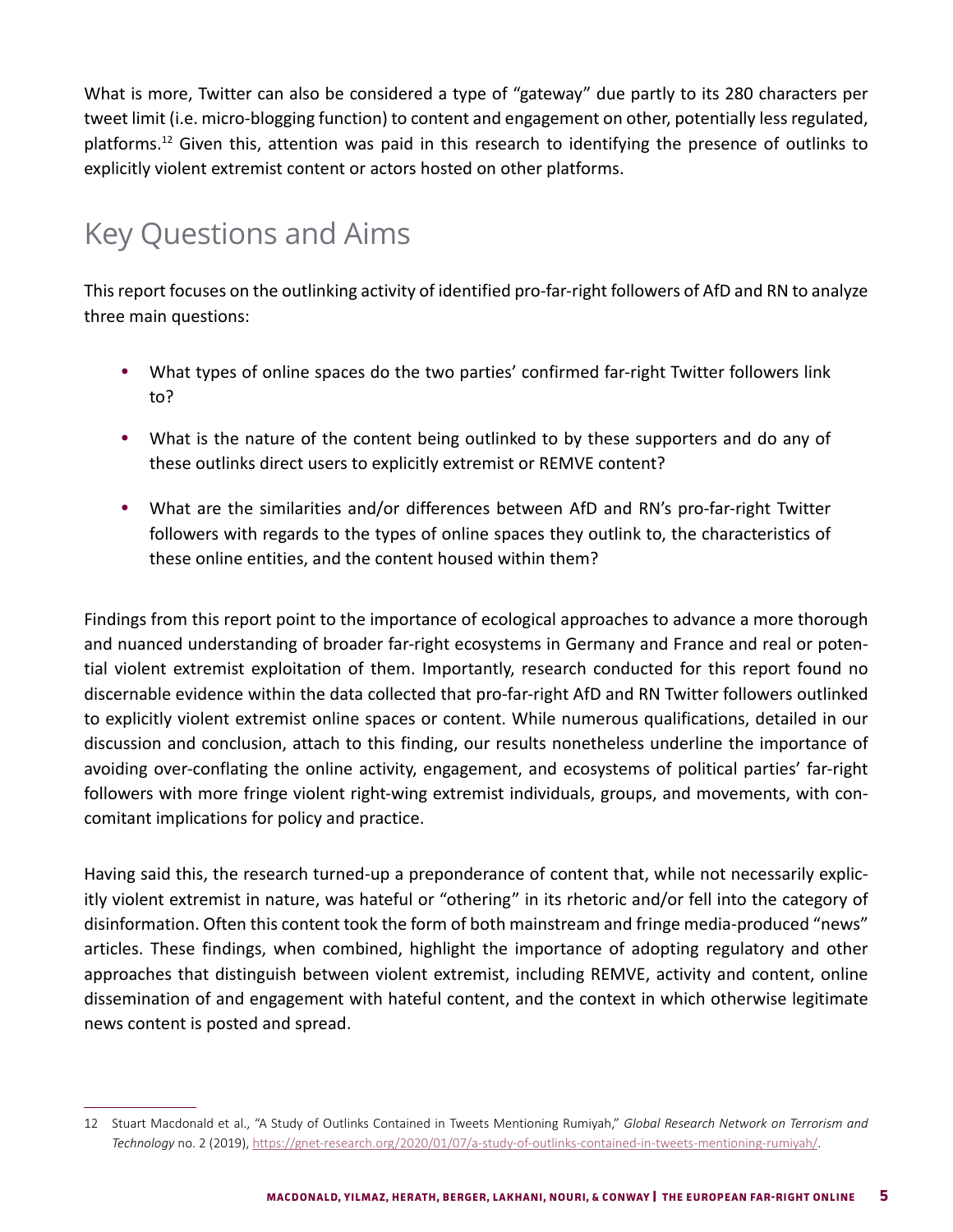What is more, Twitter can also be considered a type of "gateway" due partly to its 280 characters per tweet limit (i.e. micro-blogging function) to content and engagement on other, potentially less regulated, platforms.[12] Given this, attention was paid in this research to identifying the presence of outlinks to explicitly violent extremist content or actors hosted on other platforms.

## Key Questions and Aims

This report focuses on the outlinking activity of identified pro-far-right followers of AfD and RN to analyze three main questions:

- What types of online spaces do the two parties' confirmed far-right Twitter followers link to?
- What is the nature of the content being outlinked to by these supporters and do any of these outlinks direct users to explicitly extremist or REMVE content?
- What are the similarities and/or differences between AfD and RN's pro-far-right Twitter followers with regards to the types of online spaces they outlink to, the characteristics of these online entities, and the content housed within them?

Findings from this report point to the importance of ecological approaches to advance a more thorough and nuanced understanding of broader far-right ecosystems in Germany and France and real or potential violent extremist exploitation of them. Importantly, research conducted for this report found no discernable evidence within the data collected that pro-far-right AfD and RN Twitter followers outlinked to explicitly violent extremist online spaces or content. While numerous qualifications, detailed in our discussion and conclusion, attach to this finding, our results nonetheless underline the importance of avoiding over-conflating the online activity, engagement, and ecosystems of political parties' far-right followers with more fringe violent right-wing extremist individuals, groups, and movements, with concomitant implications for policy and practice.

Having said this, the research turned-up a preponderance of content that, while not necessarily explicitly violent extremist in nature, was hateful or "othering" in its rhetoric and/or fell into the category of disinformation. Often this content took the form of both mainstream and fringe media-produced "news" articles. These findings, when combined, highlight the importance of adopting regulatory and other approaches that distinguish between violent extremist, including REMVE, activity and content, online dissemination of and engagement with hateful content, and the context in which otherwise legitimate news content is posted and spread.

---

12 Stuart Macdonald et al., "A Study of Outlinks Contained in Tweets Mentioning Rumiyah," *Global Research Network on Terrorism and Technology* no. 2 (2019), https://gnet-research.org/2020/01/07/a-study-of-outlinks-contained-in-tweets-mentioning-rumiyah/.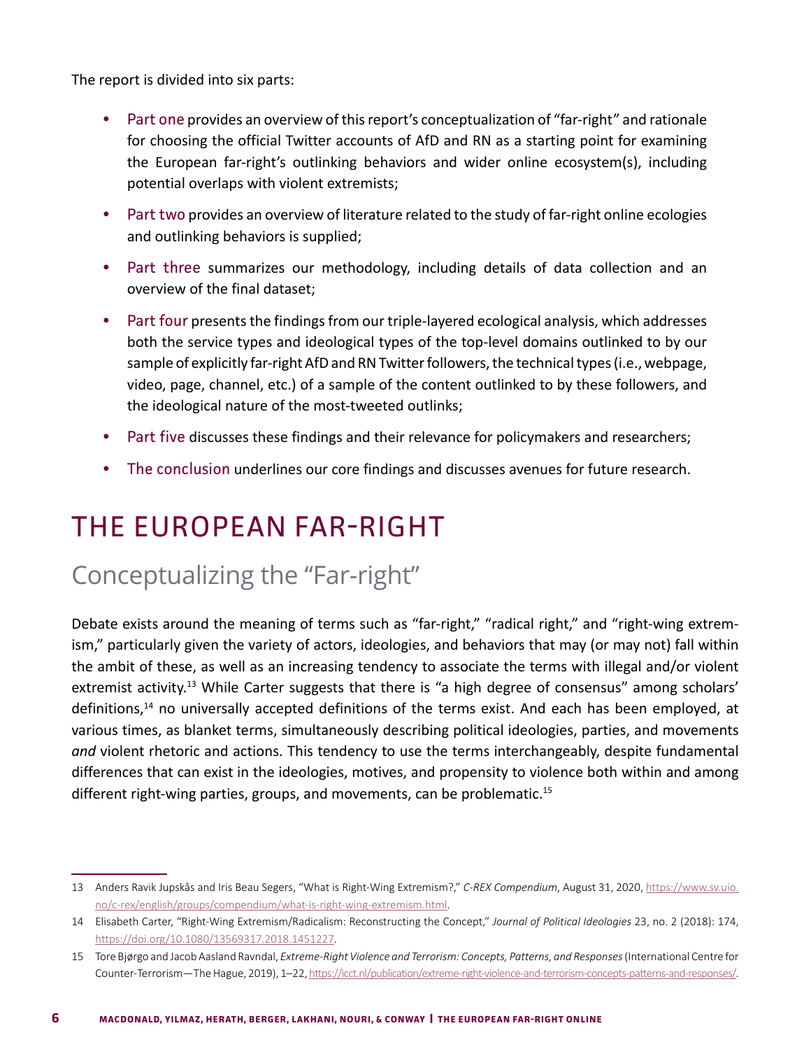The report is divided into six parts:

- Part one provides an overview of this report's conceptualization of "far-right" and rationale for choosing the official Twitter accounts of AfD and RN as a starting point for examining the European far-right's outlinking behaviors and wider online ecosystem(s), including potential overlaps with violent extremists;
- Part two provides an overview of literature related to the study of far-right online ecologies and outlinking behaviors is supplied;
- Part three summarizes our methodology, including details of data collection and an overview of the final dataset;
- Part four presents the findings from our triple-layered ecological analysis, which addresses both the service types and ideological types of the top-level domains outlinked to by our sample of explicitly far-right AfD and RN Twitter followers, the technical types (i.e., webpage, video, page, channel, etc.) of a sample of the content outlinked to by these followers, and the ideological nature of the most-tweeted outlinks;
- Part five discusses these findings and their relevance for policymakers and researchers;
- The conclusion underlines our core findings and discusses avenues for future research.

# THE EUROPEAN FAR-RIGHT

## Conceptualizing the "Far-right"

Debate exists around the meaning of terms such as "far-right," "radical right," and "right-wing extremism," particularly given the variety of actors, ideologies, and behaviors that may (or may not) fall within the ambit of these, as well as an increasing tendency to associate the terms with illegal and/or violent extremist activity.[13] While Carter suggests that there is "a high degree of consensus" among scholars' definitions,[14] no universally accepted definitions of the terms exist. And each has been employed, at various times, as blanket terms, simultaneously describing political ideologies, parties, and movements *and* violent rhetoric and actions. This tendency to use the terms interchangeably, despite fundamental differences that can exist in the ideologies, motives, and propensity to violence both within and among different right-wing parties, groups, and movements, can be problematic.[15]

---

13 Anders Ravik Jupskås and Iris Beau Segers, "What is Right-Wing Extremism?," *C-REX Compendium*, August 31, 2020, https://www.sv.uio.no/c-rex/english/groups/compendium/what-is-right-wing-extremism.html.

14 Elisabeth Carter, "Right-Wing Extremism/Radicalism: Reconstructing the Concept," *Journal of Political Ideologies* 23, no. 2 (2018): 174, https://doi.org/10.1080/13569317.2018.1451227.

15 Tore Bjørgo and Jacob Aasland Ravndal, *Extreme-Right Violence and Terrorism: Concepts, Patterns, and Responses* (International Centre for Counter-Terrorism—The Hague, 2019), 1–22, https://icct.nl/publication/extreme-right-violence-and-terrorism-concepts-patterns-and-responses/.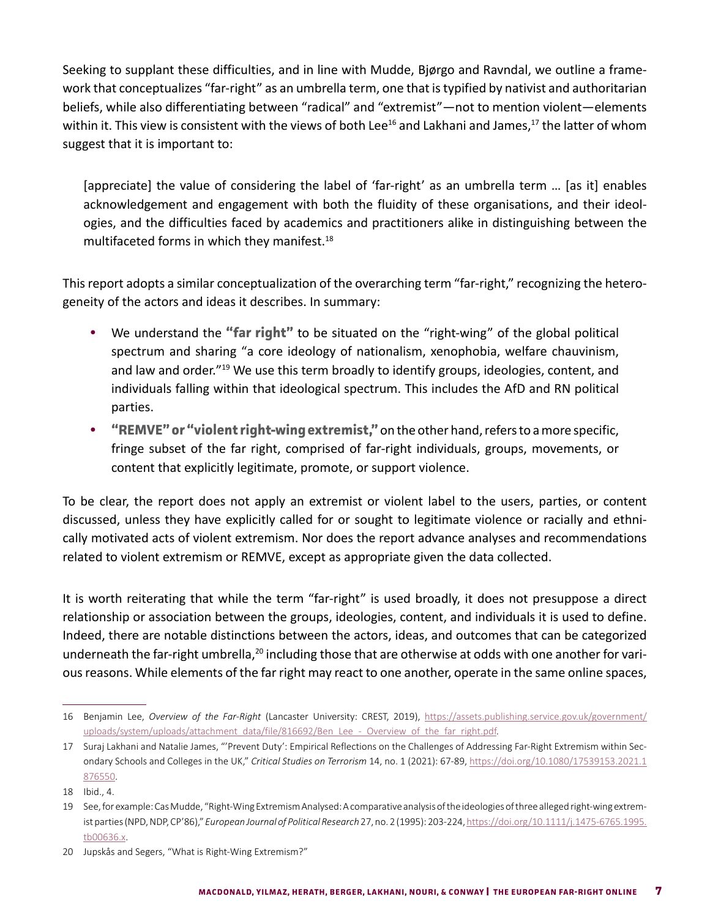Seeking to supplant these difficulties, and in line with Mudde, Bjørgo and Ravndal, we outline a framework that conceptualizes "far-right" as an umbrella term, one that is typified by nativist and authoritarian beliefs, while also differentiating between "radical" and "extremist"—not to mention violent—elements within it. This view is consistent with the views of both Lee[16] and Lakhani and James,[17] the latter of whom suggest that it is important to:

> [appreciate] the value of considering the label of 'far-right' as an umbrella term … [as it] enables acknowledgement and engagement with both the fluidity of these organisations, and their ideologies, and the difficulties faced by academics and practitioners alike in distinguishing between the multifaceted forms in which they manifest.[18]

This report adopts a similar conceptualization of the overarching term "far-right," recognizing the heterogeneity of the actors and ideas it describes. In summary:

- We understand the **"far right"** to be situated on the "right-wing" of the global political spectrum and sharing "a core ideology of nationalism, xenophobia, welfare chauvinism, and law and order."[19] We use this term broadly to identify groups, ideologies, content, and individuals falling within that ideological spectrum. This includes the AfD and RN political parties.
- **"REMVE" or "violent right-wing extremist,"** on the other hand, refers to a more specific, fringe subset of the far right, comprised of far-right individuals, groups, movements, or content that explicitly legitimate, promote, or support violence.

To be clear, the report does not apply an extremist or violent label to the users, parties, or content discussed, unless they have explicitly called for or sought to legitimate violence or racially and ethnically motivated acts of violent extremism. Nor does the report advance analyses and recommendations related to violent extremism or REMVE, except as appropriate given the data collected.

It is worth reiterating that while the term "far-right" is used broadly, it does not presuppose a direct relationship or association between the groups, ideologies, content, and individuals it is used to define. Indeed, there are notable distinctions between the actors, ideas, and outcomes that can be categorized underneath the far-right umbrella,[20] including those that are otherwise at odds with one another for various reasons. While elements of the far right may react to one another, operate in the same online spaces,

---

16 Benjamin Lee, *Overview of the Far-Right* (Lancaster University: CREST, 2019), https://assets.publishing.service.gov.uk/government/uploads/system/uploads/attachment_data/file/816692/Ben_Lee_-_Overview_of_the_far_right.pdf.

17 Suraj Lakhani and Natalie James, "'Prevent Duty': Empirical Reflections on the Challenges of Addressing Far-Right Extremism within Secondary Schools and Colleges in the UK," *Critical Studies on Terrorism* 14, no. 1 (2021): 67-89, https://doi.org/10.1080/17539153.2021.1876550.

18 Ibid., 4.

19 See, for example: Cas Mudde, "Right-Wing Extremism Analysed: A comparative analysis of the ideologies of three alleged right-wing extremist parties (NPD, NDP, CP'86)," *European Journal of Political Research* 27, no. 2 (1995): 203-224, https://doi.org/10.1111/j.1475-6765.1995.tb00636.x.

20 Jupskås and Segers, "What is Right-Wing Extremism?"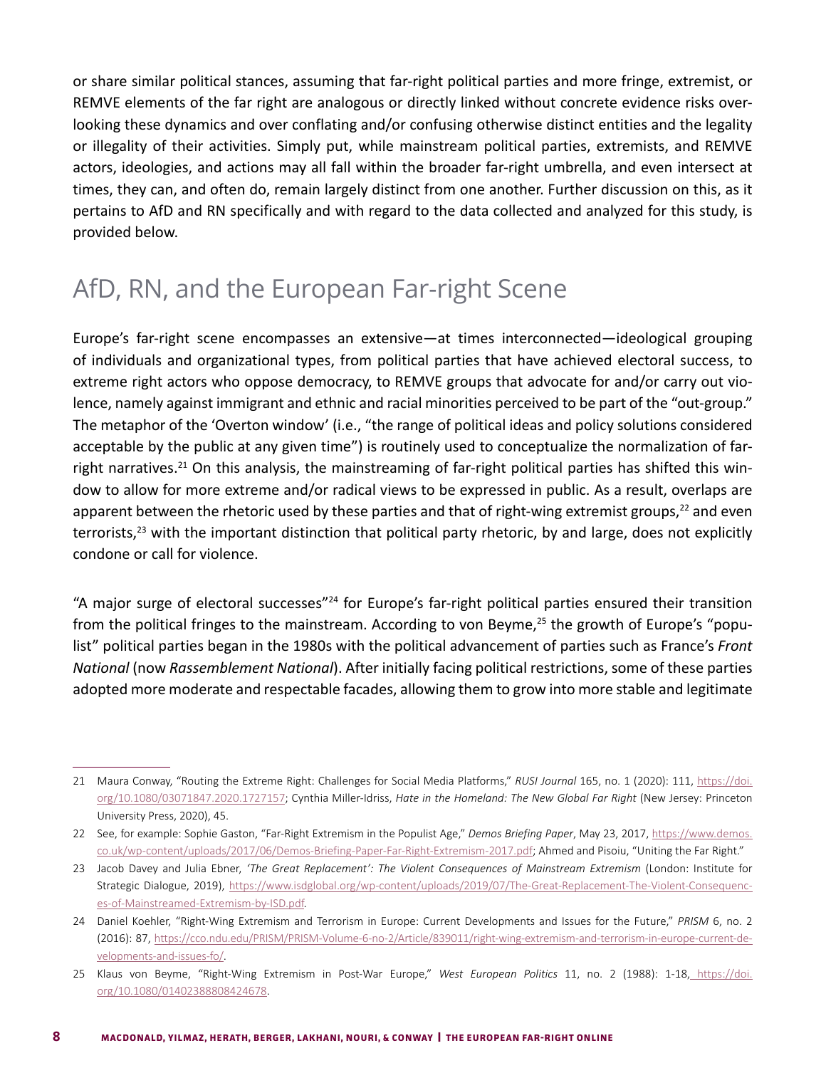or share similar political stances, assuming that far-right political parties and more fringe, extremist, or REMVE elements of the far right are analogous or directly linked without concrete evidence risks overlooking these dynamics and over conflating and/or confusing otherwise distinct entities and the legality or illegality of their activities. Simply put, while mainstream political parties, extremists, and REMVE actors, ideologies, and actions may all fall within the broader far-right umbrella, and even intersect at times, they can, and often do, remain largely distinct from one another. Further discussion on this, as it pertains to AfD and RN specifically and with regard to the data collected and analyzed for this study, is provided below.

## AfD, RN, and the European Far-right Scene

Europe's far-right scene encompasses an extensive—at times interconnected—ideological grouping of individuals and organizational types, from political parties that have achieved electoral success, to extreme right actors who oppose democracy, to REMVE groups that advocate for and/or carry out violence, namely against immigrant and ethnic and racial minorities perceived to be part of the "out-group." The metaphor of the 'Overton window' (i.e., "the range of political ideas and policy solutions considered acceptable by the public at any given time") is routinely used to conceptualize the normalization of far-right narratives.[21] On this analysis, the mainstreaming of far-right political parties has shifted this window to allow for more extreme and/or radical views to be expressed in public. As a result, overlaps are apparent between the rhetoric used by these parties and that of right-wing extremist groups,[22] and even terrorists,[23] with the important distinction that political party rhetoric, by and large, does not explicitly condone or call for violence.

"A major surge of electoral successes"[24] for Europe's far-right political parties ensured their transition from the political fringes to the mainstream. According to von Beyme,[25] the growth of Europe's "populist" political parties began in the 1980s with the political advancement of parties such as France's *Front National* (now *Rassemblement National*). After initially facing political restrictions, some of these parties adopted more moderate and respectable facades, allowing them to grow into more stable and legitimate

---

21 Maura Conway, "Routing the Extreme Right: Challenges for Social Media Platforms," *RUSI Journal* 165, no. 1 (2020): 111, https://doi.org/10.1080/03071847.2020.1727157; Cynthia Miller-Idriss, *Hate in the Homeland: The New Global Far Right* (New Jersey: Princeton University Press, 2020), 45.

22 See, for example: Sophie Gaston, "Far-Right Extremism in the Populist Age," *Demos Briefing Paper*, May 23, 2017, https://www.demos.co.uk/wp-content/uploads/2017/06/Demos-Briefing-Paper-Far-Right-Extremism-2017.pdf; Ahmed and Pisoiu, "Uniting the Far Right."

23 Jacob Davey and Julia Ebner, *'The Great Replacement': The Violent Consequences of Mainstream Extremism* (London: Institute for Strategic Dialogue, 2019), https://www.isdglobal.org/wp-content/uploads/2019/07/The-Great-Replacement-The-Violent-Consequences-of-Mainstreamed-Extremism-by-ISD.pdf.

24 Daniel Koehler, "Right-Wing Extremism and Terrorism in Europe: Current Developments and Issues for the Future," *PRISM* 6, no. 2 (2016): 87, https://cco.ndu.edu/PRISM/PRISM-Volume-6-no-2/Article/839011/right-wing-extremism-and-terrorism-in-europe-current-developments-and-issues-fo/.

25 Klaus von Beyme, "Right-Wing Extremism in Post-War Europe," *West European Politics* 11, no. 2 (1988): 1-18, https://doi.org/10.1080/01402388808424678.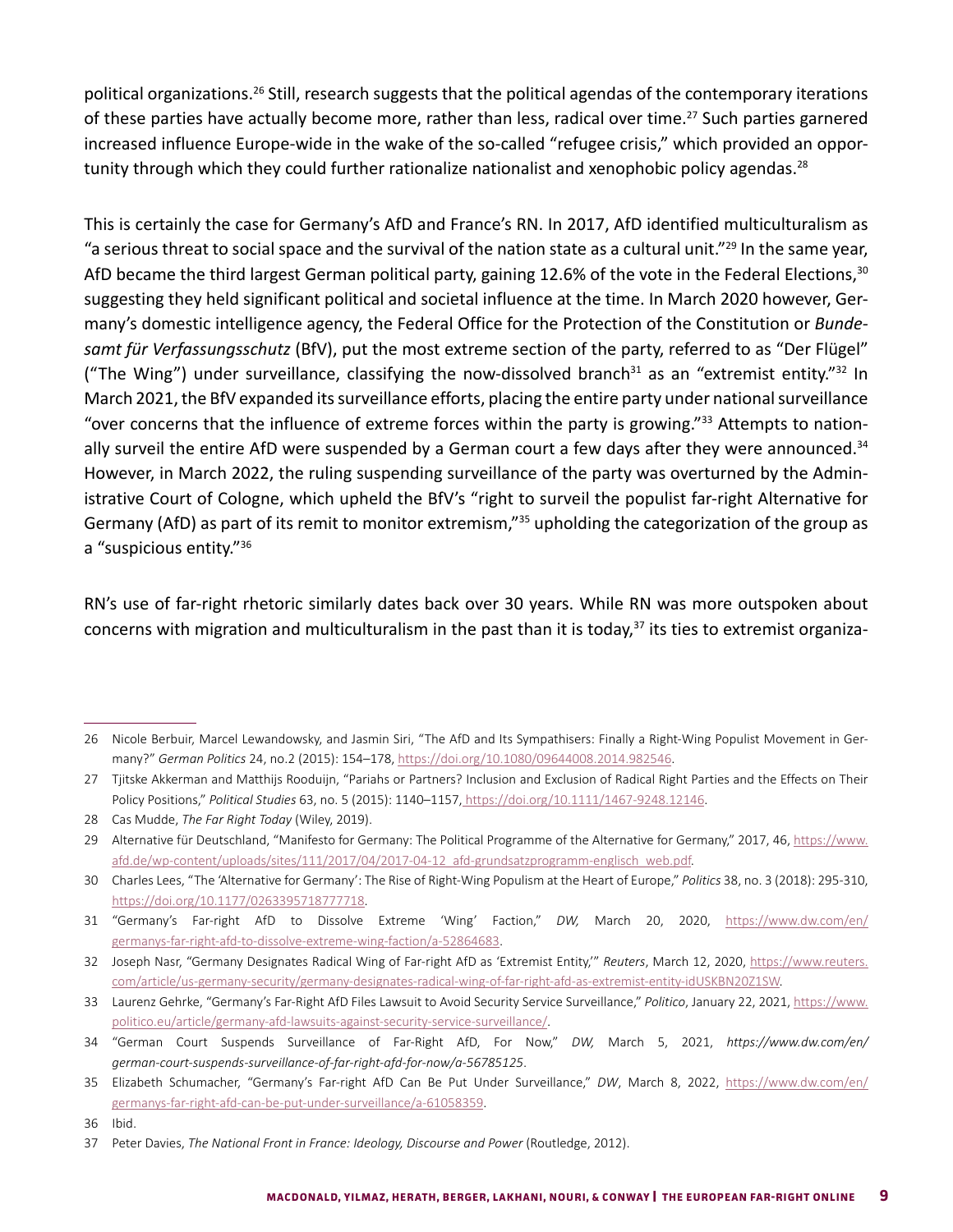political organizations.[26] Still, research suggests that the political agendas of the contemporary iterations of these parties have actually become more, rather than less, radical over time.[27] Such parties garnered increased influence Europe-wide in the wake of the so-called "refugee crisis," which provided an opportunity through which they could further rationalize nationalist and xenophobic policy agendas.[28]

This is certainly the case for Germany's AfD and France's RN. In 2017, AfD identified multiculturalism as "a serious threat to social space and the survival of the nation state as a cultural unit."[29] In the same year, AfD became the third largest German political party, gaining 12.6% of the vote in the Federal Elections,[30] suggesting they held significant political and societal influence at the time. In March 2020 however, Germany's domestic intelligence agency, the Federal Office for the Protection of the Constitution or *Bundesamt für Verfassungsschutz* (BfV), put the most extreme section of the party, referred to as "Der Flügel" ("The Wing") under surveillance, classifying the now-dissolved branch[31] as an "extremist entity."[32] In March 2021, the BfV expanded its surveillance efforts, placing the entire party under national surveillance "over concerns that the influence of extreme forces within the party is growing."[33] Attempts to nationally surveil the entire AfD were suspended by a German court a few days after they were announced.[34] However, in March 2022, the ruling suspending surveillance of the party was overturned by the Administrative Court of Cologne, which upheld the BfV's "right to surveil the populist far-right Alternative for Germany (AfD) as part of its remit to monitor extremism,"[35] upholding the categorization of the group as a "suspicious entity."[36]

RN's use of far-right rhetoric similarly dates back over 30 years. While RN was more outspoken about concerns with migration and multiculturalism in the past than it is today,[37] its ties to extremist organiza-

---

26 Nicole Berbuir, Marcel Lewandowsky, and Jasmin Siri, "The AfD and Its Sympathisers: Finally a Right-Wing Populist Movement in Germany?" *German Politics* 24, no.2 (2015): 154–178, https://doi.org/10.1080/09644008.2014.982546.

27 Tjitske Akkerman and Matthijs Rooduijn, "Pariahs or Partners? Inclusion and Exclusion of Radical Right Parties and the Effects on Their Policy Positions," *Political Studies* 63, no. 5 (2015): 1140–1157, https://doi.org/10.1111/1467-9248.12146.

28 Cas Mudde, *The Far Right Today* (Wiley, 2019).

29 Alternative für Deutschland, "Manifesto for Germany: The Political Programme of the Alternative for Germany," 2017, 46, https://www.afd.de/wp-content/uploads/sites/111/2017/04/2017-04-12_afd-grundsatzprogramm-englisch_web.pdf.

30 Charles Lees, "The 'Alternative for Germany': The Rise of Right-Wing Populism at the Heart of Europe," *Politics* 38, no. 3 (2018): 295-310, https://doi.org/10.1177/0263395718777718.

31 "Germany's Far-right AfD to Dissolve Extreme 'Wing' Faction," *DW,* March 20, 2020, https://www.dw.com/en/germanys-far-right-afd-to-dissolve-extreme-wing-faction/a-52864683.

32 Joseph Nasr, "Germany Designates Radical Wing of Far-right AfD as 'Extremist Entity,'" *Reuters*, March 12, 2020, https://www.reuters.com/article/us-germany-security/germany-designates-radical-wing-of-far-right-afd-as-extremist-entity-idUSKBN20Z1SW.

33 Laurenz Gehrke, "Germany's Far-Right AfD Files Lawsuit to Avoid Security Service Surveillance," *Politico*, January 22, 2021, https://www.politico.eu/article/germany-afd-lawsuits-against-security-service-surveillance/.

34 "German Court Suspends Surveillance of Far-Right AfD, For Now," *DW,* March 5, 2021, *https://www.dw.com/en/german-court-suspends-surveillance-of-far-right-afd-for-now/a-56785125*.

35 Elizabeth Schumacher, "Germany's Far-right AfD Can Be Put Under Surveillance," *DW*, March 8, 2022, https://www.dw.com/en/germanys-far-right-afd-can-be-put-under-surveillance/a-61058359.

36 Ibid.

37 Peter Davies, *The National Front in France: Ideology, Discourse and Power* (Routledge, 2012).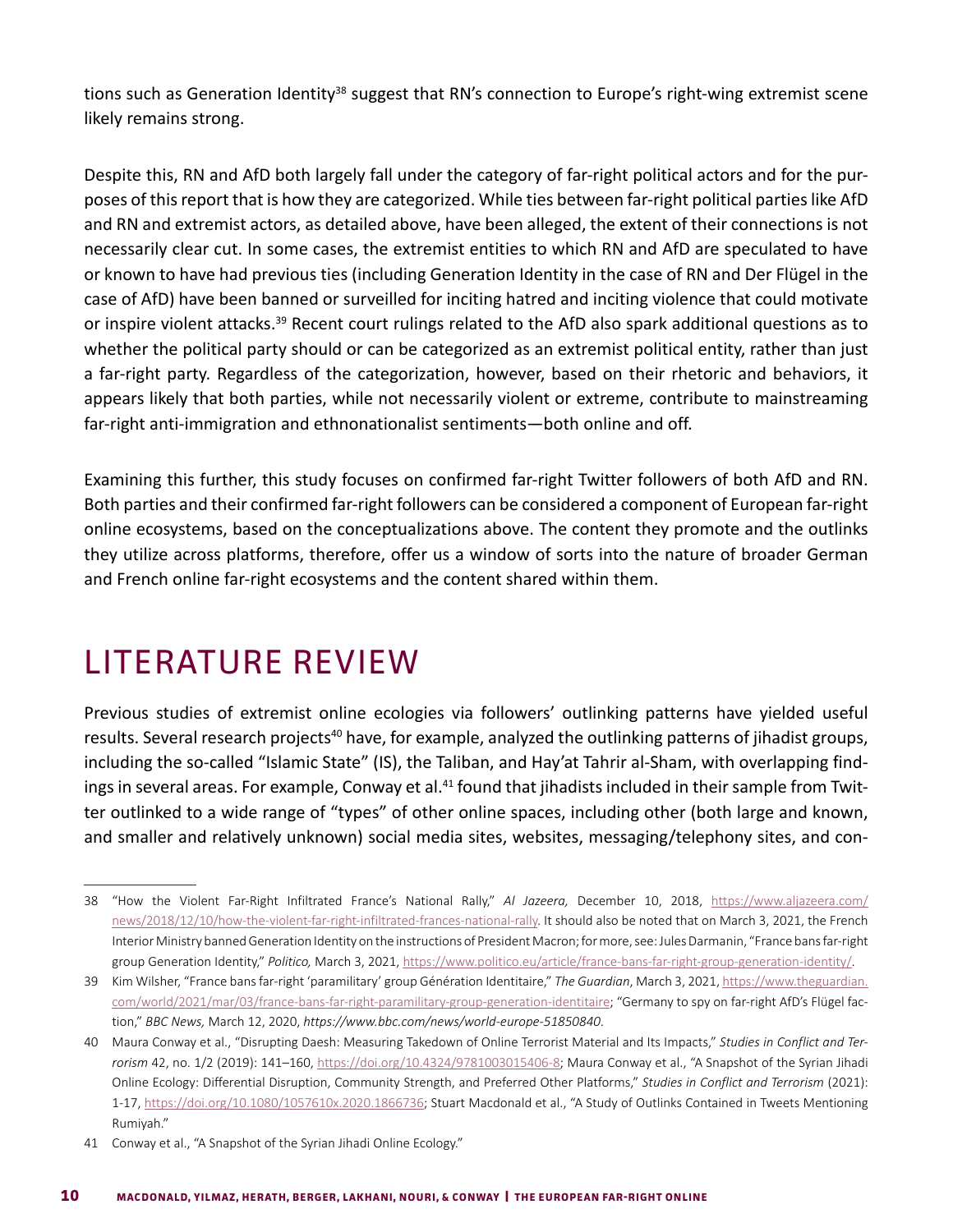tions such as Generation Identity[38] suggest that RN's connection to Europe's right-wing extremist scene likely remains strong.

Despite this, RN and AfD both largely fall under the category of far-right political actors and for the purposes of this report that is how they are categorized. While ties between far-right political parties like AfD and RN and extremist actors, as detailed above, have been alleged, the extent of their connections is not necessarily clear cut. In some cases, the extremist entities to which RN and AfD are speculated to have or known to have had previous ties (including Generation Identity in the case of RN and Der Flügel in the case of AfD) have been banned or surveilled for inciting hatred and inciting violence that could motivate or inspire violent attacks.[39] Recent court rulings related to the AfD also spark additional questions as to whether the political party should or can be categorized as an extremist political entity, rather than just a far-right party. Regardless of the categorization, however, based on their rhetoric and behaviors, it appears likely that both parties, while not necessarily violent or extreme, contribute to mainstreaming far-right anti-immigration and ethnonationalist sentiments—both online and off.

Examining this further, this study focuses on confirmed far-right Twitter followers of both AfD and RN. Both parties and their confirmed far-right followers can be considered a component of European far-right online ecosystems, based on the conceptualizations above. The content they promote and the outlinks they utilize across platforms, therefore, offer us a window of sorts into the nature of broader German and French online far-right ecosystems and the content shared within them.

# LITERATURE REVIEW

Previous studies of extremist online ecologies via followers' outlinking patterns have yielded useful results. Several research projects[40] have, for example, analyzed the outlinking patterns of jihadist groups, including the so-called "Islamic State" (IS), the Taliban, and Hay'at Tahrir al-Sham, with overlapping findings in several areas. For example, Conway et al.[41] found that jihadists included in their sample from Twitter outlinked to a wide range of "types" of other online spaces, including other (both large and known, and smaller and relatively unknown) social media sites, websites, messaging/telephony sites, and con-

---

38 "How the Violent Far-Right Infiltrated France's National Rally," *Al Jazeera,* December 10, 2018, https://www.aljazeera.com/news/2018/12/10/how-the-violent-far-right-infiltrated-frances-national-rally. It should also be noted that on March 3, 2021, the French Interior Ministry banned Generation Identity on the instructions of President Macron; for more, see: Jules Darmanin, "France bans far-right group Generation Identity," *Politico,* March 3, 2021, https://www.politico.eu/article/france-bans-far-right-group-generation-identity/.

39 Kim Wilsher, "France bans far-right 'paramilitary' group Génération Identitaire," *The Guardian*, March 3, 2021, https://www.theguardian.com/world/2021/mar/03/france-bans-far-right-paramilitary-group-generation-identitaire; "Germany to spy on far-right AfD's Flügel faction," *BBC News,* March 12, 2020, *https://www.bbc.com/news/world-europe-51850840*.

40 Maura Conway et al., "Disrupting Daesh: Measuring Takedown of Online Terrorist Material and Its Impacts," *Studies in Conflict and Terrorism* 42, no. 1/2 (2019): 141–160, https://doi.org/10.4324/9781003015406-8; Maura Conway et al., "A Snapshot of the Syrian Jihadi Online Ecology: Differential Disruption, Community Strength, and Preferred Other Platforms," *Studies in Conflict and Terrorism* (2021): 1-17, https://doi.org/10.1080/1057610x.2020.1866736; Stuart Macdonald et al., "A Study of Outlinks Contained in Tweets Mentioning Rumiyah."

41 Conway et al., "A Snapshot of the Syrian Jihadi Online Ecology."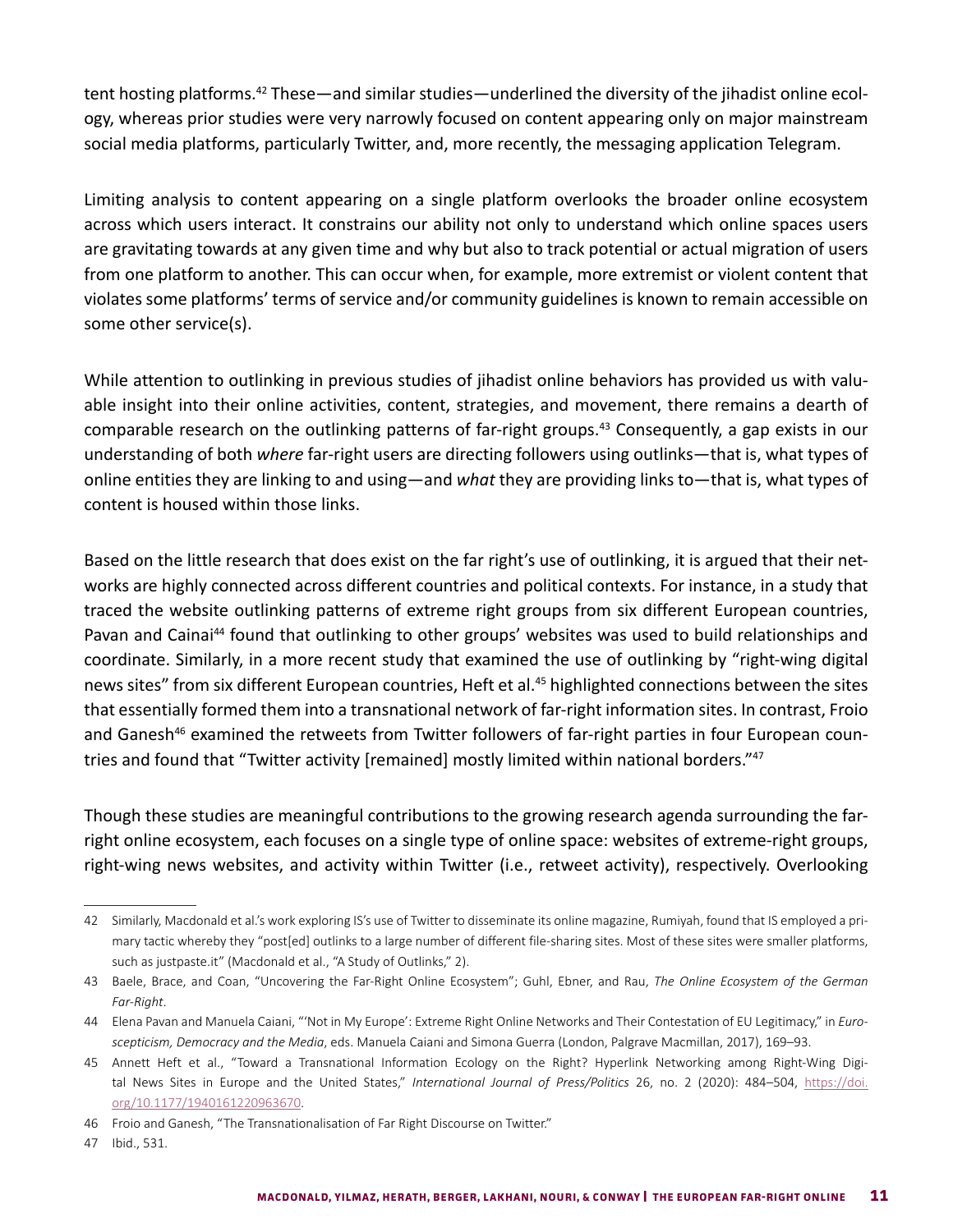tent hosting platforms.[42] These—and similar studies—underlined the diversity of the jihadist online ecology, whereas prior studies were very narrowly focused on content appearing only on major mainstream social media platforms, particularly Twitter, and, more recently, the messaging application Telegram.

Limiting analysis to content appearing on a single platform overlooks the broader online ecosystem across which users interact. It constrains our ability not only to understand which online spaces users are gravitating towards at any given time and why but also to track potential or actual migration of users from one platform to another. This can occur when, for example, more extremist or violent content that violates some platforms' terms of service and/or community guidelines is known to remain accessible on some other service(s).

While attention to outlinking in previous studies of jihadist online behaviors has provided us with valuable insight into their online activities, content, strategies, and movement, there remains a dearth of comparable research on the outlinking patterns of far-right groups.[43] Consequently, a gap exists in our understanding of both *where* far-right users are directing followers using outlinks—that is, what types of online entities they are linking to and using—and *what* they are providing links to—that is, what types of content is housed within those links.

Based on the little research that does exist on the far right's use of outlinking, it is argued that their networks are highly connected across different countries and political contexts. For instance, in a study that traced the website outlinking patterns of extreme right groups from six different European countries, Pavan and Cainai[44] found that outlinking to other groups' websites was used to build relationships and coordinate. Similarly, in a more recent study that examined the use of outlinking by "right-wing digital news sites" from six different European countries, Heft et al.[45] highlighted connections between the sites that essentially formed them into a transnational network of far-right information sites. In contrast, Froio and Ganesh[46] examined the retweets from Twitter followers of far-right parties in four European countries and found that "Twitter activity [remained] mostly limited within national borders."[47]

Though these studies are meaningful contributions to the growing research agenda surrounding the far-right online ecosystem, each focuses on a single type of online space: websites of extreme-right groups, right-wing news websites, and activity within Twitter (i.e., retweet activity), respectively. Overlooking

---

42 Similarly, Macdonald et al.'s work exploring IS's use of Twitter to disseminate its online magazine, Rumiyah, found that IS employed a primary tactic whereby they "post[ed] outlinks to a large number of different file-sharing sites. Most of these sites were smaller platforms, such as justpaste.it" (Macdonald et al., "A Study of Outlinks," 2).

43 Baele, Brace, and Coan, "Uncovering the Far-Right Online Ecosystem"; Guhl, Ebner, and Rau, *The Online Ecosystem of the German Far-Right*.

44 Elena Pavan and Manuela Caiani, "'Not in My Europe': Extreme Right Online Networks and Their Contestation of EU Legitimacy," in *Euroscepticism, Democracy and the Media*, eds. Manuela Caiani and Simona Guerra (London, Palgrave Macmillan, 2017), 169–93.

45 Annett Heft et al., "Toward a Transnational Information Ecology on the Right? Hyperlink Networking among Right-Wing Digital News Sites in Europe and the United States," *International Journal of Press/Politics* 26, no. 2 (2020): 484–504, https://doi.org/10.1177/1940161220963670.

46 Froio and Ganesh, "The Transnationalisation of Far Right Discourse on Twitter."

47 Ibid., 531.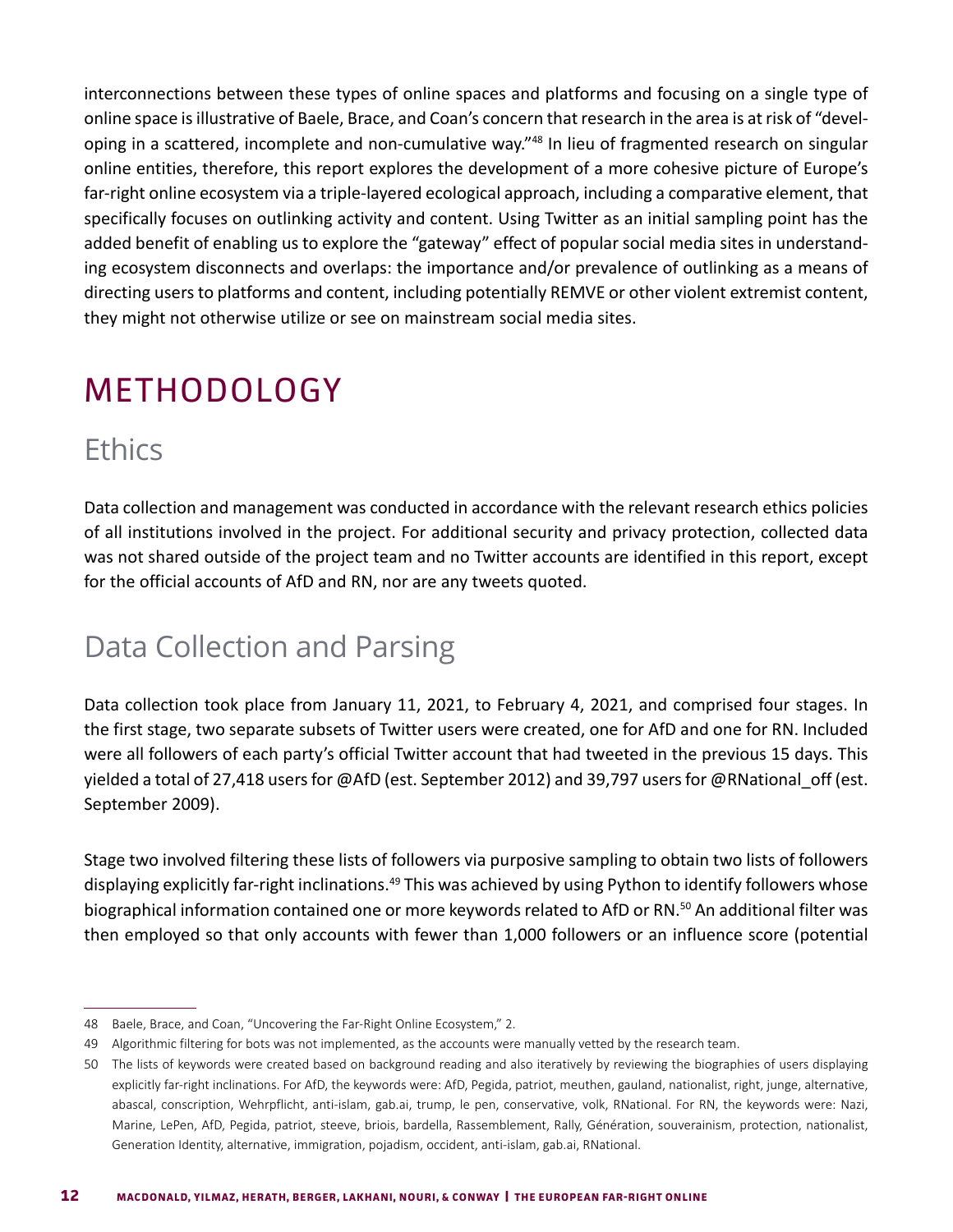interconnections between these types of online spaces and platforms and focusing on a single type of online space is illustrative of Baele, Brace, and Coan's concern that research in the area is at risk of "developing in a scattered, incomplete and non-cumulative way."[48] In lieu of fragmented research on singular online entities, therefore, this report explores the development of a more cohesive picture of Europe's far-right online ecosystem via a triple-layered ecological approach, including a comparative element, that specifically focuses on outlinking activity and content. Using Twitter as an initial sampling point has the added benefit of enabling us to explore the "gateway" effect of popular social media sites in understanding ecosystem disconnects and overlaps: the importance and/or prevalence of outlinking as a means of directing users to platforms and content, including potentially REMVE or other violent extremist content, they might not otherwise utilize or see on mainstream social media sites.

# METHODOLOGY

## Ethics

Data collection and management was conducted in accordance with the relevant research ethics policies of all institutions involved in the project. For additional security and privacy protection, collected data was not shared outside of the project team and no Twitter accounts are identified in this report, except for the official accounts of AfD and RN, nor are any tweets quoted.

## Data Collection and Parsing

Data collection took place from January 11, 2021, to February 4, 2021, and comprised four stages. In the first stage, two separate subsets of Twitter users were created, one for AfD and one for RN. Included were all followers of each party's official Twitter account that had tweeted in the previous 15 days. This yielded a total of 27,418 users for @AfD (est. September 2012) and 39,797 users for @RNational_off (est. September 2009).

Stage two involved filtering these lists of followers via purposive sampling to obtain two lists of followers displaying explicitly far-right inclinations.[49] This was achieved by using Python to identify followers whose biographical information contained one or more keywords related to AfD or RN.[50] An additional filter was then employed so that only accounts with fewer than 1,000 followers or an influence score (potential

---

48 Baele, Brace, and Coan, "Uncovering the Far-Right Online Ecosystem," 2.

49 Algorithmic filtering for bots was not implemented, as the accounts were manually vetted by the research team.

50 The lists of keywords were created based on background reading and also iteratively by reviewing the biographies of users displaying explicitly far-right inclinations. For AfD, the keywords were: AfD, Pegida, patriot, meuthen, gauland, nationalist, right, junge, alternative, abascal, conscription, Wehrpflicht, anti-islam, gab.ai, trump, le pen, conservative, volk, RNational. For RN, the keywords were: Nazi, Marine, LePen, AfD, Pegida, patriot, steeve, briois, bardella, Rassemblement, Rally, Génération, souverainism, protection, nationalist, Generation Identity, alternative, immigration, pojadism, occident, anti-islam, gab.ai, RNational.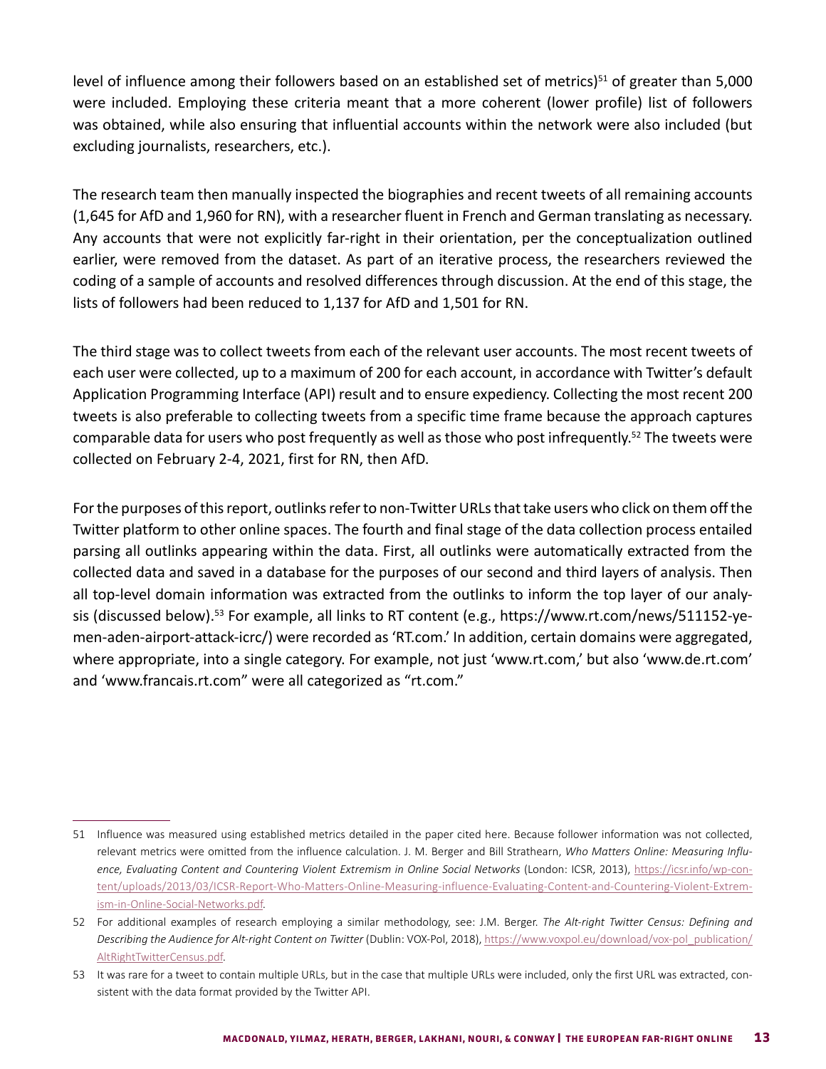level of influence among their followers based on an established set of metrics)[51] of greater than 5,000 were included. Employing these criteria meant that a more coherent (lower profile) list of followers was obtained, while also ensuring that influential accounts within the network were also included (but excluding journalists, researchers, etc.).

The research team then manually inspected the biographies and recent tweets of all remaining accounts (1,645 for AfD and 1,960 for RN), with a researcher fluent in French and German translating as necessary. Any accounts that were not explicitly far-right in their orientation, per the conceptualization outlined earlier, were removed from the dataset. As part of an iterative process, the researchers reviewed the coding of a sample of accounts and resolved differences through discussion. At the end of this stage, the lists of followers had been reduced to 1,137 for AfD and 1,501 for RN.

The third stage was to collect tweets from each of the relevant user accounts. The most recent tweets of each user were collected, up to a maximum of 200 for each account, in accordance with Twitter's default Application Programming Interface (API) result and to ensure expediency. Collecting the most recent 200 tweets is also preferable to collecting tweets from a specific time frame because the approach captures comparable data for users who post frequently as well as those who post infrequently.[52] The tweets were collected on February 2-4, 2021, first for RN, then AfD.

For the purposes of this report, outlinks refer to non-Twitter URLs that take users who click on them off the Twitter platform to other online spaces. The fourth and final stage of the data collection process entailed parsing all outlinks appearing within the data. First, all outlinks were automatically extracted from the collected data and saved in a database for the purposes of our second and third layers of analysis. Then all top-level domain information was extracted from the outlinks to inform the top layer of our analysis (discussed below).[53] For example, all links to RT content (e.g., https://www.rt.com/news/511152-yemen-aden-airport-attack-icrc/) were recorded as 'RT.com.' In addition, certain domains were aggregated, where appropriate, into a single category. For example, not just 'www.rt.com,' but also 'www.de.rt.com' and 'www.francais.rt.com" were all categorized as "rt.com."

---

51 Influence was measured using established metrics detailed in the paper cited here. Because follower information was not collected, relevant metrics were omitted from the influence calculation. J. M. Berger and Bill Strathearn, *Who Matters Online: Measuring Influence, Evaluating Content and Countering Violent Extremism in Online Social Networks* (London: ICSR, 2013), https://icsr.info/wp-content/uploads/2013/03/ICSR-Report-Who-Matters-Online-Measuring-influence-Evaluating-Content-and-Countering-Violent-Extremism-in-Online-Social-Networks.pdf.

52 For additional examples of research employing a similar methodology, see: J.M. Berger. *The Alt-right Twitter Census: Defining and Describing the Audience for Alt-right Content on Twitter* (Dublin: VOX-Pol, 2018), https://www.voxpol.eu/download/vox-pol_publication/AltRightTwitterCensus.pdf.

53 It was rare for a tweet to contain multiple URLs, but in the case that multiple URLs were included, only the first URL was extracted, consistent with the data format provided by the Twitter API.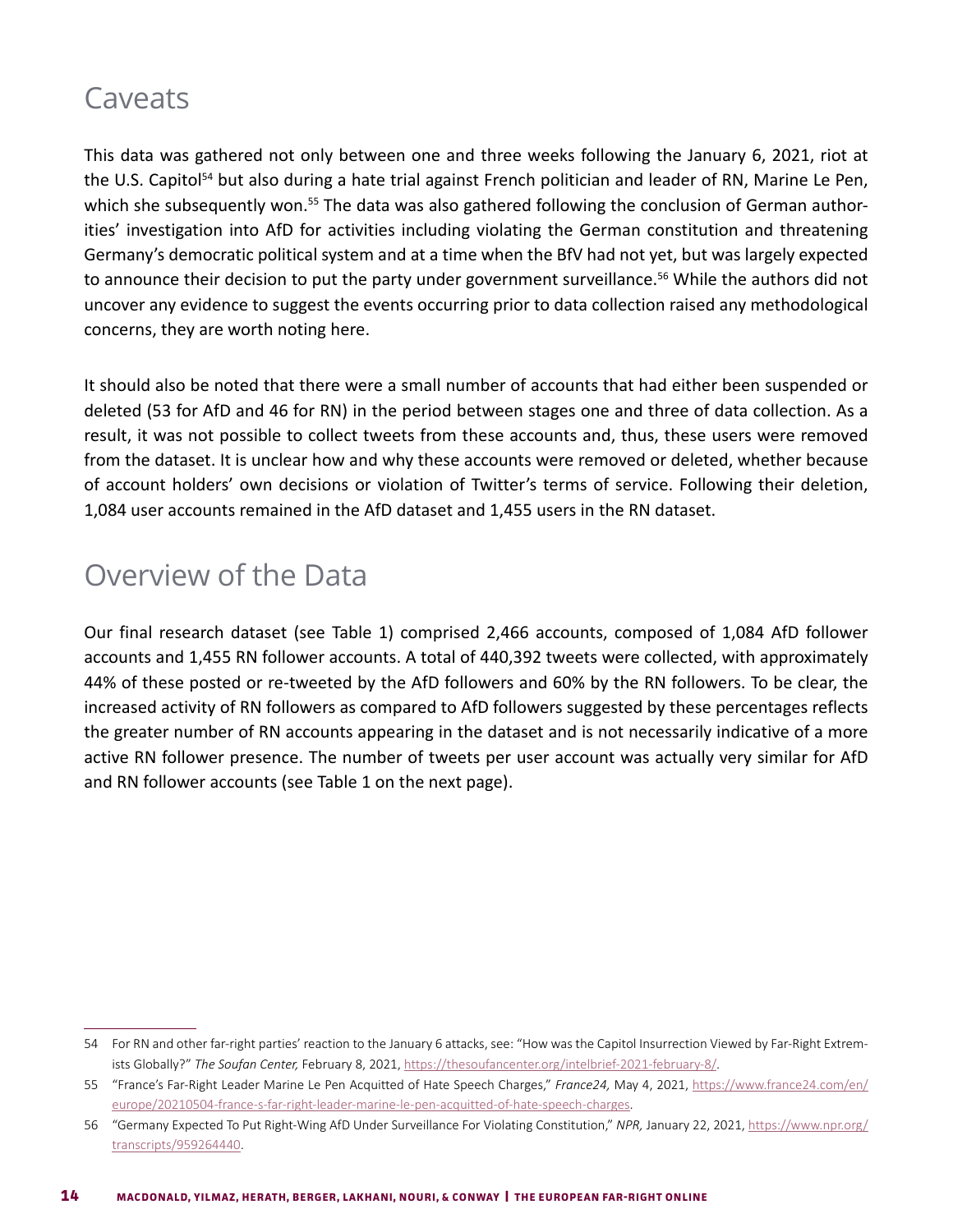## Caveats

This data was gathered not only between one and three weeks following the January 6, 2021, riot at the U.S. Capitol[54] but also during a hate trial against French politician and leader of RN, Marine Le Pen, which she subsequently won.[55] The data was also gathered following the conclusion of German authorities' investigation into AfD for activities including violating the German constitution and threatening Germany's democratic political system and at a time when the BfV had not yet, but was largely expected to announce their decision to put the party under government surveillance.[56] While the authors did not uncover any evidence to suggest the events occurring prior to data collection raised any methodological concerns, they are worth noting here.

It should also be noted that there were a small number of accounts that had either been suspended or deleted (53 for AfD and 46 for RN) in the period between stages one and three of data collection. As a result, it was not possible to collect tweets from these accounts and, thus, these users were removed from the dataset. It is unclear how and why these accounts were removed or deleted, whether because of account holders' own decisions or violation of Twitter's terms of service. Following their deletion, 1,084 user accounts remained in the AfD dataset and 1,455 users in the RN dataset.

## Overview of the Data

Our final research dataset (see Table 1) comprised 2,466 accounts, composed of 1,084 AfD follower accounts and 1,455 RN follower accounts. A total of 440,392 tweets were collected, with approximately 44% of these posted or re-tweeted by the AfD followers and 60% by the RN followers. To be clear, the increased activity of RN followers as compared to AfD followers suggested by these percentages reflects the greater number of RN accounts appearing in the dataset and is not necessarily indicative of a more active RN follower presence. The number of tweets per user account was actually very similar for AfD and RN follower accounts (see Table 1 on the next page).

---

54 For RN and other far-right parties' reaction to the January 6 attacks, see: "How was the Capitol Insurrection Viewed by Far-Right Extremists Globally?" *The Soufan Center,* February 8, 2021, https://thesoufancenter.org/intelbrief-2021-february-8/.

55 "France's Far-Right Leader Marine Le Pen Acquitted of Hate Speech Charges," *France24,* May 4, 2021, https://www.france24.com/en/europe/20210504-france-s-far-right-leader-marine-le-pen-acquitted-of-hate-speech-charges.

56 "Germany Expected To Put Right-Wing AfD Under Surveillance For Violating Constitution," *NPR,* January 22, 2021, https://www.npr.org/transcripts/959264440.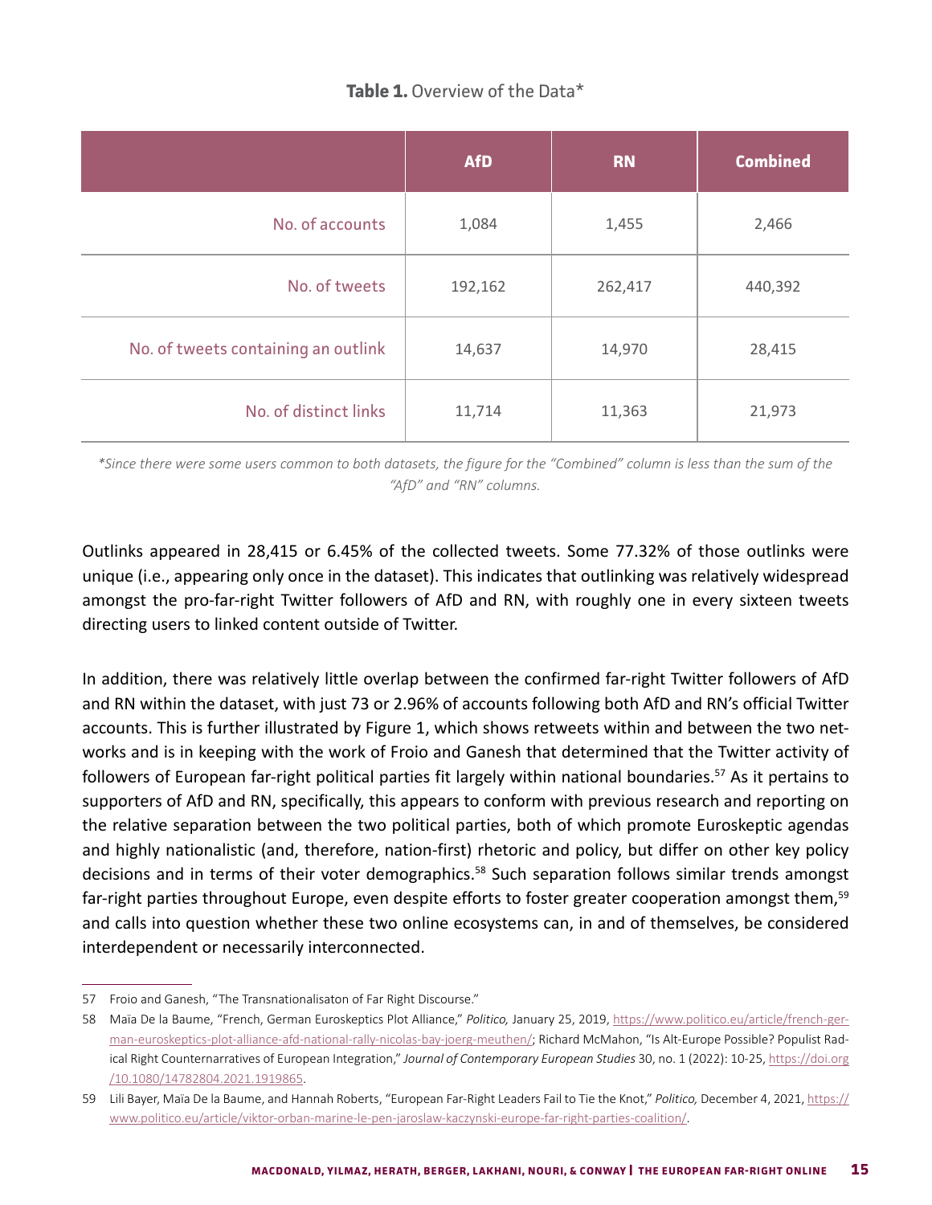**Table 1.** Overview of the Data*

| | AfD | RN | Combined |
|---|---|---|---|
| No. of accounts | 1,084 | 1,455 | 2,466 |
| No. of tweets | 192,162 | 262,417 | 440,392 |
| No. of tweets containing an outlink | 14,637 | 14,970 | 28,415 |
| No. of distinct links | 11,714 | 11,363 | 21,973 |

*\*Since there were some users common to both datasets, the figure for the "Combined" column is less than the sum of the "AfD" and "RN" columns.*

Outlinks appeared in 28,415 or 6.45% of the collected tweets. Some 77.32% of those outlinks were unique (i.e., appearing only once in the dataset). This indicates that outlinking was relatively widespread amongst the pro-far-right Twitter followers of AfD and RN, with roughly one in every sixteen tweets directing users to linked content outside of Twitter.

In addition, there was relatively little overlap between the confirmed far-right Twitter followers of AfD and RN within the dataset, with just 73 or 2.96% of accounts following both AfD and RN's official Twitter accounts. This is further illustrated by Figure 1, which shows retweets within and between the two networks and is in keeping with the work of Froio and Ganesh that determined that the Twitter activity of followers of European far-right political parties fit largely within national boundaries.[57] As it pertains to supporters of AfD and RN, specifically, this appears to conform with previous research and reporting on the relative separation between the two political parties, both of which promote Euroskeptic agendas and highly nationalistic (and, therefore, nation-first) rhetoric and policy, but differ on other key policy decisions and in terms of their voter demographics.[58] Such separation follows similar trends amongst far-right parties throughout Europe, even despite efforts to foster greater cooperation amongst them,[59] and calls into question whether these two online ecosystems can, in and of themselves, be considered interdependent or necessarily interconnected.

57 Froio and Ganesh, "The Transnationalisaton of Far Right Discourse."

58 Maïa De la Baume, "French, German Euroskeptics Plot Alliance," *Politico,* January 25, 2019, https://www.politico.eu/article/french-german-euroskeptics-plot-alliance-afd-national-rally-nicolas-bay-joerg-meuthen/; Richard McMahon, "Is Alt-Europe Possible? Populist Radical Right Counternarratives of European Integration," *Journal of Contemporary European Studies* 30, no. 1 (2022): 10-25, https://doi.org/10.1080/14782804.2021.1919865.

59 Lili Bayer, Maïa De la Baume, and Hannah Roberts, "European Far-Right Leaders Fail to Tie the Knot," *Politico,* December 4, 2021, https://www.politico.eu/article/viktor-orban-marine-le-pen-jaroslaw-kaczynski-europe-far-right-parties-coalition/.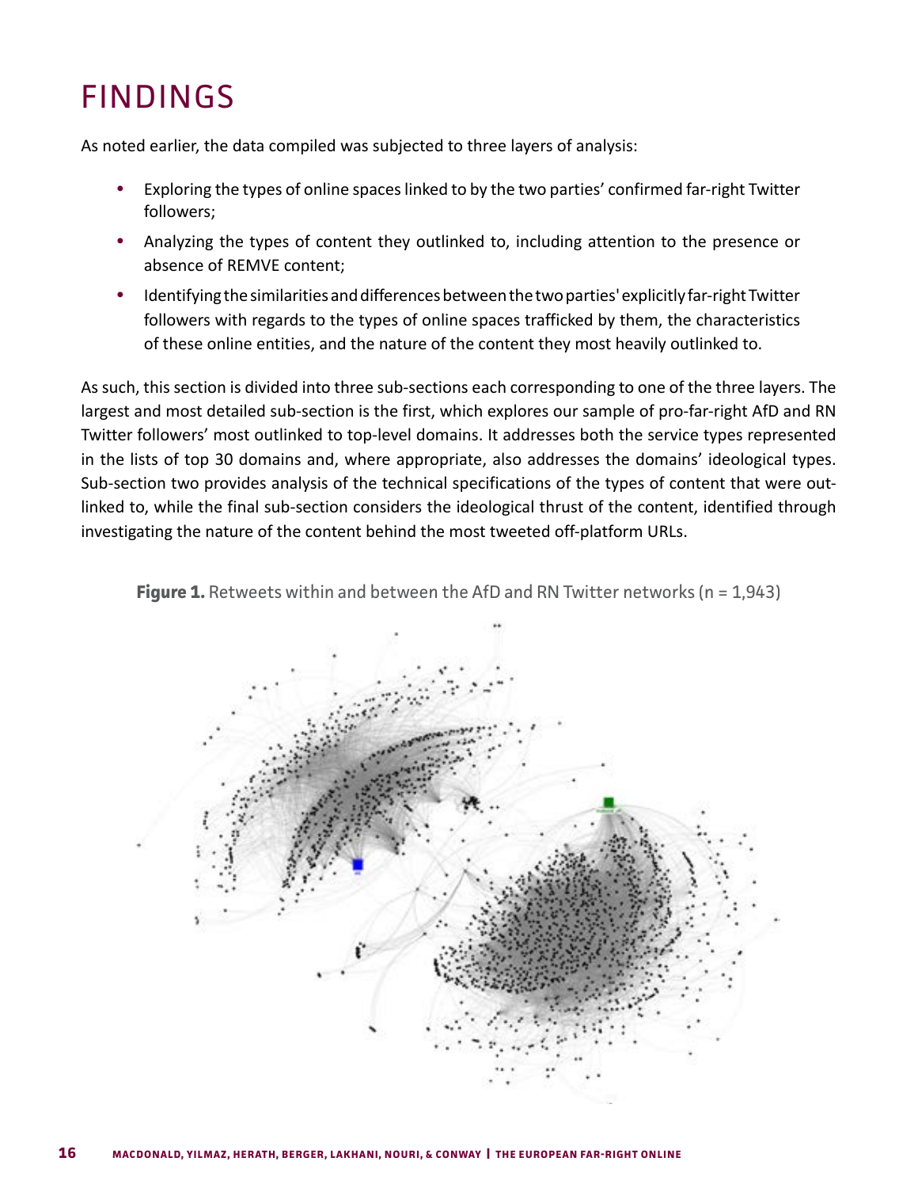# FINDINGS

As noted earlier, the data compiled was subjected to three layers of analysis:

- Exploring the types of online spaces linked to by the two parties' confirmed far-right Twitter followers;
- Analyzing the types of content they outlinked to, including attention to the presence or absence of REMVE content;
- Identifying the similarities and differences between the two parties' explicitly far-right Twitter followers with regards to the types of online spaces trafficked by them, the characteristics of these online entities, and the nature of the content they most heavily outlinked to.

As such, this section is divided into three sub-sections each corresponding to one of the three layers. The largest and most detailed sub-section is the first, which explores our sample of pro-far-right AfD and RN Twitter followers' most outlinked to top-level domains. It addresses both the service types represented in the lists of top 30 domains and, where appropriate, also addresses the domains' ideological types. Sub-section two provides analysis of the technical specifications of the types of content that were out-linked to, while the final sub-section considers the ideological thrust of the content, identified through investigating the nature of the content behind the most tweeted off-platform URLs.

**Figure 1.** Retweets within and between the AfD and RN Twitter networks (n = 1,943)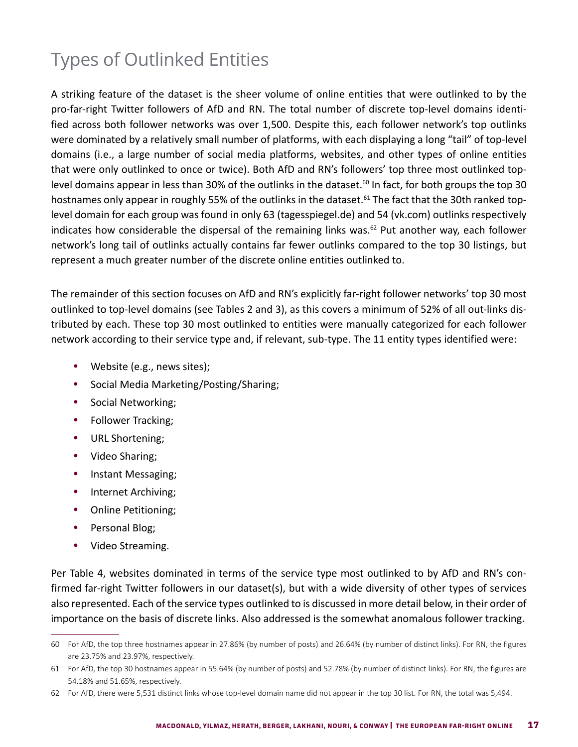## Types of Outlinked Entities

A striking feature of the dataset is the sheer volume of online entities that were outlinked to by the pro-far-right Twitter followers of AfD and RN. The total number of discrete top-level domains identified across both follower networks was over 1,500. Despite this, each follower network's top outlinks were dominated by a relatively small number of platforms, with each displaying a long "tail" of top-level domains (i.e., a large number of social media platforms, websites, and other types of online entities that were only outlinked to once or twice). Both AfD and RN's followers' top three most outlinked top-level domains appear in less than 30% of the outlinks in the dataset.[60] In fact, for both groups the top 30 hostnames only appear in roughly 55% of the outlinks in the dataset.[61] The fact that the 30th ranked top-level domain for each group was found in only 63 (tagesspiegel.de) and 54 (vk.com) outlinks respectively indicates how considerable the dispersal of the remaining links was.[62] Put another way, each follower network's long tail of outlinks actually contains far fewer outlinks compared to the top 30 listings, but represent a much greater number of the discrete online entities outlinked to.

The remainder of this section focuses on AfD and RN's explicitly far-right follower networks' top 30 most outlinked to top-level domains (see Tables 2 and 3), as this covers a minimum of 52% of all out-links distributed by each. These top 30 most outlinked to entities were manually categorized for each follower network according to their service type and, if relevant, sub-type. The 11 entity types identified were:

- Website (e.g., news sites);
- Social Media Marketing/Posting/Sharing;
- Social Networking;
- Follower Tracking;
- URL Shortening;
- Video Sharing;
- Instant Messaging;
- Internet Archiving;
- Online Petitioning;
- Personal Blog;
- Video Streaming.

Per Table 4, websites dominated in terms of the service type most outlinked to by AfD and RN's confirmed far-right Twitter followers in our dataset(s), but with a wide diversity of other types of services also represented. Each of the service types outlinked to is discussed in more detail below, in their order of importance on the basis of discrete links. Also addressed is the somewhat anomalous follower tracking.

---

60 For AfD, the top three hostnames appear in 27.86% (by number of posts) and 26.64% (by number of distinct links). For RN, the figures are 23.75% and 23.97%, respectively.

61 For AfD, the top 30 hostnames appear in 55.64% (by number of posts) and 52.78% (by number of distinct links). For RN, the figures are 54.18% and 51.65%, respectively.

62 For AfD, there were 5,531 distinct links whose top-level domain name did not appear in the top 30 list. For RN, the total was 5,494.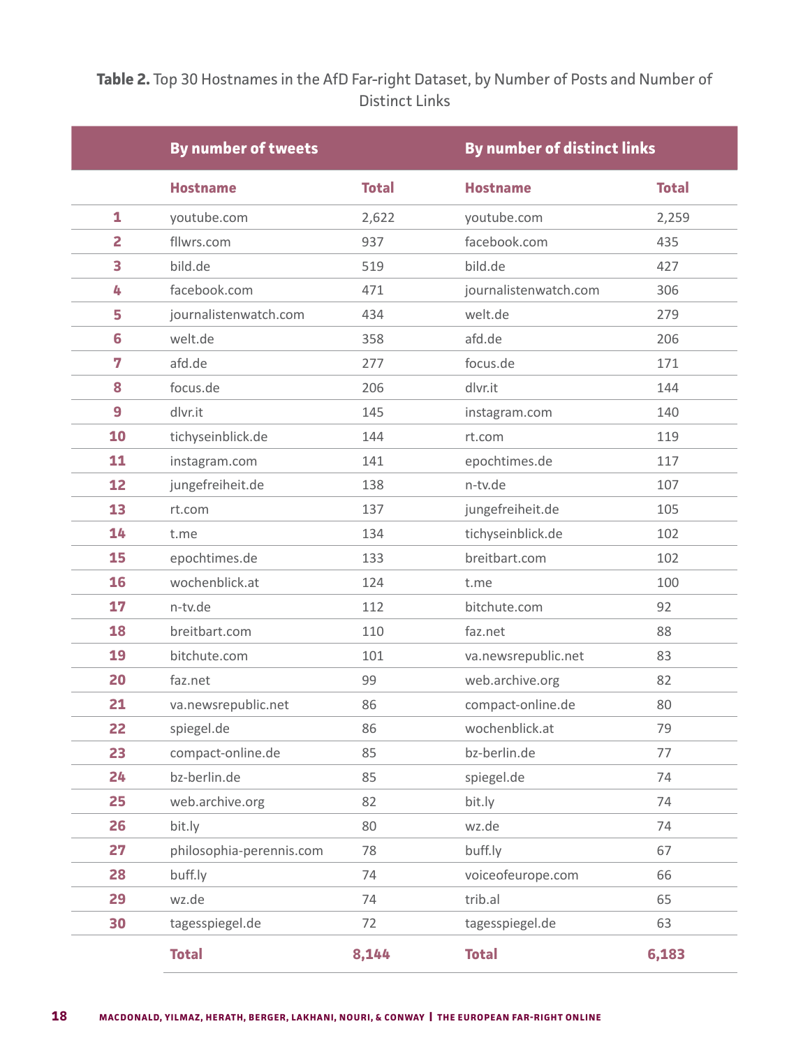**Table 2.** Top 30 Hostnames in the AfD Far-right Dataset, by Number of Posts and Number of Distinct Links

| | By number of tweets | | By number of distinct links | |
|---|---|---|---|---|
| | **Hostname** | **Total** | **Hostname** | **Total** |
| **1** | youtube.com | 2,622 | youtube.com | 2,259 |
| **2** | fllwrs.com | 937 | facebook.com | 435 |
| **3** | bild.de | 519 | bild.de | 427 |
| **4** | facebook.com | 471 | journalistenwatch.com | 306 |
| **5** | journalistenwatch.com | 434 | welt.de | 279 |
| **6** | welt.de | 358 | afd.de | 206 |
| **7** | afd.de | 277 | focus.de | 171 |
| **8** | focus.de | 206 | dlvr.it | 144 |
| **9** | dlvr.it | 145 | instagram.com | 140 |
| **10** | tichyseinblick.de | 144 | rt.com | 119 |
| **11** | instagram.com | 141 | epochtimes.de | 117 |
| **12** | jungefreiheit.de | 138 | n-tv.de | 107 |
| **13** | rt.com | 137 | jungefreiheit.de | 105 |
| **14** | t.me | 134 | tichyseinblick.de | 102 |
| **15** | epochtimes.de | 133 | breitbart.com | 102 |
| **16** | wochenblick.at | 124 | t.me | 100 |
| **17** | n-tv.de | 112 | bitchute.com | 92 |
| **18** | breitbart.com | 110 | faz.net | 88 |
| **19** | bitchute.com | 101 | va.newsrepublic.net | 83 |
| **20** | faz.net | 99 | web.archive.org | 82 |
| **21** | va.newsrepublic.net | 86 | compact-online.de | 80 |
| **22** | spiegel.de | 86 | wochenblick.at | 79 |
| **23** | compact-online.de | 85 | bz-berlin.de | 77 |
| **24** | bz-berlin.de | 85 | spiegel.de | 74 |
| **25** | web.archive.org | 82 | bit.ly | 74 |
| **26** | bit.ly | 80 | wz.de | 74 |
| **27** | philosophia-perennis.com | 78 | buff.ly | 67 |
| **28** | buff.ly | 74 | voiceofeurope.com | 66 |
| **29** | wz.de | 74 | trib.al | 65 |
| **30** | tagesspiegel.de | 72 | tagesspiegel.de | 63 |
| | **Total** | **8,144** | **Total** | **6,183** |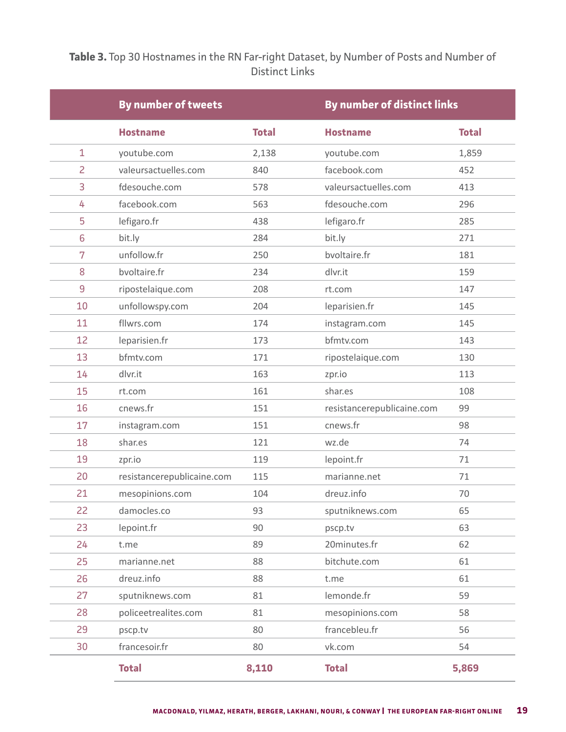**Table 3.** Top 30 Hostnames in the RN Far-right Dataset, by Number of Posts and Number of Distinct Links

| | By number of tweets | | By number of distinct links | |
|---|---|---|---|---|
| | **Hostname** | **Total** | **Hostname** | **Total** |
| 1 | youtube.com | 2,138 | youtube.com | 1,859 |
| 2 | valeursactuelles.com | 840 | facebook.com | 452 |
| 3 | fdesouche.com | 578 | valeursactuelles.com | 413 |
| 4 | facebook.com | 563 | fdesouche.com | 296 |
| 5 | lefigaro.fr | 438 | lefigaro.fr | 285 |
| 6 | bit.ly | 284 | bit.ly | 271 |
| 7 | unfollow.fr | 250 | bvoltaire.fr | 181 |
| 8 | bvoltaire.fr | 234 | dlvr.it | 159 |
| 9 | ripostelaique.com | 208 | rt.com | 147 |
| 10 | unfollowspy.com | 204 | leparisien.fr | 145 |
| 11 | fllwrs.com | 174 | instagram.com | 145 |
| 12 | leparisien.fr | 173 | bfmtv.com | 143 |
| 13 | bfmtv.com | 171 | ripostelaique.com | 130 |
| 14 | dlvr.it | 163 | zpr.io | 113 |
| 15 | rt.com | 161 | shar.es | 108 |
| 16 | cnews.fr | 151 | resistancerepublicaine.com | 99 |
| 17 | instagram.com | 151 | cnews.fr | 98 |
| 18 | shar.es | 121 | wz.de | 74 |
| 19 | zpr.io | 119 | lepoint.fr | 71 |
| 20 | resistancerepublicaine.com | 115 | marianne.net | 71 |
| 21 | mesopinions.com | 104 | dreuz.info | 70 |
| 22 | damocles.co | 93 | sputniknews.com | 65 |
| 23 | lepoint.fr | 90 | pscp.tv | 63 |
| 24 | t.me | 89 | 20minutes.fr | 62 |
| 25 | marianne.net | 88 | bitchute.com | 61 |
| 26 | dreuz.info | 88 | t.me | 61 |
| 27 | sputniknews.com | 81 | lemonde.fr | 59 |
| 28 | policeetrealites.com | 81 | mesopinions.com | 58 |
| 29 | pscp.tv | 80 | francebleu.fr | 56 |
| 30 | francesoir.fr | 80 | vk.com | 54 |
| | **Total** | **8,110** | **Total** | **5,869** |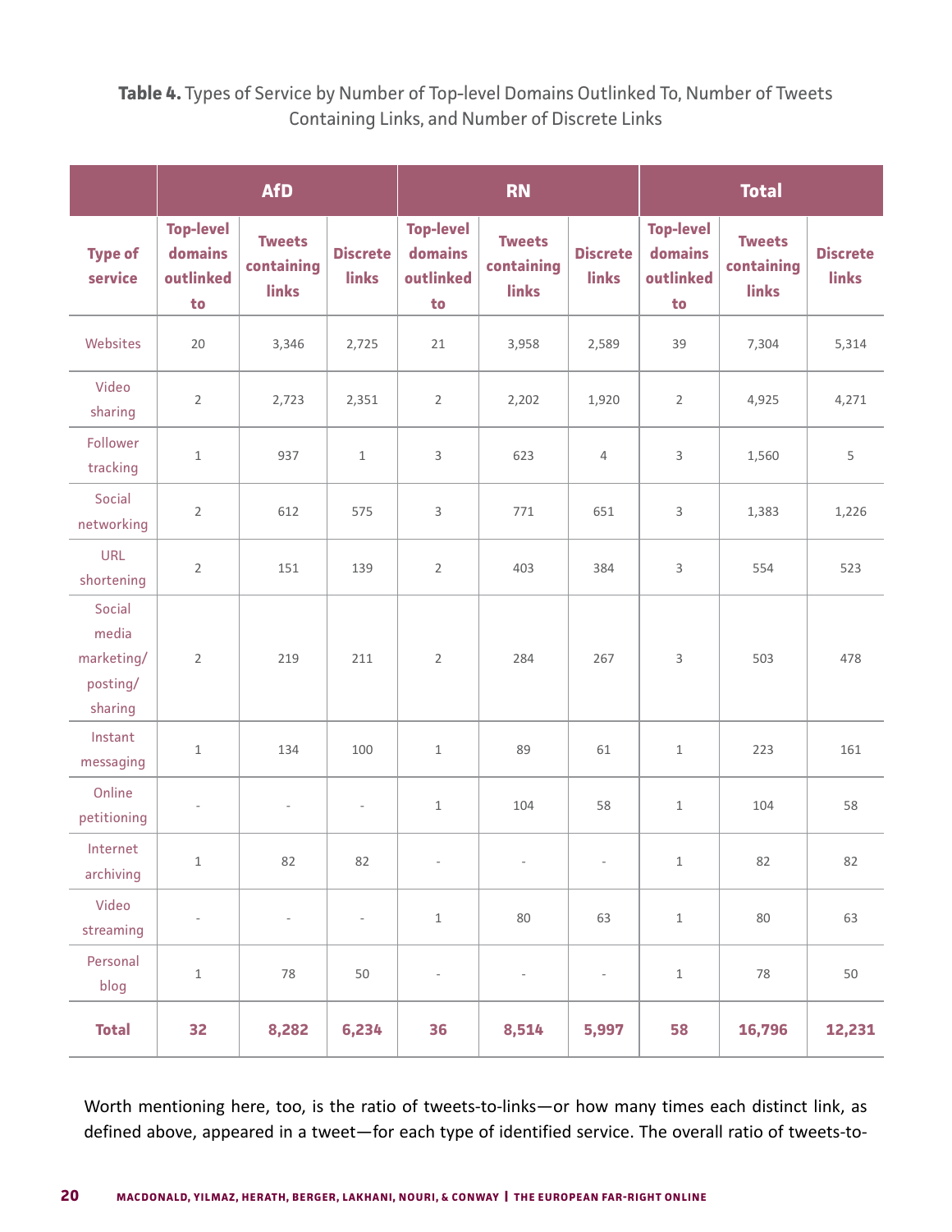**Table 4.** Types of Service by Number of Top-level Domains Outlinked To, Number of Tweets Containing Links, and Number of Discrete Links

| | AfD | | | RN | | | Total | | |
|---|---|---|---|---|---|---|---|---|---|
| Type of service | Top-level domains outlinked to | Tweets containing links | Discrete links | Top-level domains outlinked to | Tweets containing links | Discrete links | Top-level domains outlinked to | Tweets containing links | Discrete links |
| Websites | 20 | 3,346 | 2,725 | 21 | 3,958 | 2,589 | 39 | 7,304 | 5,314 |
| Video sharing | 2 | 2,723 | 2,351 | 2 | 2,202 | 1,920 | 2 | 4,925 | 4,271 |
| Follower tracking | 1 | 937 | 1 | 3 | 623 | 4 | 3 | 1,560 | 5 |
| Social networking | 2 | 612 | 575 | 3 | 771 | 651 | 3 | 1,383 | 1,226 |
| URL shortening | 2 | 151 | 139 | 2 | 403 | 384 | 3 | 554 | 523 |
| Social media marketing/ posting/ sharing | 2 | 219 | 211 | 2 | 284 | 267 | 3 | 503 | 478 |
| Instant messaging | 1 | 134 | 100 | 1 | 89 | 61 | 1 | 223 | 161 |
| Online petitioning | - | - | - | 1 | 104 | 58 | 1 | 104 | 58 |
| Internet archiving | 1 | 82 | 82 | - | - | - | 1 | 82 | 82 |
| Video streaming | - | - | - | 1 | 80 | 63 | 1 | 80 | 63 |
| Personal blog | 1 | 78 | 50 | - | - | - | 1 | 78 | 50 |
| **Total** | **32** | **8,282** | **6,234** | **36** | **8,514** | **5,997** | **58** | **16,796** | **12,231** |

Worth mentioning here, too, is the ratio of tweets-to-links—or how many times each distinct link, as defined above, appeared in a tweet—for each type of identified service. The overall ratio of tweets-to-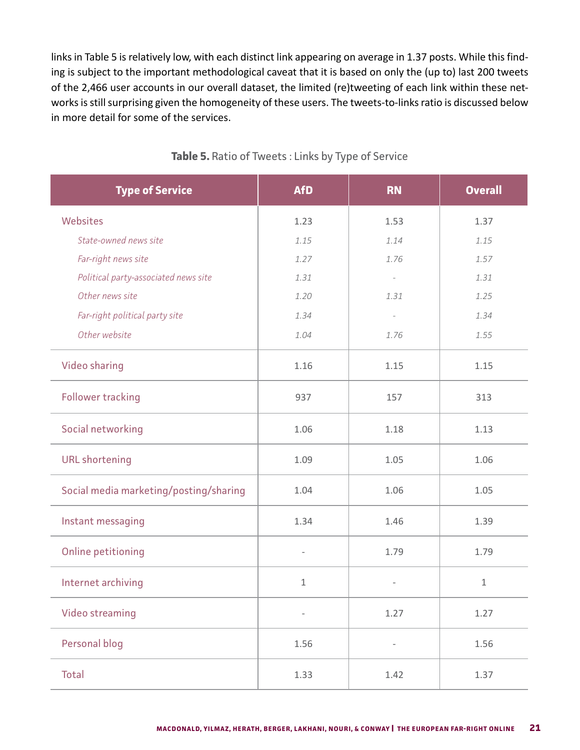links in Table 5 is relatively low, with each distinct link appearing on average in 1.37 posts. While this finding is subject to the important methodological caveat that it is based on only the (up to) last 200 tweets of the 2,466 user accounts in our overall dataset, the limited (re)tweeting of each link within these networks is still surprising given the homogeneity of these users. The tweets-to-links ratio is discussed below in more detail for some of the services.

**Table 5.** Ratio of Tweets : Links by Type of Service

| Type of Service | AfD | RN | Overall |
|---|---|---|---|
| Websites | 1.23 | 1.53 | 1.37 |
| *State-owned news site* | *1.15* | *1.14* | *1.15* |
| *Far-right news site* | *1.27* | *1.76* | *1.57* |
| *Political party-associated news site* | *1.31* | *-* | *1.31* |
| *Other news site* | *1.20* | *1.31* | *1.25* |
| *Far-right political party site* | *1.34* | *-* | *1.34* |
| *Other website* | *1.04* | *1.76* | *1.55* |
| Video sharing | 1.16 | 1.15 | 1.15 |
| Follower tracking | 937 | 157 | 313 |
| Social networking | 1.06 | 1.18 | 1.13 |
| URL shortening | 1.09 | 1.05 | 1.06 |
| Social media marketing/posting/sharing | 1.04 | 1.06 | 1.05 |
| Instant messaging | 1.34 | 1.46 | 1.39 |
| Online petitioning | - | 1.79 | 1.79 |
| Internet archiving | 1 | - | 1 |
| Video streaming | - | 1.27 | 1.27 |
| Personal blog | 1.56 | - | 1.56 |
| Total | 1.33 | 1.42 | 1.37 |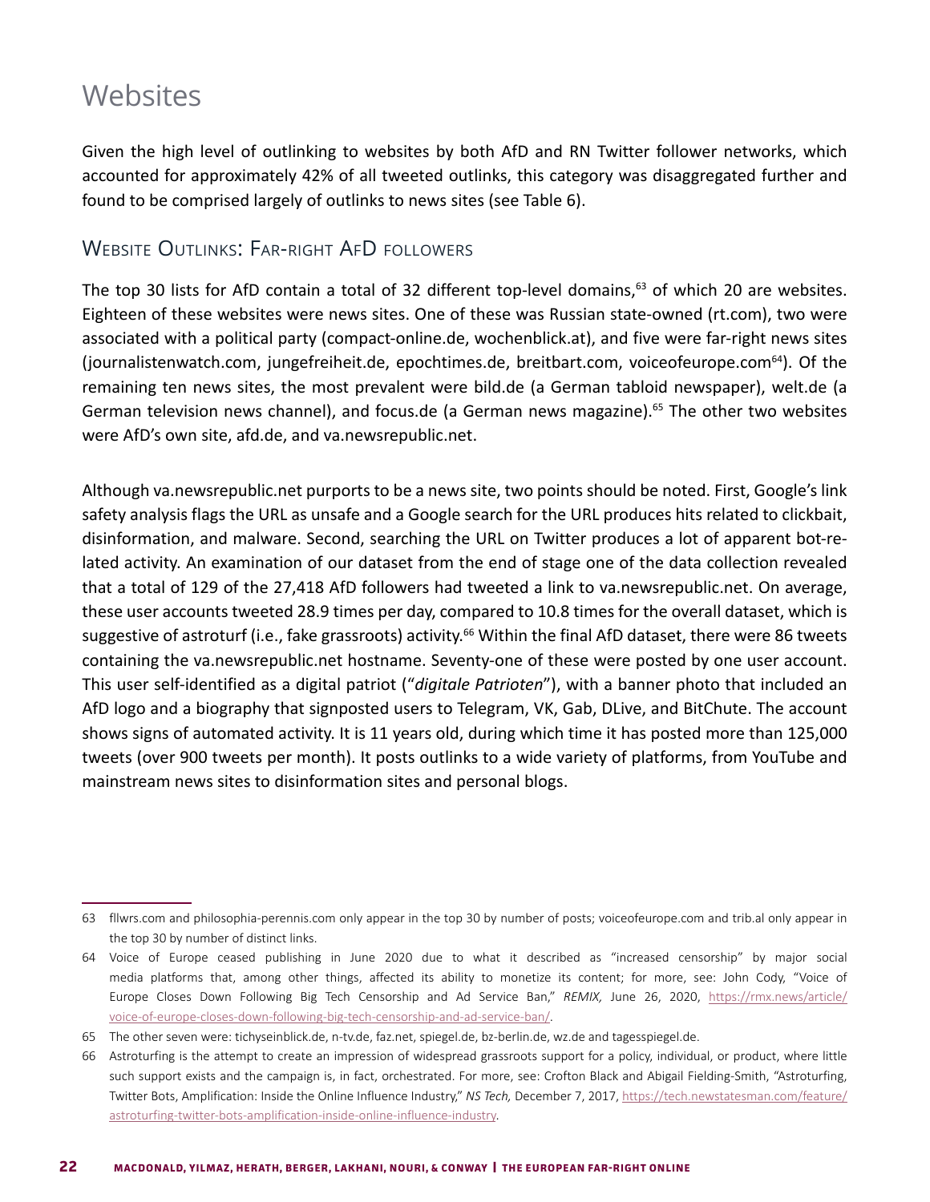## Websites

Given the high level of outlinking to websites by both AfD and RN Twitter follower networks, which accounted for approximately 42% of all tweeted outlinks, this category was disaggregated further and found to be comprised largely of outlinks to news sites (see Table 6).

### Website Outlinks: Far-right AfD followers

The top 30 lists for AfD contain a total of 32 different top-level domains,[63] of which 20 are websites. Eighteen of these websites were news sites. One of these was Russian state-owned (rt.com), two were associated with a political party (compact-online.de, wochenblick.at), and five were far-right news sites (journalistenwatch.com, jungefreiheit.de, epochtimes.de, breitbart.com, voiceofeurope.com[64]). Of the remaining ten news sites, the most prevalent were bild.de (a German tabloid newspaper), welt.de (a German television news channel), and focus.de (a German news magazine).[65] The other two websites were AfD's own site, afd.de, and va.newsrepublic.net.

Although va.newsrepublic.net purports to be a news site, two points should be noted. First, Google's link safety analysis flags the URL as unsafe and a Google search for the URL produces hits related to clickbait, disinformation, and malware. Second, searching the URL on Twitter produces a lot of apparent bot-related activity. An examination of our dataset from the end of stage one of the data collection revealed that a total of 129 of the 27,418 AfD followers had tweeted a link to va.newsrepublic.net. On average, these user accounts tweeted 28.9 times per day, compared to 10.8 times for the overall dataset, which is suggestive of astroturf (i.e., fake grassroots) activity.[66] Within the final AfD dataset, there were 86 tweets containing the va.newsrepublic.net hostname. Seventy-one of these were posted by one user account. This user self-identified as a digital patriot ("*digitale Patrioten*"), with a banner photo that included an AfD logo and a biography that signposted users to Telegram, VK, Gab, DLive, and BitChute. The account shows signs of automated activity. It is 11 years old, during which time it has posted more than 125,000 tweets (over 900 tweets per month). It posts outlinks to a wide variety of platforms, from YouTube and mainstream news sites to disinformation sites and personal blogs.

---

63 fllwrs.com and philosophia-perennis.com only appear in the top 30 by number of posts; voiceofeurope.com and trib.al only appear in the top 30 by number of distinct links.

64 Voice of Europe ceased publishing in June 2020 due to what it described as "increased censorship" by major social media platforms that, among other things, affected its ability to monetize its content; for more, see: John Cody, "Voice of Europe Closes Down Following Big Tech Censorship and Ad Service Ban," *REMIX,* June 26, 2020, https://rmx.news/article/voice-of-europe-closes-down-following-big-tech-censorship-and-ad-service-ban/.

65 The other seven were: tichyseinblick.de, n-tv.de, faz.net, spiegel.de, bz-berlin.de, wz.de and tagesspiegel.de.

66 Astroturfing is the attempt to create an impression of widespread grassroots support for a policy, individual, or product, where little such support exists and the campaign is, in fact, orchestrated. For more, see: Crofton Black and Abigail Fielding-Smith, "Astroturfing, Twitter Bots, Amplification: Inside the Online Influence Industry," *NS Tech,* December 7, 2017, https://tech.newstatesman.com/feature/astroturfing-twitter-bots-amplification-inside-online-influence-industry.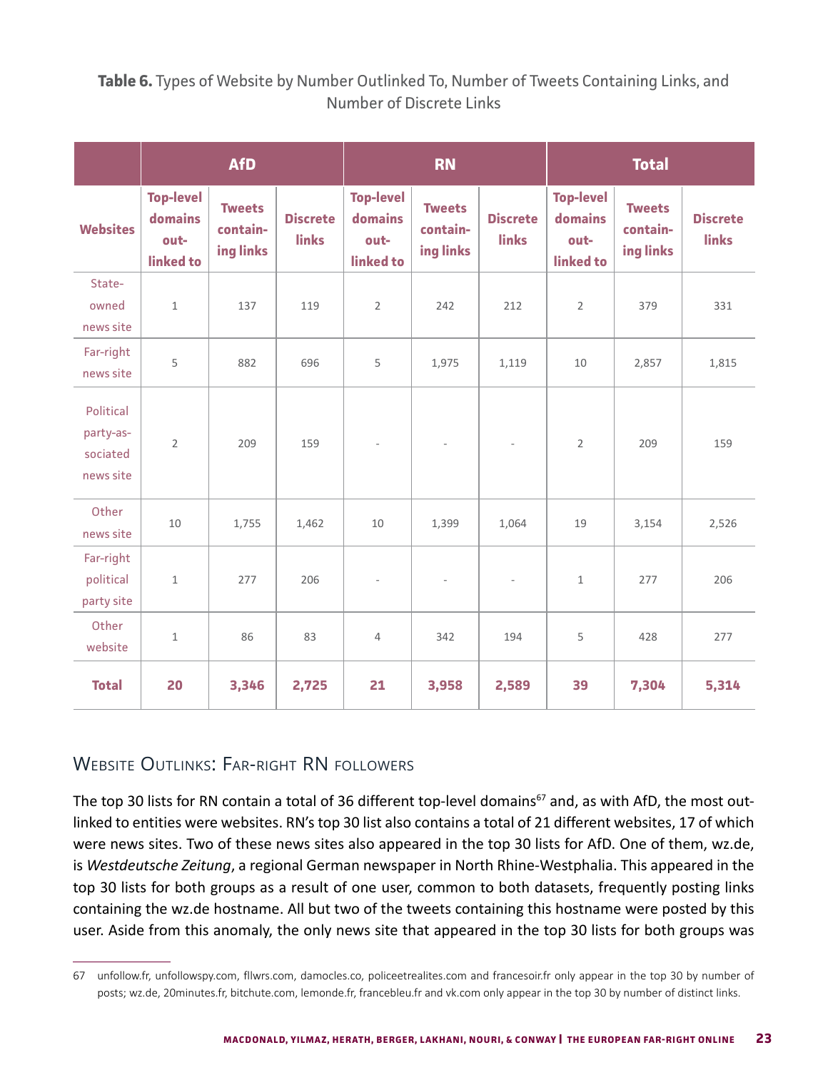**Table 6.** Types of Website by Number Outlinked To, Number of Tweets Containing Links, and Number of Discrete Links

| | AfD | | | RN | | | Total | | |
|---|---|---|---|---|---|---|---|---|---|
| **Websites** | **Top-level domains out-linked to** | **Tweets containing links** | **Discrete links** | **Top-level domains out-linked to** | **Tweets containing links** | **Discrete links** | **Top-level domains out-linked to** | **Tweets containing links** | **Discrete links** |
| State-owned news site | 1 | 137 | 119 | 2 | 242 | 212 | 2 | 379 | 331 |
| Far-right news site | 5 | 882 | 696 | 5 | 1,975 | 1,119 | 10 | 2,857 | 1,815 |
| Political party-associated news site | 2 | 209 | 159 | - | - | - | 2 | 209 | 159 |
| Other news site | 10 | 1,755 | 1,462 | 10 | 1,399 | 1,064 | 19 | 3,154 | 2,526 |
| Far-right political party site | 1 | 277 | 206 | - | - | - | 1 | 277 | 206 |
| Other website | 1 | 86 | 83 | 4 | 342 | 194 | 5 | 428 | 277 |
| **Total** | **20** | **3,346** | **2,725** | **21** | **3,958** | **2,589** | **39** | **7,304** | **5,314** |

## Website Outlinks: Far-right RN followers

The top 30 lists for RN contain a total of 36 different top-level domains[67] and, as with AfD, the most outlinked to entities were websites. RN's top 30 list also contains a total of 21 different websites, 17 of which were news sites. Two of these news sites also appeared in the top 30 lists for AfD. One of them, wz.de, is *Westdeutsche Zeitung*, a regional German newspaper in North Rhine-Westphalia. This appeared in the top 30 lists for both groups as a result of one user, common to both datasets, frequently posting links containing the wz.de hostname. All but two of the tweets containing this hostname were posted by this user. Aside from this anomaly, the only news site that appeared in the top 30 lists for both groups was

67 unfollow.fr, unfollowspy.com, fllwrs.com, damocles.co, policeetrealites.com and francesoir.fr only appear in the top 30 by number of posts; wz.de, 20minutes.fr, bitchute.com, lemonde.fr, francebleu.fr and vk.com only appear in the top 30 by number of distinct links.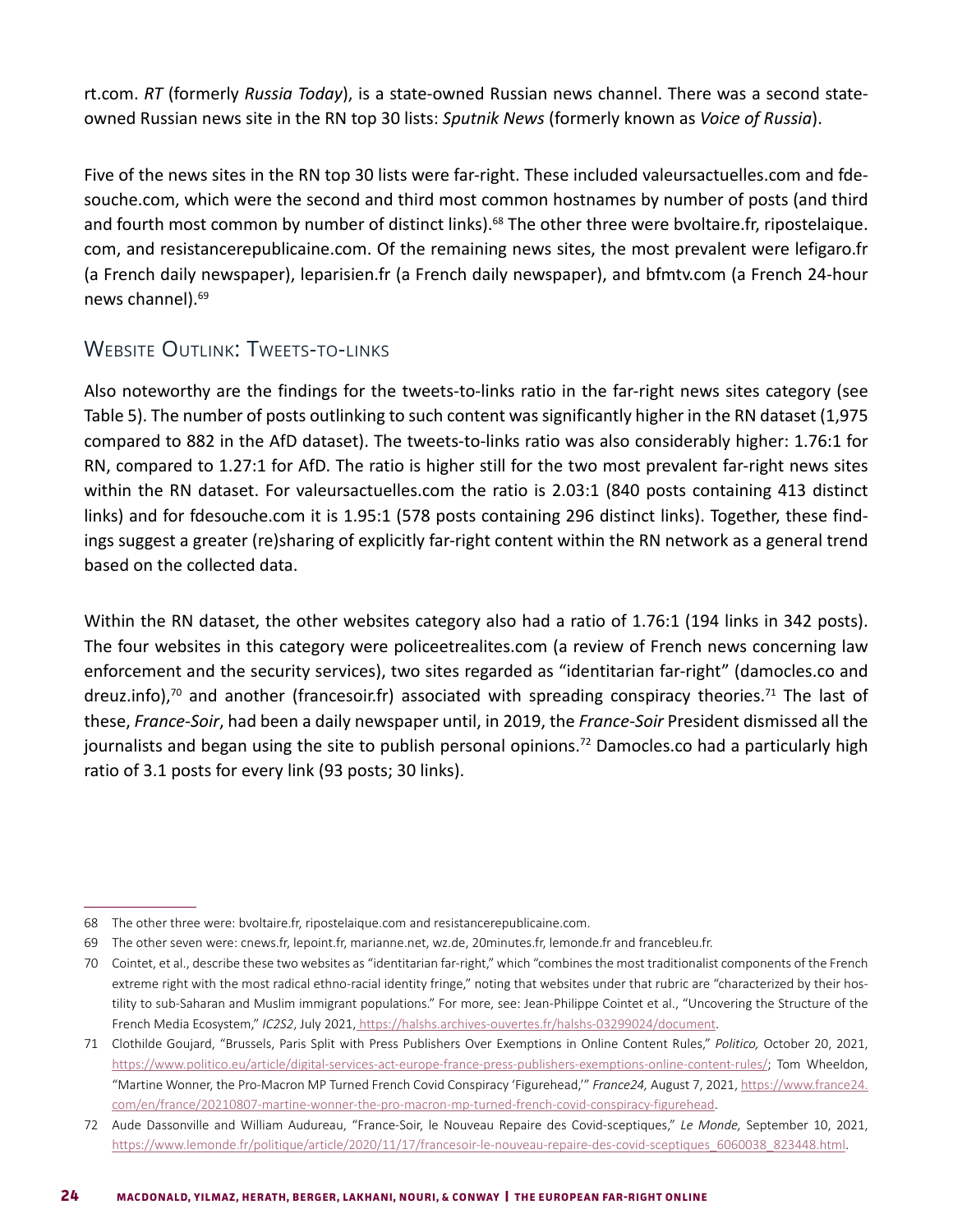rt.com. *RT* (formerly *Russia Today*), is a state-owned Russian news channel. There was a second state-owned Russian news site in the RN top 30 lists: *Sputnik News* (formerly known as *Voice of Russia*).

Five of the news sites in the RN top 30 lists were far-right. These included valeursactuelles.com and fdesouche.com, which were the second and third most common hostnames by number of posts (and third and fourth most common by number of distinct links).[68] The other three were bvoltaire.fr, ripostelaique.com, and resistancerepublicaine.com. Of the remaining news sites, the most prevalent were lefigaro.fr (a French daily newspaper), leparisien.fr (a French daily newspaper), and bfmtv.com (a French 24-hour news channel).[69]

## Website Outlink: Tweets-to-links

Also noteworthy are the findings for the tweets-to-links ratio in the far-right news sites category (see Table 5). The number of posts outlinking to such content was significantly higher in the RN dataset (1,975 compared to 882 in the AfD dataset). The tweets-to-links ratio was also considerably higher: 1.76:1 for RN, compared to 1.27:1 for AfD. The ratio is higher still for the two most prevalent far-right news sites within the RN dataset. For valeursactuelles.com the ratio is 2.03:1 (840 posts containing 413 distinct links) and for fdesouche.com it is 1.95:1 (578 posts containing 296 distinct links). Together, these findings suggest a greater (re)sharing of explicitly far-right content within the RN network as a general trend based on the collected data.

Within the RN dataset, the other websites category also had a ratio of 1.76:1 (194 links in 342 posts). The four websites in this category were policeetrealites.com (a review of French news concerning law enforcement and the security services), two sites regarded as "identitarian far-right" (damocles.co and dreuz.info),[70] and another (francesoir.fr) associated with spreading conspiracy theories.[71] The last of these, *France-Soir*, had been a daily newspaper until, in 2019, the *France-Soir* President dismissed all the journalists and began using the site to publish personal opinions.[72] Damocles.co had a particularly high ratio of 3.1 posts for every link (93 posts; 30 links).

---

68 The other three were: bvoltaire.fr, ripostelaique.com and resistancerepublicaine.com.

69 The other seven were: cnews.fr, lepoint.fr, marianne.net, wz.de, 20minutes.fr, lemonde.fr and francebleu.fr.

70 Cointet, et al., describe these two websites as "identitarian far-right," which "combines the most traditionalist components of the French extreme right with the most radical ethno-racial identity fringe," noting that websites under that rubric are "characterized by their hostility to sub-Saharan and Muslim immigrant populations." For more, see: Jean-Philippe Cointet et al., "Uncovering the Structure of the French Media Ecosystem," *IC2S2*, July 2021, https://halshs.archives-ouvertes.fr/halshs-03299024/document.

71 Clothilde Goujard, "Brussels, Paris Split with Press Publishers Over Exemptions in Online Content Rules," *Politico,* October 20, 2021, https://www.politico.eu/article/digital-services-act-europe-france-press-publishers-exemptions-online-content-rules/; Tom Wheeldon, "Martine Wonner, the Pro-Macron MP Turned French Covid Conspiracy 'Figurehead,'" *France24,* August 7, 2021, https://www.france24.com/en/france/20210807-martine-wonner-the-pro-macron-mp-turned-french-covid-conspiracy-figurehead.

72 Aude Dassonville and William Audureau, "France-Soir, le Nouveau Repaire des Covid-sceptiques," *Le Monde,* September 10, 2021, https://www.lemonde.fr/politique/article/2020/11/17/francesoir-le-nouveau-repaire-des-covid-sceptiques_6060038_823448.html.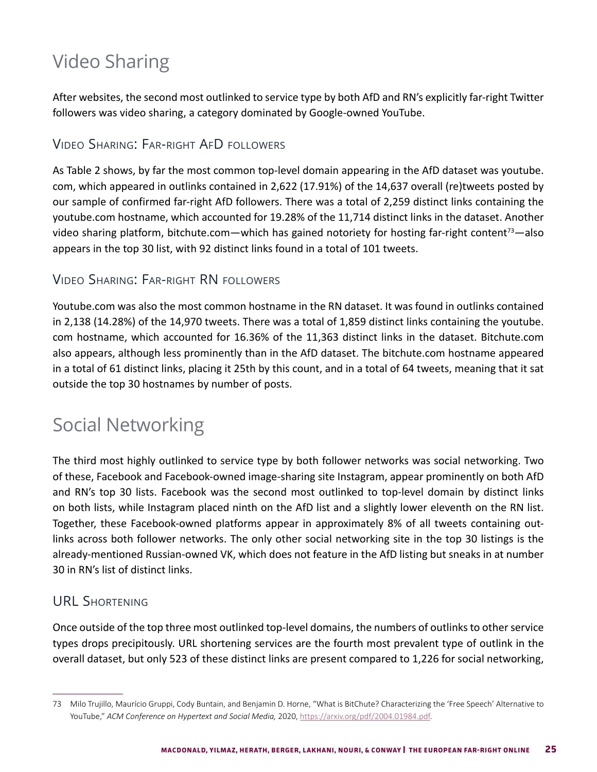## Video Sharing

After websites, the second most outlinked to service type by both AfD and RN's explicitly far-right Twitter followers was video sharing, a category dominated by Google-owned YouTube.

### Video Sharing: Far-right AfD followers

As Table 2 shows, by far the most common top-level domain appearing in the AfD dataset was youtube.com, which appeared in outlinks contained in 2,622 (17.91%) of the 14,637 overall (re)tweets posted by our sample of confirmed far-right AfD followers. There was a total of 2,259 distinct links containing the youtube.com hostname, which accounted for 19.28% of the 11,714 distinct links in the dataset. Another video sharing platform, bitchute.com—which has gained notoriety for hosting far-right content[73]—also appears in the top 30 list, with 92 distinct links found in a total of 101 tweets.

### Video Sharing: Far-right RN followers

Youtube.com was also the most common hostname in the RN dataset. It was found in outlinks contained in 2,138 (14.28%) of the 14,970 tweets. There was a total of 1,859 distinct links containing the youtube.com hostname, which accounted for 16.36% of the 11,363 distinct links in the dataset. Bitchute.com also appears, although less prominently than in the AfD dataset. The bitchute.com hostname appeared in a total of 61 distinct links, placing it 25th by this count, and in a total of 64 tweets, meaning that it sat outside the top 30 hostnames by number of posts.

## Social Networking

The third most highly outlinked to service type by both follower networks was social networking. Two of these, Facebook and Facebook-owned image-sharing site Instagram, appear prominently on both AfD and RN's top 30 lists. Facebook was the second most outlinked to top-level domain by distinct links on both lists, while Instagram placed ninth on the AfD list and a slightly lower eleventh on the RN list. Together, these Facebook-owned platforms appear in approximately 8% of all tweets containing outlinks across both follower networks. The only other social networking site in the top 30 listings is the already-mentioned Russian-owned VK, which does not feature in the AfD listing but sneaks in at number 30 in RN's list of distinct links.

### URL Shortening

Once outside of the top three most outlinked top-level domains, the numbers of outlinks to other service types drops precipitously. URL shortening services are the fourth most prevalent type of outlink in the overall dataset, but only 523 of these distinct links are present compared to 1,226 for social networking,

---

73 Milo Trujillo, Maurício Gruppi, Cody Buntain, and Benjamin D. Horne, "What is BitChute? Characterizing the 'Free Speech' Alternative to YouTube," *ACM Conference on Hypertext and Social Media,* 2020, https://arxiv.org/pdf/2004.01984.pdf.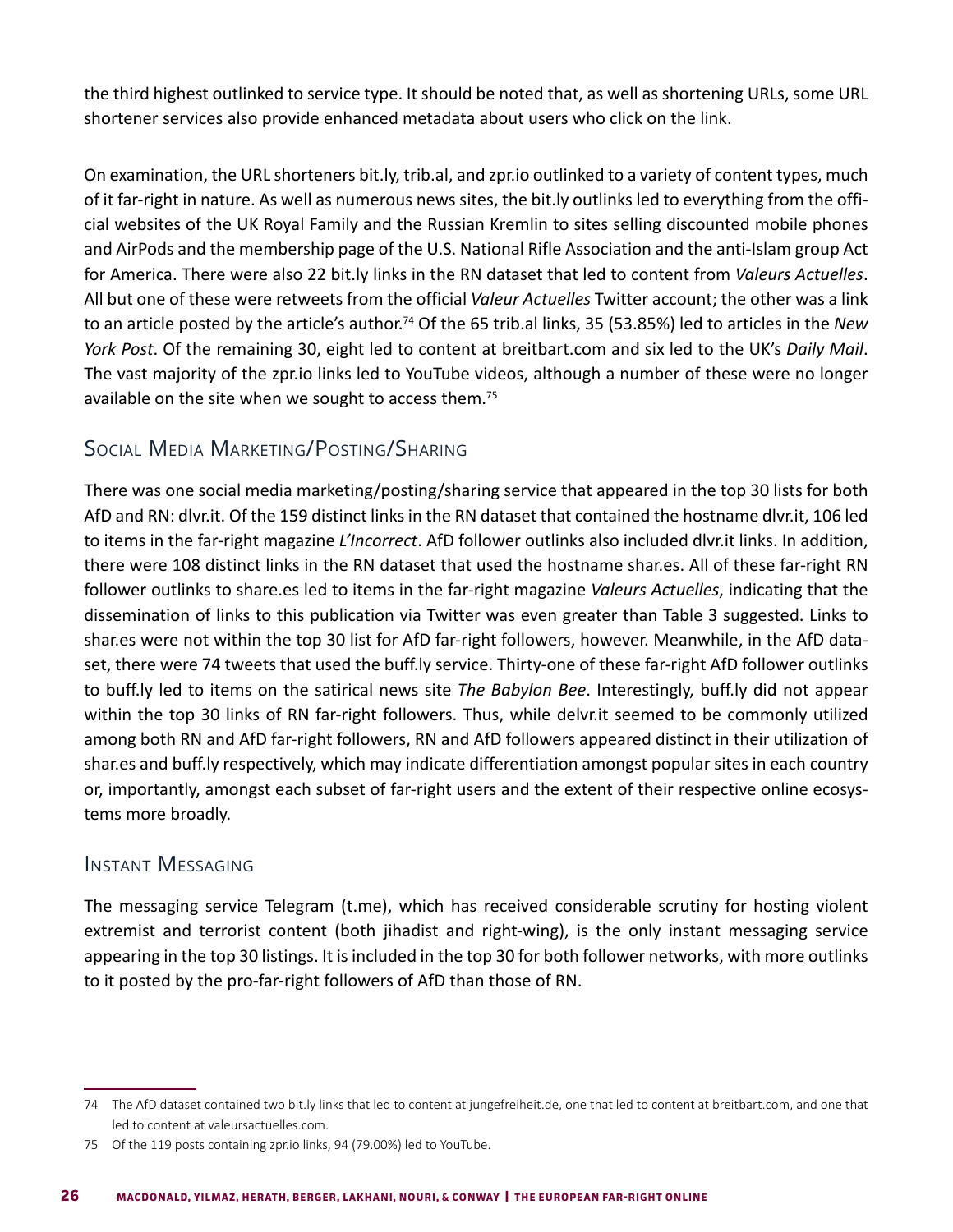the third highest outlinked to service type. It should be noted that, as well as shortening URLs, some URL shortener services also provide enhanced metadata about users who click on the link.

On examination, the URL shorteners bit.ly, trib.al, and zpr.io outlinked to a variety of content types, much of it far-right in nature. As well as numerous news sites, the bit.ly outlinks led to everything from the official websites of the UK Royal Family and the Russian Kremlin to sites selling discounted mobile phones and AirPods and the membership page of the U.S. National Rifle Association and the anti-Islam group Act for America. There were also 22 bit.ly links in the RN dataset that led to content from *Valeurs Actuelles*. All but one of these were retweets from the official *Valeur Actuelles* Twitter account; the other was a link to an article posted by the article's author.[74] Of the 65 trib.al links, 35 (53.85%) led to articles in the *New York Post*. Of the remaining 30, eight led to content at breitbart.com and six led to the UK's *Daily Mail*. The vast majority of the zpr.io links led to YouTube videos, although a number of these were no longer available on the site when we sought to access them.[75]

## Social Media Marketing/Posting/Sharing

There was one social media marketing/posting/sharing service that appeared in the top 30 lists for both AfD and RN: dlvr.it. Of the 159 distinct links in the RN dataset that contained the hostname dlvr.it, 106 led to items in the far-right magazine *L'Incorrect*. AfD follower outlinks also included dlvr.it links. In addition, there were 108 distinct links in the RN dataset that used the hostname shar.es. All of these far-right RN follower outlinks to share.es led to items in the far-right magazine *Valeurs Actuelles*, indicating that the dissemination of links to this publication via Twitter was even greater than Table 3 suggested. Links to shar.es were not within the top 30 list for AfD far-right followers, however. Meanwhile, in the AfD dataset, there were 74 tweets that used the buff.ly service. Thirty-one of these far-right AfD follower outlinks to buff.ly led to items on the satirical news site *The Babylon Bee*. Interestingly, buff.ly did not appear within the top 30 links of RN far-right followers. Thus, while delvr.it seemed to be commonly utilized among both RN and AfD far-right followers, RN and AfD followers appeared distinct in their utilization of shar.es and buff.ly respectively, which may indicate differentiation amongst popular sites in each country or, importantly, amongst each subset of far-right users and the extent of their respective online ecosystems more broadly.

## Instant Messaging

The messaging service Telegram (t.me), which has received considerable scrutiny for hosting violent extremist and terrorist content (both jihadist and right-wing), is the only instant messaging service appearing in the top 30 listings. It is included in the top 30 for both follower networks, with more outlinks to it posted by the pro-far-right followers of AfD than those of RN.

---

[74] The AfD dataset contained two bit.ly links that led to content at jungefreiheit.de, one that led to content at breitbart.com, and one that led to content at valeursactuelles.com.

[75] Of the 119 posts containing zpr.io links, 94 (79.00%) led to YouTube.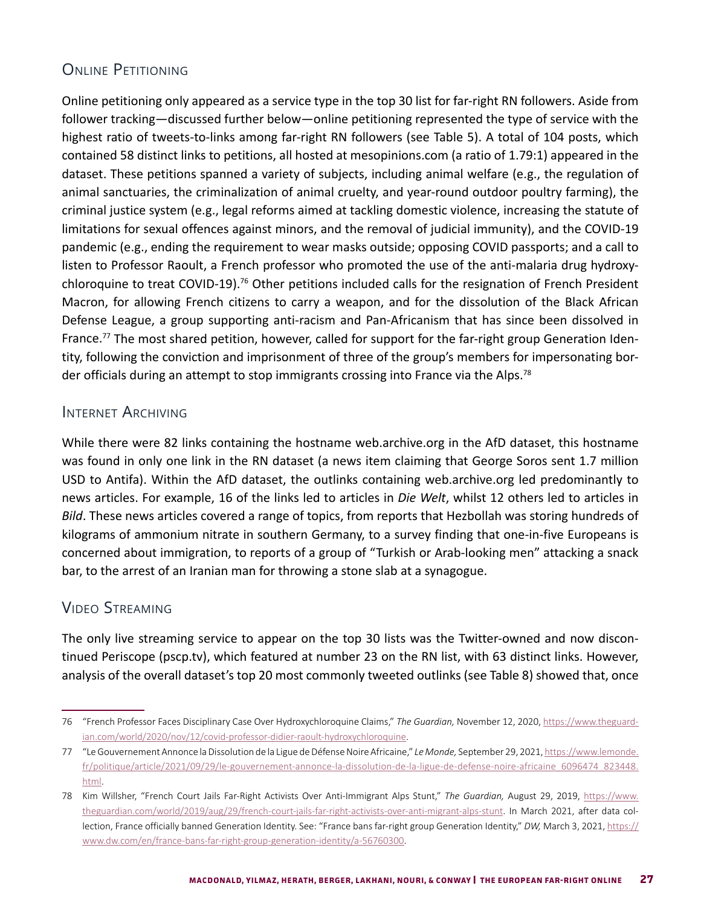### Online Petitioning

Online petitioning only appeared as a service type in the top 30 list for far-right RN followers. Aside from follower tracking—discussed further below—online petitioning represented the type of service with the highest ratio of tweets-to-links among far-right RN followers (see Table 5). A total of 104 posts, which contained 58 distinct links to petitions, all hosted at mesopinions.com (a ratio of 1.79:1) appeared in the dataset. These petitions spanned a variety of subjects, including animal welfare (e.g., the regulation of animal sanctuaries, the criminalization of animal cruelty, and year-round outdoor poultry farming), the criminal justice system (e.g., legal reforms aimed at tackling domestic violence, increasing the statute of limitations for sexual offences against minors, and the removal of judicial immunity), and the COVID-19 pandemic (e.g., ending the requirement to wear masks outside; opposing COVID passports; and a call to listen to Professor Raoult, a French professor who promoted the use of the anti-malaria drug hydroxychloroquine to treat COVID-19).[76] Other petitions included calls for the resignation of French President Macron, for allowing French citizens to carry a weapon, and for the dissolution of the Black African Defense League, a group supporting anti-racism and Pan-Africanism that has since been dissolved in France.[77] The most shared petition, however, called for support for the far-right group Generation Identity, following the conviction and imprisonment of three of the group's members for impersonating border officials during an attempt to stop immigrants crossing into France via the Alps.[78]

### Internet Archiving

While there were 82 links containing the hostname web.archive.org in the AfD dataset, this hostname was found in only one link in the RN dataset (a news item claiming that George Soros sent 1.7 million USD to Antifa). Within the AfD dataset, the outlinks containing web.archive.org led predominantly to news articles. For example, 16 of the links led to articles in *Die Welt*, whilst 12 others led to articles in *Bild*. These news articles covered a range of topics, from reports that Hezbollah was storing hundreds of kilograms of ammonium nitrate in southern Germany, to a survey finding that one-in-five Europeans is concerned about immigration, to reports of a group of "Turkish or Arab-looking men" attacking a snack bar, to the arrest of an Iranian man for throwing a stone slab at a synagogue.

### Video Streaming

The only live streaming service to appear on the top 30 lists was the Twitter-owned and now discontinued Periscope (pscp.tv), which featured at number 23 on the RN list, with 63 distinct links. However, analysis of the overall dataset's top 20 most commonly tweeted outlinks (see Table 8) showed that, once

---

76 "French Professor Faces Disciplinary Case Over Hydroxychloroquine Claims," *The Guardian,* November 12, 2020, https://www.theguardian.com/world/2020/nov/12/covid-professor-didier-raoult-hydroxychloroquine.

77 "Le Gouvernement Annonce la Dissolution de la Ligue de Défense Noire Africaine," *Le Monde,* September 29, 2021, https://www.lemonde.fr/politique/article/2021/09/29/le-gouvernement-annonce-la-dissolution-de-la-ligue-de-defense-noire-africaine_6096474_823448.html.

78 Kim Willsher, "French Court Jails Far-Right Activists Over Anti-Immigrant Alps Stunt," *The Guardian,* August 29, 2019, https://www.theguardian.com/world/2019/aug/29/french-court-jails-far-right-activists-over-anti-migrant-alps-stunt. In March 2021, after data collection, France officially banned Generation Identity. See: "France bans far-right group Generation Identity," *DW,* March 3, 2021, https://www.dw.com/en/france-bans-far-right-group-generation-identity/a-56760300.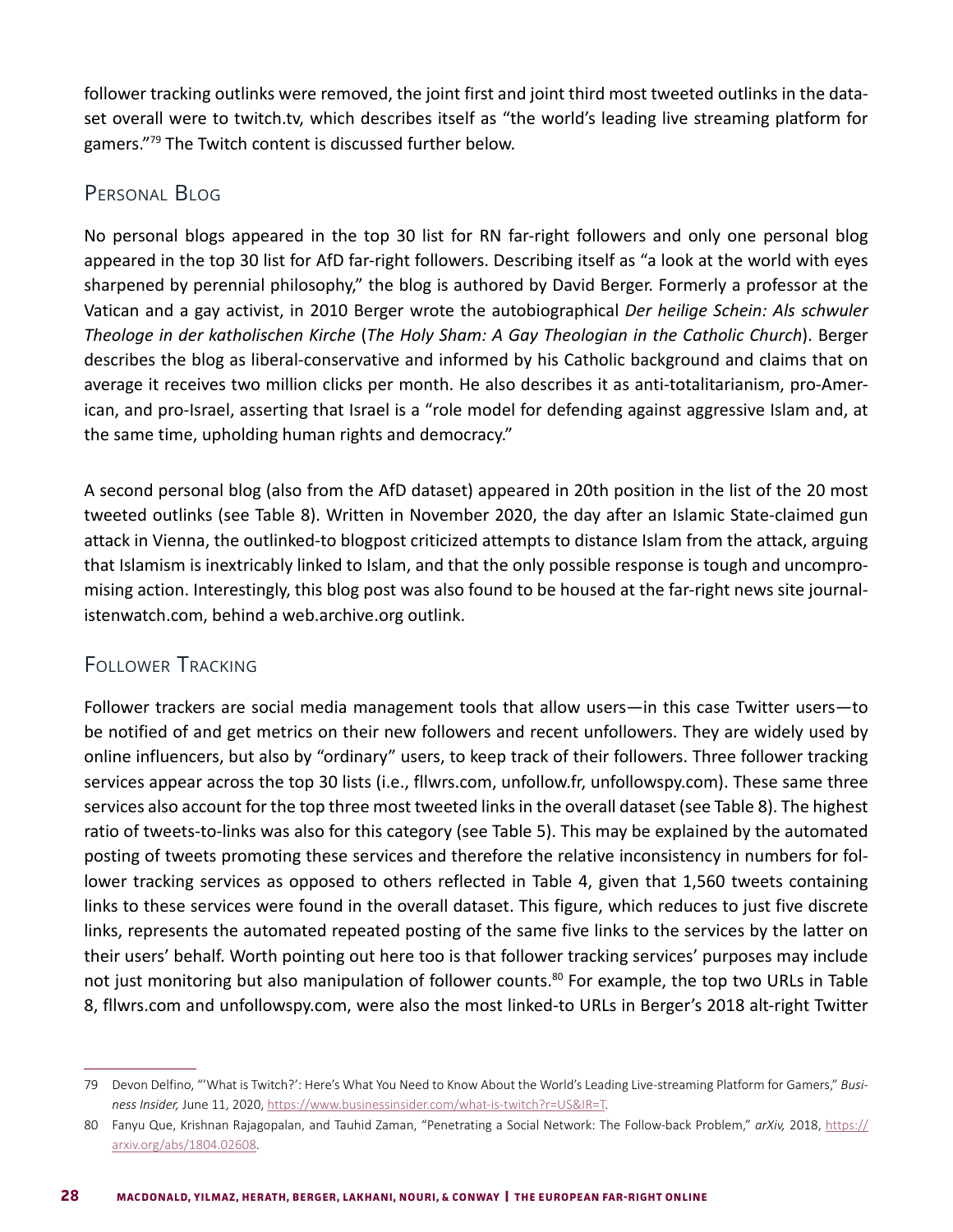follower tracking outlinks were removed, the joint first and joint third most tweeted outlinks in the dataset overall were to twitch.tv, which describes itself as "the world's leading live streaming platform for gamers."[79] The Twitch content is discussed further below.

## Personal Blog

No personal blogs appeared in the top 30 list for RN far-right followers and only one personal blog appeared in the top 30 list for AfD far-right followers. Describing itself as "a look at the world with eyes sharpened by perennial philosophy," the blog is authored by David Berger. Formerly a professor at the Vatican and a gay activist, in 2010 Berger wrote the autobiographical *Der heilige Schein: Als schwuler Theologe in der katholischen Kirche* (*The Holy Sham: A Gay Theologian in the Catholic Church*). Berger describes the blog as liberal-conservative and informed by his Catholic background and claims that on average it receives two million clicks per month. He also describes it as anti-totalitarianism, pro-American, and pro-Israel, asserting that Israel is a "role model for defending against aggressive Islam and, at the same time, upholding human rights and democracy."

A second personal blog (also from the AfD dataset) appeared in 20th position in the list of the 20 most tweeted outlinks (see Table 8). Written in November 2020, the day after an Islamic State-claimed gun attack in Vienna, the outlinked-to blogpost criticized attempts to distance Islam from the attack, arguing that Islamism is inextricably linked to Islam, and that the only possible response is tough and uncompromising action. Interestingly, this blog post was also found to be housed at the far-right news site journalistenwatch.com, behind a web.archive.org outlink.

## Follower Tracking

Follower trackers are social media management tools that allow users—in this case Twitter users—to be notified of and get metrics on their new followers and recent unfollowers. They are widely used by online influencers, but also by "ordinary" users, to keep track of their followers. Three follower tracking services appear across the top 30 lists (i.e., fllwrs.com, unfollow.fr, unfollowspy.com). These same three services also account for the top three most tweeted links in the overall dataset (see Table 8). The highest ratio of tweets-to-links was also for this category (see Table 5). This may be explained by the automated posting of tweets promoting these services and therefore the relative inconsistency in numbers for follower tracking services as opposed to others reflected in Table 4, given that 1,560 tweets containing links to these services were found in the overall dataset. This figure, which reduces to just five discrete links, represents the automated repeated posting of the same five links to the services by the latter on their users' behalf. Worth pointing out here too is that follower tracking services' purposes may include not just monitoring but also manipulation of follower counts.[80] For example, the top two URLs in Table 8, fllwrs.com and unfollowspy.com, were also the most linked-to URLs in Berger's 2018 alt-right Twitter

---

79 Devon Delfino, "'What is Twitch?': Here's What You Need to Know About the World's Leading Live-streaming Platform for Gamers," *Business Insider,* June 11, 2020, https://www.businessinsider.com/what-is-twitch?r=US&IR=T.

80 Fanyu Que, Krishnan Rajagopalan, and Tauhid Zaman, "Penetrating a Social Network: The Follow-back Problem," *arXiv,* 2018, https://arxiv.org/abs/1804.02608.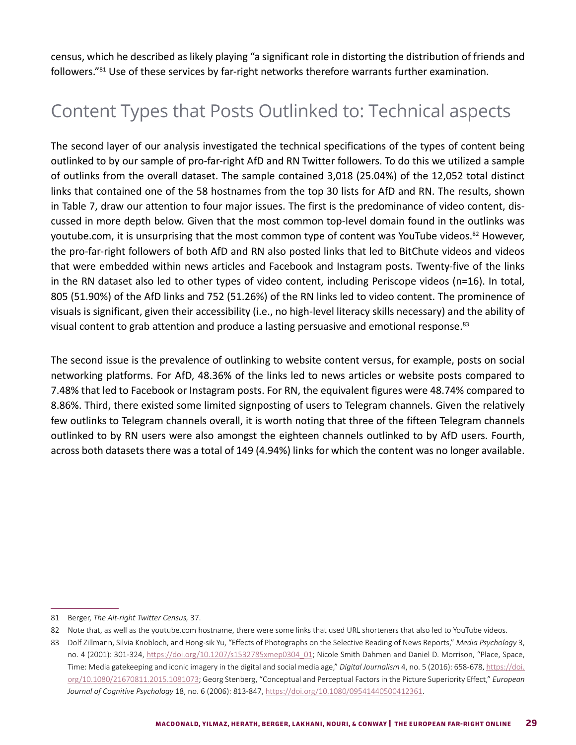census, which he described as likely playing "a significant role in distorting the distribution of friends and followers."[81] Use of these services by far-right networks therefore warrants further examination.

## Content Types that Posts Outlinked to: Technical aspects

The second layer of our analysis investigated the technical specifications of the types of content being outlinked to by our sample of pro-far-right AfD and RN Twitter followers. To do this we utilized a sample of outlinks from the overall dataset. The sample contained 3,018 (25.04%) of the 12,052 total distinct links that contained one of the 58 hostnames from the top 30 lists for AfD and RN. The results, shown in Table 7, draw our attention to four major issues. The first is the predominance of video content, discussed in more depth below. Given that the most common top-level domain found in the outlinks was youtube.com, it is unsurprising that the most common type of content was YouTube videos.[82] However, the pro-far-right followers of both AfD and RN also posted links that led to BitChute videos and videos that were embedded within news articles and Facebook and Instagram posts. Twenty-five of the links in the RN dataset also led to other types of video content, including Periscope videos (n=16). In total, 805 (51.90%) of the AfD links and 752 (51.26%) of the RN links led to video content. The prominence of visuals is significant, given their accessibility (i.e., no high-level literacy skills necessary) and the ability of visual content to grab attention and produce a lasting persuasive and emotional response.[83]

The second issue is the prevalence of outlinking to website content versus, for example, posts on social networking platforms. For AfD, 48.36% of the links led to news articles or website posts compared to 7.48% that led to Facebook or Instagram posts. For RN, the equivalent figures were 48.74% compared to 8.86%. Third, there existed some limited signposting of users to Telegram channels. Given the relatively few outlinks to Telegram channels overall, it is worth noting that three of the fifteen Telegram channels outlinked to by RN users were also amongst the eighteen channels outlinked to by AfD users. Fourth, across both datasets there was a total of 149 (4.94%) links for which the content was no longer available.

---

81 Berger, *The Alt-right Twitter Census,* 37.

82 Note that, as well as the youtube.com hostname, there were some links that used URL shorteners that also led to YouTube videos.

83 Dolf Zillmann, Silvia Knobloch, and Hong-sik Yu, "Effects of Photographs on the Selective Reading of News Reports," *Media Psychology* 3, no. 4 (2001): 301-324, https://doi.org/10.1207/s1532785xmep0304_01; Nicole Smith Dahmen and Daniel D. Morrison, "Place, Space, Time: Media gatekeeping and iconic imagery in the digital and social media age," *Digital Journalism* 4, no. 5 (2016): 658-678, https://doi.org/10.1080/21670811.2015.1081073; Georg Stenberg, "Conceptual and Perceptual Factors in the Picture Superiority Effect," *European Journal of Cognitive Psychology* 18, no. 6 (2006): 813-847, https://doi.org/10.1080/09541440500412361.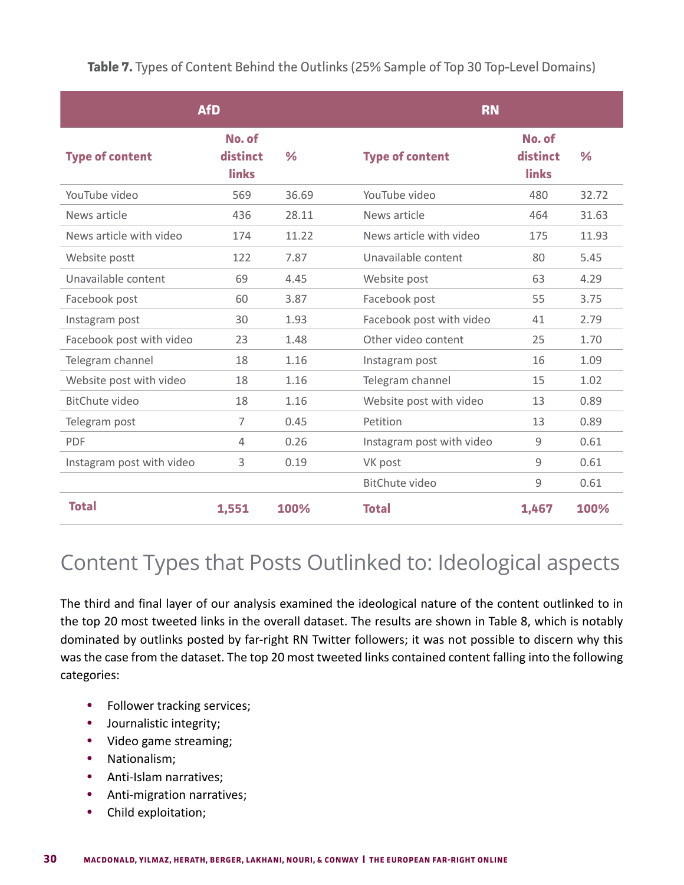**Table 7.** Types of Content Behind the Outlinks (25% Sample of Top 30 Top-Level Domains)

| AfD | | | RN | | |
|---|---|---|---|---|---|
| **Type of content** | **No. of distinct links** | **%** | **Type of content** | **No. of distinct links** | **%** |
| YouTube video | 569 | 36.69 | YouTube video | 480 | 32.72 |
| News article | 436 | 28.11 | News article | 464 | 31.63 |
| News article with video | 174 | 11.22 | News article with video | 175 | 11.93 |
| Website postt | 122 | 7.87 | Unavailable content | 80 | 5.45 |
| Unavailable content | 69 | 4.45 | Website post | 63 | 4.29 |
| Facebook post | 60 | 3.87 | Facebook post | 55 | 3.75 |
| Instagram post | 30 | 1.93 | Facebook post with video | 41 | 2.79 |
| Facebook post with video | 23 | 1.48 | Other video content | 25 | 1.70 |
| Telegram channel | 18 | 1.16 | Instagram post | 16 | 1.09 |
| Website post with video | 18 | 1.16 | Telegram channel | 15 | 1.02 |
| BitChute video | 18 | 1.16 | Website post with video | 13 | 0.89 |
| Telegram post | 7 | 0.45 | Petition | 13 | 0.89 |
| PDF | 4 | 0.26 | Instagram post with video | 9 | 0.61 |
| Instagram post with video | 3 | 0.19 | VK post | 9 | 0.61 |
| | | | BitChute video | 9 | 0.61 |
| **Total** | **1,551** | **100%** | **Total** | **1,467** | **100%** |

## Content Types that Posts Outlinked to: Ideological aspects

The third and final layer of our analysis examined the ideological nature of the content outlinked to in the top 20 most tweeted links in the overall dataset. The results are shown in Table 8, which is notably dominated by outlinks posted by far-right RN Twitter followers; it was not possible to discern why this was the case from the dataset. The top 20 most tweeted links contained content falling into the following categories:

- Follower tracking services;
- Journalistic integrity;
- Video game streaming;
- Nationalism;
- Anti-Islam narratives;
- Anti-migration narratives;
- Child exploitation;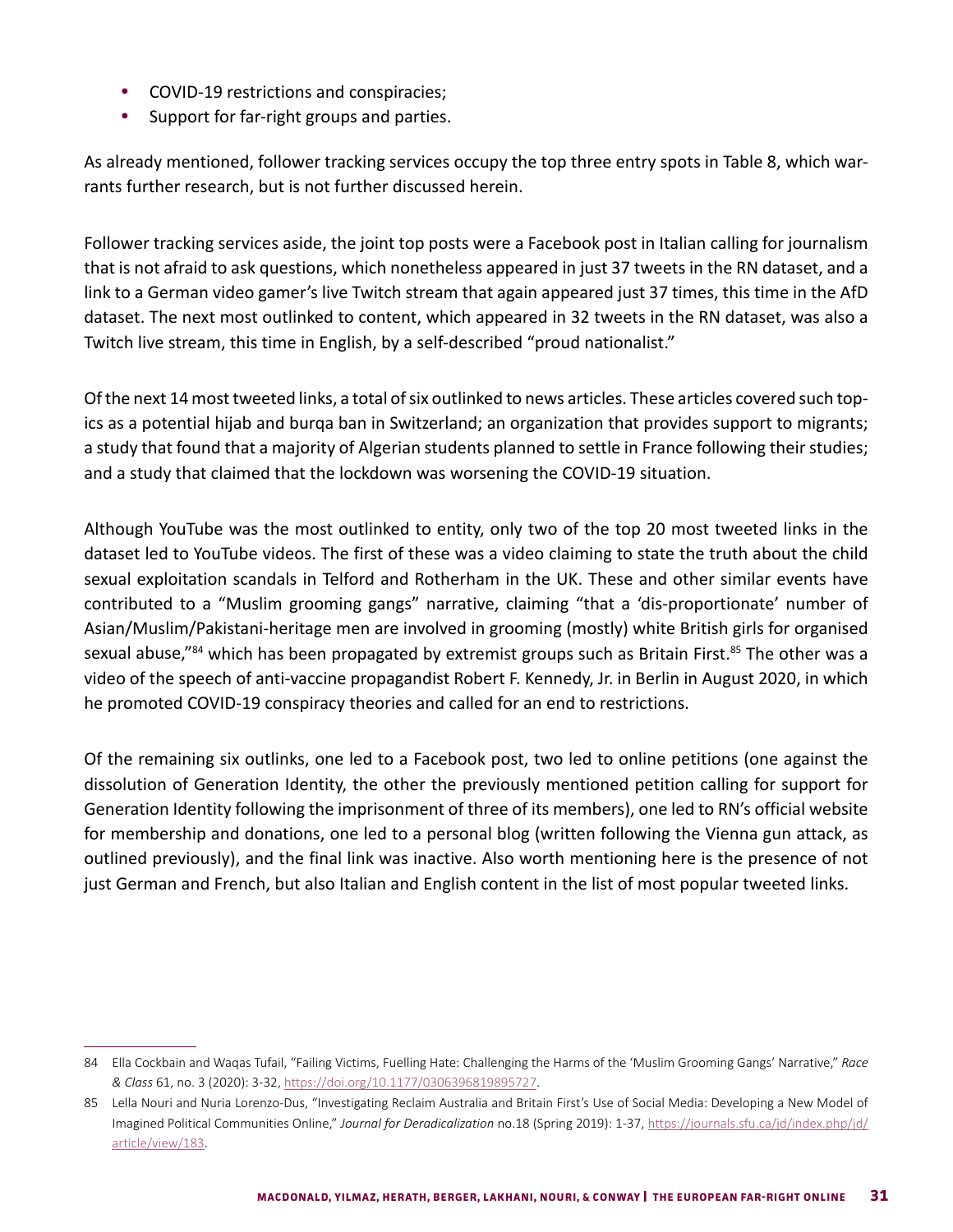- COVID-19 restrictions and conspiracies;
- Support for far-right groups and parties.

As already mentioned, follower tracking services occupy the top three entry spots in Table 8, which warrants further research, but is not further discussed herein.

Follower tracking services aside, the joint top posts were a Facebook post in Italian calling for journalism that is not afraid to ask questions, which nonetheless appeared in just 37 tweets in the RN dataset, and a link to a German video gamer's live Twitch stream that again appeared just 37 times, this time in the AfD dataset. The next most outlinked to content, which appeared in 32 tweets in the RN dataset, was also a Twitch live stream, this time in English, by a self-described "proud nationalist."

Of the next 14 most tweeted links, a total of six outlinked to news articles. These articles covered such topics as a potential hijab and burqa ban in Switzerland; an organization that provides support to migrants; a study that found that a majority of Algerian students planned to settle in France following their studies; and a study that claimed that the lockdown was worsening the COVID-19 situation.

Although YouTube was the most outlinked to entity, only two of the top 20 most tweeted links in the dataset led to YouTube videos. The first of these was a video claiming to state the truth about the child sexual exploitation scandals in Telford and Rotherham in the UK. These and other similar events have contributed to a "Muslim grooming gangs" narrative, claiming "that a 'dis-proportionate' number of Asian/Muslim/Pakistani-heritage men are involved in grooming (mostly) white British girls for organised sexual abuse,"[84] which has been propagated by extremist groups such as Britain First.[85] The other was a video of the speech of anti-vaccine propagandist Robert F. Kennedy, Jr. in Berlin in August 2020, in which he promoted COVID-19 conspiracy theories and called for an end to restrictions.

Of the remaining six outlinks, one led to a Facebook post, two led to online petitions (one against the dissolution of Generation Identity, the other the previously mentioned petition calling for support for Generation Identity following the imprisonment of three of its members), one led to RN's official website for membership and donations, one led to a personal blog (written following the Vienna gun attack, as outlined previously), and the final link was inactive. Also worth mentioning here is the presence of not just German and French, but also Italian and English content in the list of most popular tweeted links.

---

84 Ella Cockbain and Waqas Tufail, "Failing Victims, Fuelling Hate: Challenging the Harms of the 'Muslim Grooming Gangs' Narrative," *Race & Class* 61, no. 3 (2020): 3-32, https://doi.org/10.1177/0306396819895727.

85 Lella Nouri and Nuria Lorenzo-Dus, "Investigating Reclaim Australia and Britain First's Use of Social Media: Developing a New Model of Imagined Political Communities Online," *Journal for Deradicalization* no.18 (Spring 2019): 1-37, https://journals.sfu.ca/jd/index.php/jd/article/view/183.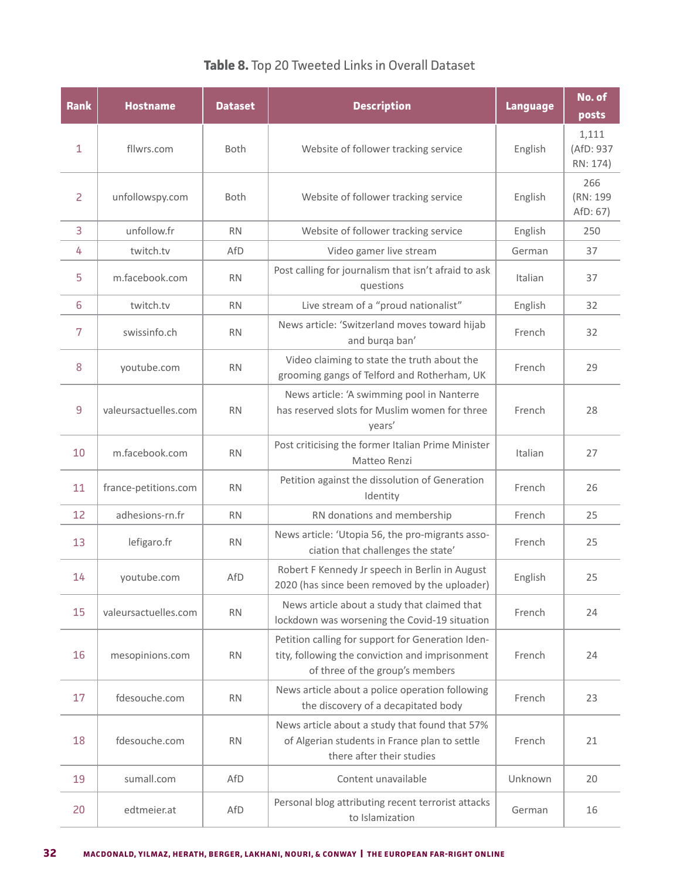**Table 8.** Top 20 Tweeted Links in Overall Dataset

| Rank | Hostname | Dataset | Description | Language | No. of posts |
|---|---|---|---|---|---|
| 1 | fllwrs.com | Both | Website of follower tracking service | English | 1,111 (AfD: 937 RN: 174) |
| 2 | unfollowspy.com | Both | Website of follower tracking service | English | 266 (RN: 199 AfD: 67) |
| 3 | unfollow.fr | RN | Website of follower tracking service | English | 250 |
| 4 | twitch.tv | AfD | Video gamer live stream | German | 37 |
| 5 | m.facebook.com | RN | Post calling for journalism that isn't afraid to ask questions | Italian | 37 |
| 6 | twitch.tv | RN | Live stream of a "proud nationalist" | English | 32 |
| 7 | swissinfo.ch | RN | News article: 'Switzerland moves toward hijab and burqa ban' | French | 32 |
| 8 | youtube.com | RN | Video claiming to state the truth about the grooming gangs of Telford and Rotherham, UK | French | 29 |
| 9 | valeursactuelles.com | RN | News article: 'A swimming pool in Nanterre has reserved slots for Muslim women for three years' | French | 28 |
| 10 | m.facebook.com | RN | Post criticising the former Italian Prime Minister Matteo Renzi | Italian | 27 |
| 11 | france-petitions.com | RN | Petition against the dissolution of Generation Identity | French | 26 |
| 12 | adhesions-rn.fr | RN | RN donations and membership | French | 25 |
| 13 | lefigaro.fr | RN | News article: 'Utopia 56, the pro-migrants association that challenges the state' | French | 25 |
| 14 | youtube.com | AfD | Robert F Kennedy Jr speech in Berlin in August 2020 (has since been removed by the uploader) | English | 25 |
| 15 | valeursactuelles.com | RN | News article about a study that claimed that lockdown was worsening the Covid-19 situation | French | 24 |
| 16 | mesopinions.com | RN | Petition calling for support for Generation Identity, following the conviction and imprisonment of three of the group's members | French | 24 |
| 17 | fdesouche.com | RN | News article about a police operation following the discovery of a decapitated body | French | 23 |
| 18 | fdesouche.com | RN | News article about a study that found that 57% of Algerian students in France plan to settle there after their studies | French | 21 |
| 19 | sumall.com | AfD | Content unavailable | Unknown | 20 |
| 20 | edtmeier.at | AfD | Personal blog attributing recent terrorist attacks to Islamization | German | 16 |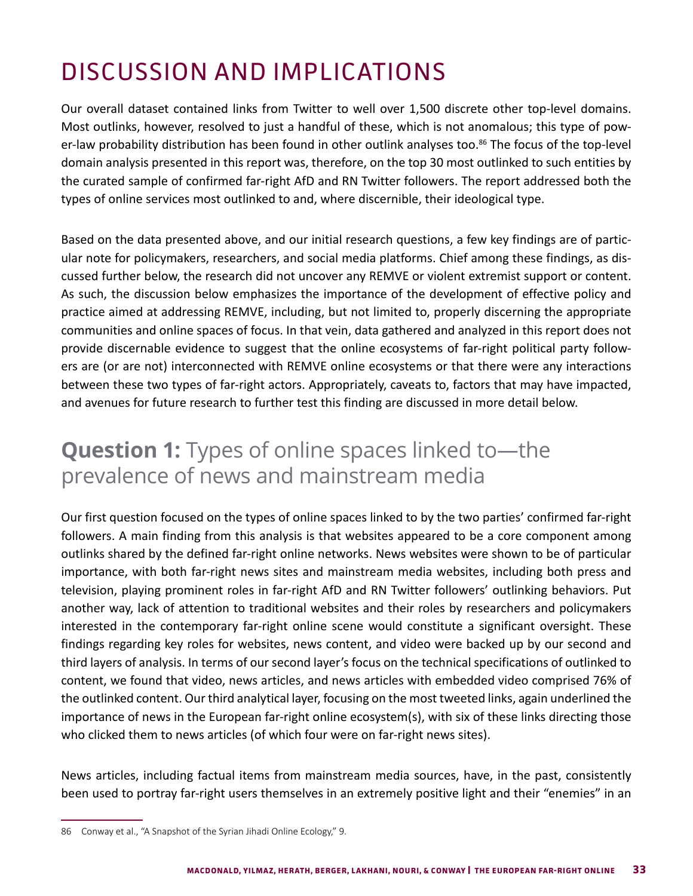# DISCUSSION AND IMPLICATIONS

Our overall dataset contained links from Twitter to well over 1,500 discrete other top-level domains. Most outlinks, however, resolved to just a handful of these, which is not anomalous; this type of power-law probability distribution has been found in other outlink analyses too.[86] The focus of the top-level domain analysis presented in this report was, therefore, on the top 30 most outlinked to such entities by the curated sample of confirmed far-right AfD and RN Twitter followers. The report addressed both the types of online services most outlinked to and, where discernible, their ideological type.

Based on the data presented above, and our initial research questions, a few key findings are of particular note for policymakers, researchers, and social media platforms. Chief among these findings, as discussed further below, the research did not uncover any REMVE or violent extremist support or content. As such, the discussion below emphasizes the importance of the development of effective policy and practice aimed at addressing REMVE, including, but not limited to, properly discerning the appropriate communities and online spaces of focus. In that vein, data gathered and analyzed in this report does not provide discernable evidence to suggest that the online ecosystems of far-right political party followers are (or are not) interconnected with REMVE online ecosystems or that there were any interactions between these two types of far-right actors. Appropriately, caveats to, factors that may have impacted, and avenues for future research to further test this finding are discussed in more detail below.

## **Question 1:** Types of online spaces linked to—the prevalence of news and mainstream media

Our first question focused on the types of online spaces linked to by the two parties' confirmed far-right followers. A main finding from this analysis is that websites appeared to be a core component among outlinks shared by the defined far-right online networks. News websites were shown to be of particular importance, with both far-right news sites and mainstream media websites, including both press and television, playing prominent roles in far-right AfD and RN Twitter followers' outlinking behaviors. Put another way, lack of attention to traditional websites and their roles by researchers and policymakers interested in the contemporary far-right online scene would constitute a significant oversight. These findings regarding key roles for websites, news content, and video were backed up by our second and third layers of analysis. In terms of our second layer's focus on the technical specifications of outlinked to content, we found that video, news articles, and news articles with embedded video comprised 76% of the outlinked content. Our third analytical layer, focusing on the most tweeted links, again underlined the importance of news in the European far-right online ecosystem(s), with six of these links directing those who clicked them to news articles (of which four were on far-right news sites).

News articles, including factual items from mainstream media sources, have, in the past, consistently been used to portray far-right users themselves in an extremely positive light and their "enemies" in an

86 Conway et al., "A Snapshot of the Syrian Jihadi Online Ecology," 9.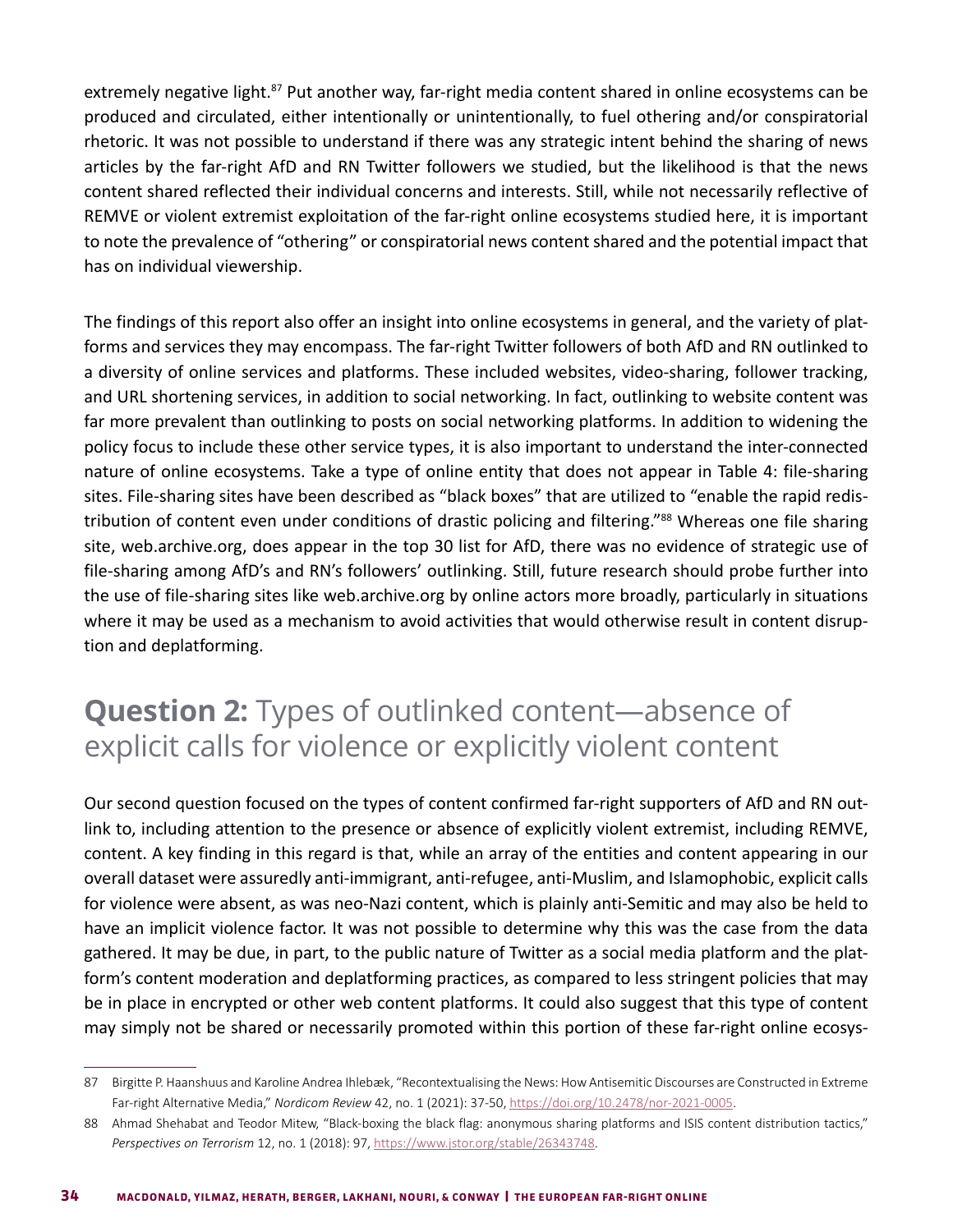extremely negative light.[87] Put another way, far-right media content shared in online ecosystems can be produced and circulated, either intentionally or unintentionally, to fuel othering and/or conspiratorial rhetoric. It was not possible to understand if there was any strategic intent behind the sharing of news articles by the far-right AfD and RN Twitter followers we studied, but the likelihood is that the news content shared reflected their individual concerns and interests. Still, while not necessarily reflective of REMVE or violent extremist exploitation of the far-right online ecosystems studied here, it is important to note the prevalence of "othering" or conspiratorial news content shared and the potential impact that has on individual viewership.

The findings of this report also offer an insight into online ecosystems in general, and the variety of platforms and services they may encompass. The far-right Twitter followers of both AfD and RN outlinked to a diversity of online services and platforms. These included websites, video-sharing, follower tracking, and URL shortening services, in addition to social networking. In fact, outlinking to website content was far more prevalent than outlinking to posts on social networking platforms. In addition to widening the policy focus to include these other service types, it is also important to understand the inter-connected nature of online ecosystems. Take a type of online entity that does not appear in Table 4: file-sharing sites. File-sharing sites have been described as "black boxes" that are utilized to "enable the rapid redistribution of content even under conditions of drastic policing and filtering."[88] Whereas one file sharing site, web.archive.org, does appear in the top 30 list for AfD, there was no evidence of strategic use of file-sharing among AfD's and RN's followers' outlinking. Still, future research should probe further into the use of file-sharing sites like web.archive.org by online actors more broadly, particularly in situations where it may be used as a mechanism to avoid activities that would otherwise result in content disruption and deplatforming.

## **Question 2:** Types of outlinked content—absence of explicit calls for violence or explicitly violent content

Our second question focused on the types of content confirmed far-right supporters of AfD and RN outlink to, including attention to the presence or absence of explicitly violent extremist, including REMVE, content. A key finding in this regard is that, while an array of the entities and content appearing in our overall dataset were assuredly anti-immigrant, anti-refugee, anti-Muslim, and Islamophobic, explicit calls for violence were absent, as was neo-Nazi content, which is plainly anti-Semitic and may also be held to have an implicit violence factor. It was not possible to determine why this was the case from the data gathered. It may be due, in part, to the public nature of Twitter as a social media platform and the platform's content moderation and deplatforming practices, as compared to less stringent policies that may be in place in encrypted or other web content platforms. It could also suggest that this type of content may simply not be shared or necessarily promoted within this portion of these far-right online ecosys-

---

87 Birgitte P. Haanshuus and Karoline Andrea Ihlebæk, "Recontextualising the News: How Antisemitic Discourses are Constructed in Extreme Far-right Alternative Media," *Nordicom Review* 42, no. 1 (2021): 37-50, https://doi.org/10.2478/nor-2021-0005.

88 Ahmad Shehabat and Teodor Mitew, "Black-boxing the black flag: anonymous sharing platforms and ISIS content distribution tactics," *Perspectives on Terrorism* 12, no. 1 (2018): 97, https://www.jstor.org/stable/26343748.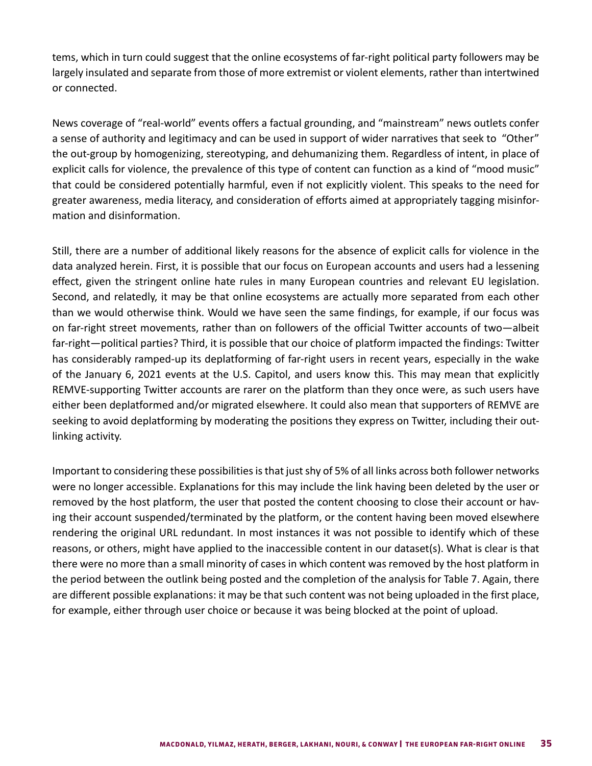tems, which in turn could suggest that the online ecosystems of far-right political party followers may be largely insulated and separate from those of more extremist or violent elements, rather than intertwined or connected.

News coverage of "real-world" events offers a factual grounding, and "mainstream" news outlets confer a sense of authority and legitimacy and can be used in support of wider narratives that seek to "Other" the out-group by homogenizing, stereotyping, and dehumanizing them. Regardless of intent, in place of explicit calls for violence, the prevalence of this type of content can function as a kind of "mood music" that could be considered potentially harmful, even if not explicitly violent. This speaks to the need for greater awareness, media literacy, and consideration of efforts aimed at appropriately tagging misinformation and disinformation.

Still, there are a number of additional likely reasons for the absence of explicit calls for violence in the data analyzed herein. First, it is possible that our focus on European accounts and users had a lessening effect, given the stringent online hate rules in many European countries and relevant EU legislation. Second, and relatedly, it may be that online ecosystems are actually more separated from each other than we would otherwise think. Would we have seen the same findings, for example, if our focus was on far-right street movements, rather than on followers of the official Twitter accounts of two—albeit far-right—political parties? Third, it is possible that our choice of platform impacted the findings: Twitter has considerably ramped-up its deplatforming of far-right users in recent years, especially in the wake of the January 6, 2021 events at the U.S. Capitol, and users know this. This may mean that explicitly REMVE-supporting Twitter accounts are rarer on the platform than they once were, as such users have either been deplatformed and/or migrated elsewhere. It could also mean that supporters of REMVE are seeking to avoid deplatforming by moderating the positions they express on Twitter, including their outlinking activity.

Important to considering these possibilities is that just shy of 5% of all links across both follower networks were no longer accessible. Explanations for this may include the link having been deleted by the user or removed by the host platform, the user that posted the content choosing to close their account or having their account suspended/terminated by the platform, or the content having been moved elsewhere rendering the original URL redundant. In most instances it was not possible to identify which of these reasons, or others, might have applied to the inaccessible content in our dataset(s). What is clear is that there were no more than a small minority of cases in which content was removed by the host platform in the period between the outlink being posted and the completion of the analysis for Table 7. Again, there are different possible explanations: it may be that such content was not being uploaded in the first place, for example, either through user choice or because it was being blocked at the point of upload.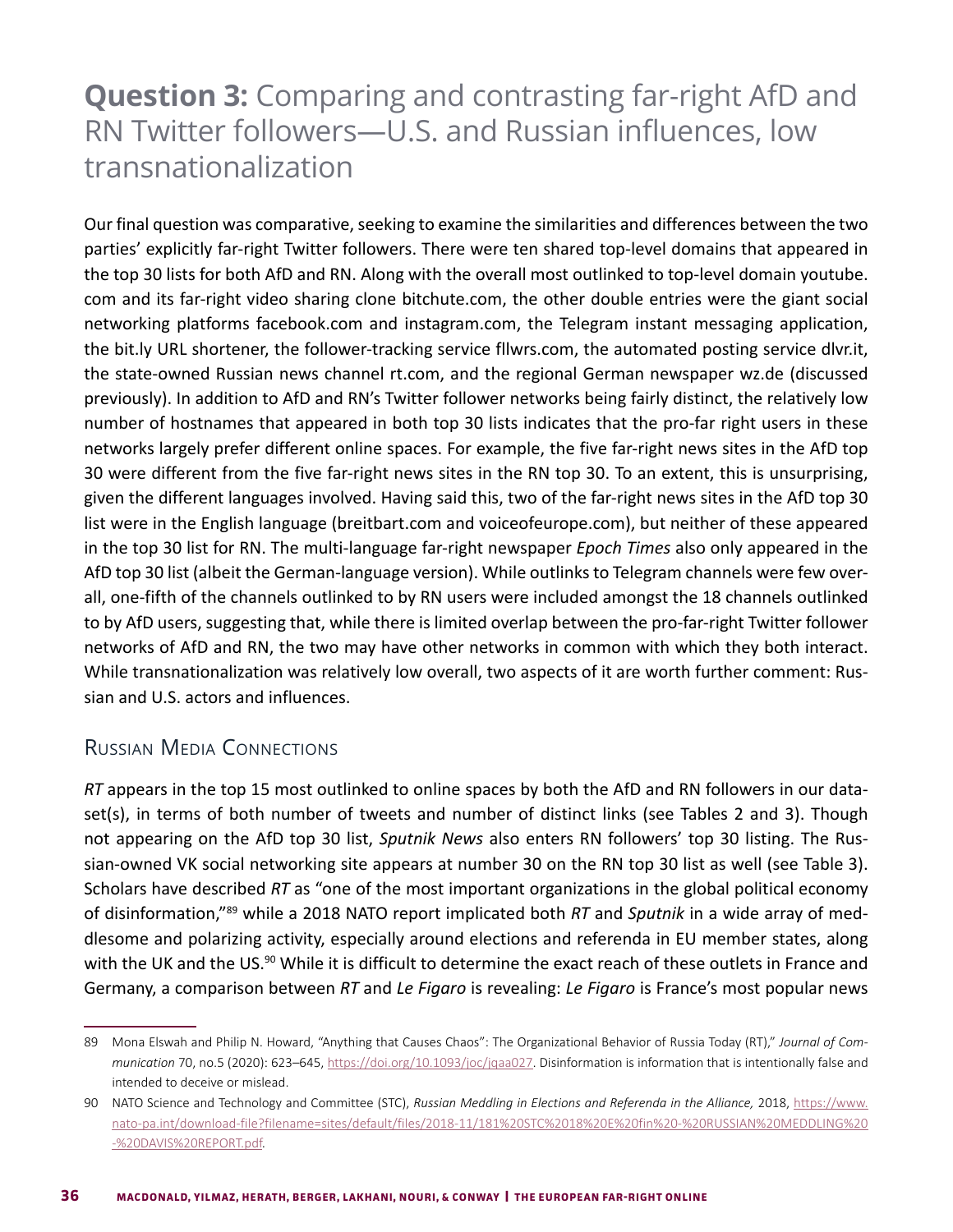# **Question 3:** Comparing and contrasting far-right AfD and RN Twitter followers—U.S. and Russian influences, low transnationalization

Our final question was comparative, seeking to examine the similarities and differences between the two parties' explicitly far-right Twitter followers. There were ten shared top-level domains that appeared in the top 30 lists for both AfD and RN. Along with the overall most outlinked to top-level domain youtube.com and its far-right video sharing clone bitchute.com, the other double entries were the giant social networking platforms facebook.com and instagram.com, the Telegram instant messaging application, the bit.ly URL shortener, the follower-tracking service fllwrs.com, the automated posting service dlvr.it, the state-owned Russian news channel rt.com, and the regional German newspaper wz.de (discussed previously). In addition to AfD and RN's Twitter follower networks being fairly distinct, the relatively low number of hostnames that appeared in both top 30 lists indicates that the pro-far right users in these networks largely prefer different online spaces. For example, the five far-right news sites in the AfD top 30 were different from the five far-right news sites in the RN top 30. To an extent, this is unsurprising, given the different languages involved. Having said this, two of the far-right news sites in the AfD top 30 list were in the English language (breitbart.com and voiceofeurope.com), but neither of these appeared in the top 30 list for RN. The multi-language far-right newspaper *Epoch Times* also only appeared in the AfD top 30 list (albeit the German-language version). While outlinks to Telegram channels were few overall, one-fifth of the channels outlinked to by RN users were included amongst the 18 channels outlinked to by AfD users, suggesting that, while there is limited overlap between the pro-far-right Twitter follower networks of AfD and RN, the two may have other networks in common with which they both interact. While transnationalization was relatively low overall, two aspects of it are worth further comment: Russian and U.S. actors and influences.

## Russian Media Connections

*RT* appears in the top 15 most outlinked to online spaces by both the AfD and RN followers in our dataset(s), in terms of both number of tweets and number of distinct links (see Tables 2 and 3). Though not appearing on the AfD top 30 list, *Sputnik News* also enters RN followers' top 30 listing. The Russian-owned VK social networking site appears at number 30 on the RN top 30 list as well (see Table 3). Scholars have described *RT* as "one of the most important organizations in the global political economy of disinformation,"[89] while a 2018 NATO report implicated both *RT* and *Sputnik* in a wide array of meddlesome and polarizing activity, especially around elections and referenda in EU member states, along with the UK and the US.[90] While it is difficult to determine the exact reach of these outlets in France and Germany, a comparison between *RT* and *Le Figaro* is revealing: *Le Figaro* is France's most popular news

---

89 Mona Elswah and Philip N. Howard, "Anything that Causes Chaos": The Organizational Behavior of Russia Today (RT)," *Journal of Communication* 70, no.5 (2020): 623–645, https://doi.org/10.1093/joc/jqaa027. Disinformation is information that is intentionally false and intended to deceive or mislead.

90 NATO Science and Technology and Committee (STC), *Russian Meddling in Elections and Referenda in the Alliance,* 2018, https://www.nato-pa.int/download-file?filename=sites/default/files/2018-11/181%20STC%2018%20E%20fin%20-%20RUSSIAN%20MEDDLING%20-%20DAVIS%20REPORT.pdf.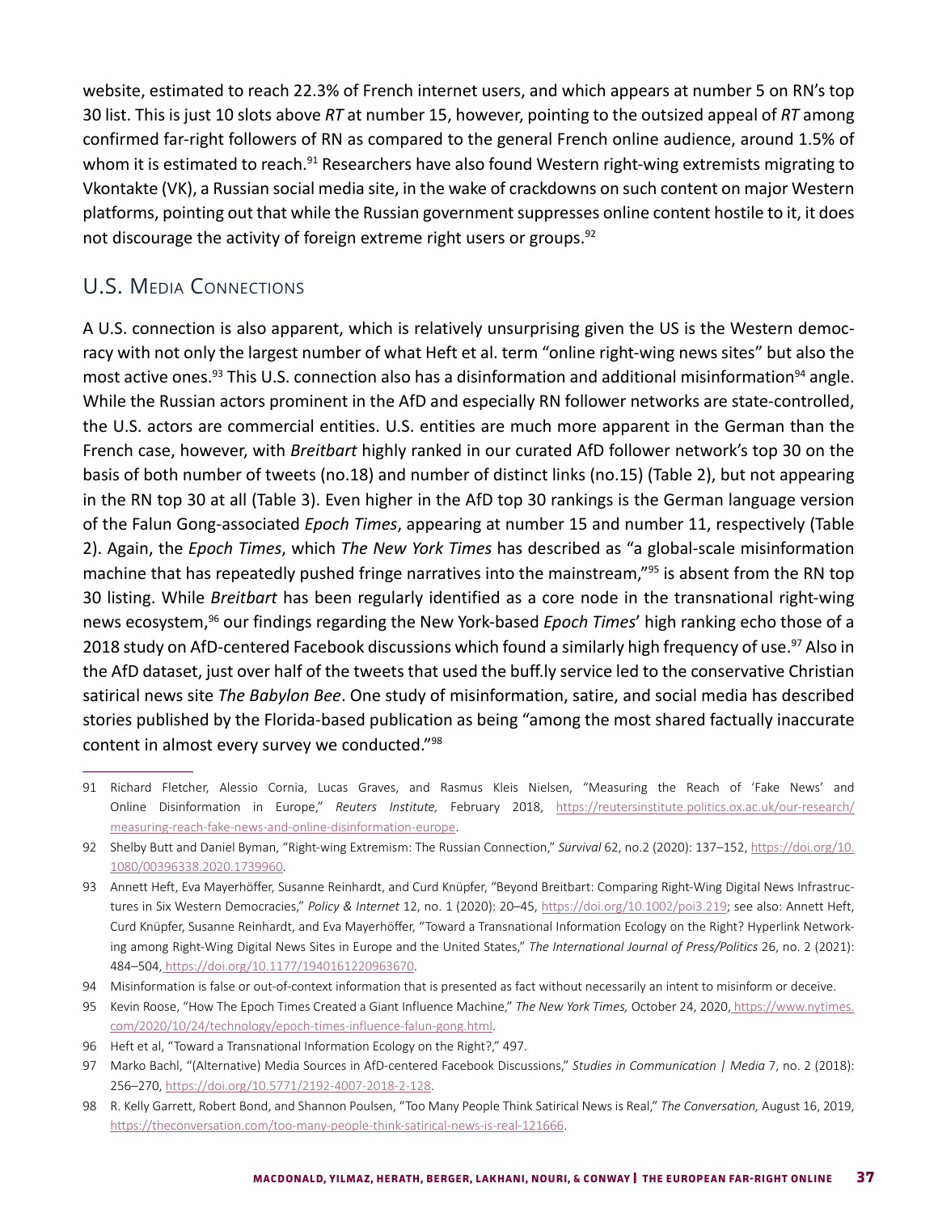website, estimated to reach 22.3% of French internet users, and which appears at number 5 on RN's top 30 list. This is just 10 slots above *RT* at number 15, however, pointing to the outsized appeal of *RT* among confirmed far-right followers of RN as compared to the general French online audience, around 1.5% of whom it is estimated to reach.[91] Researchers have also found Western right-wing extremists migrating to Vkontakte (VK), a Russian social media site, in the wake of crackdowns on such content on major Western platforms, pointing out that while the Russian government suppresses online content hostile to it, it does not discourage the activity of foreign extreme right users or groups.[92]

## U.S. Media Connections

A U.S. connection is also apparent, which is relatively unsurprising given the US is the Western democracy with not only the largest number of what Heft et al. term "online right-wing news sites" but also the most active ones.[93] This U.S. connection also has a disinformation and additional misinformation[94] angle. While the Russian actors prominent in the AfD and especially RN follower networks are state-controlled, the U.S. actors are commercial entities. U.S. entities are much more apparent in the German than the French case, however, with *Breitbart* highly ranked in our curated AfD follower network's top 30 on the basis of both number of tweets (no.18) and number of distinct links (no.15) (Table 2), but not appearing in the RN top 30 at all (Table 3). Even higher in the AfD top 30 rankings is the German language version of the Falun Gong-associated *Epoch Times*, appearing at number 15 and number 11, respectively (Table 2). Again, the *Epoch Times*, which *The New York Times* has described as "a global-scale misinformation machine that has repeatedly pushed fringe narratives into the mainstream,"[95] is absent from the RN top 30 listing. While *Breitbart* has been regularly identified as a core node in the transnational right-wing news ecosystem,[96] our findings regarding the New York-based *Epoch Times*' high ranking echo those of a 2018 study on AfD-centered Facebook discussions which found a similarly high frequency of use.[97] Also in the AfD dataset, just over half of the tweets that used the buff.ly service led to the conservative Christian satirical news site *The Babylon Bee*. One study of misinformation, satire, and social media has described stories published by the Florida-based publication as being "among the most shared factually inaccurate content in almost every survey we conducted."[98]

---

91 Richard Fletcher, Alessio Cornia, Lucas Graves, and Rasmus Kleis Nielsen, "Measuring the Reach of 'Fake News' and Online Disinformation in Europe," *Reuters Institute,* February 2018, https://reutersinstitute.politics.ox.ac.uk/our-research/measuring-reach-fake-news-and-online-disinformation-europe.

92 Shelby Butt and Daniel Byman, "Right-wing Extremism: The Russian Connection," *Survival* 62, no.2 (2020): 137–152, https://doi.org/10.1080/00396338.2020.1739960.

93 Annett Heft, Eva Mayerhöffer, Susanne Reinhardt, and Curd Knüpfer, "Beyond Breitbart: Comparing Right-Wing Digital News Infrastructures in Six Western Democracies," *Policy & Internet* 12, no. 1 (2020): 20–45, https://doi.org/10.1002/poi3.219; see also: Annett Heft, Curd Knüpfer, Susanne Reinhardt, and Eva Mayerhöffer, "Toward a Transnational Information Ecology on the Right? Hyperlink Networking among Right-Wing Digital News Sites in Europe and the United States," *The International Journal of Press/Politics* 26, no. 2 (2021): 484–504, https://doi.org/10.1177/1940161220963670.

94 Misinformation is false or out-of-context information that is presented as fact without necessarily an intent to misinform or deceive.

95 Kevin Roose, "How The Epoch Times Created a Giant Influence Machine," *The New York Times,* October 24, 2020, https://www.nytimes.com/2020/10/24/technology/epoch-times-influence-falun-gong.html.

96 Heft et al, "Toward a Transnational Information Ecology on the Right?," 497.

97 Marko Bachl, "(Alternative) Media Sources in AfD-centered Facebook Discussions," *Studies in Communication | Media* 7, no. 2 (2018): 256–270, https://doi.org/10.5771/2192-4007-2018-2-128.

98 R. Kelly Garrett, Robert Bond, and Shannon Poulsen, "Too Many People Think Satirical News is Real," *The Conversation,* August 16, 2019, https://theconversation.com/too-many-people-think-satirical-news-is-real-121666.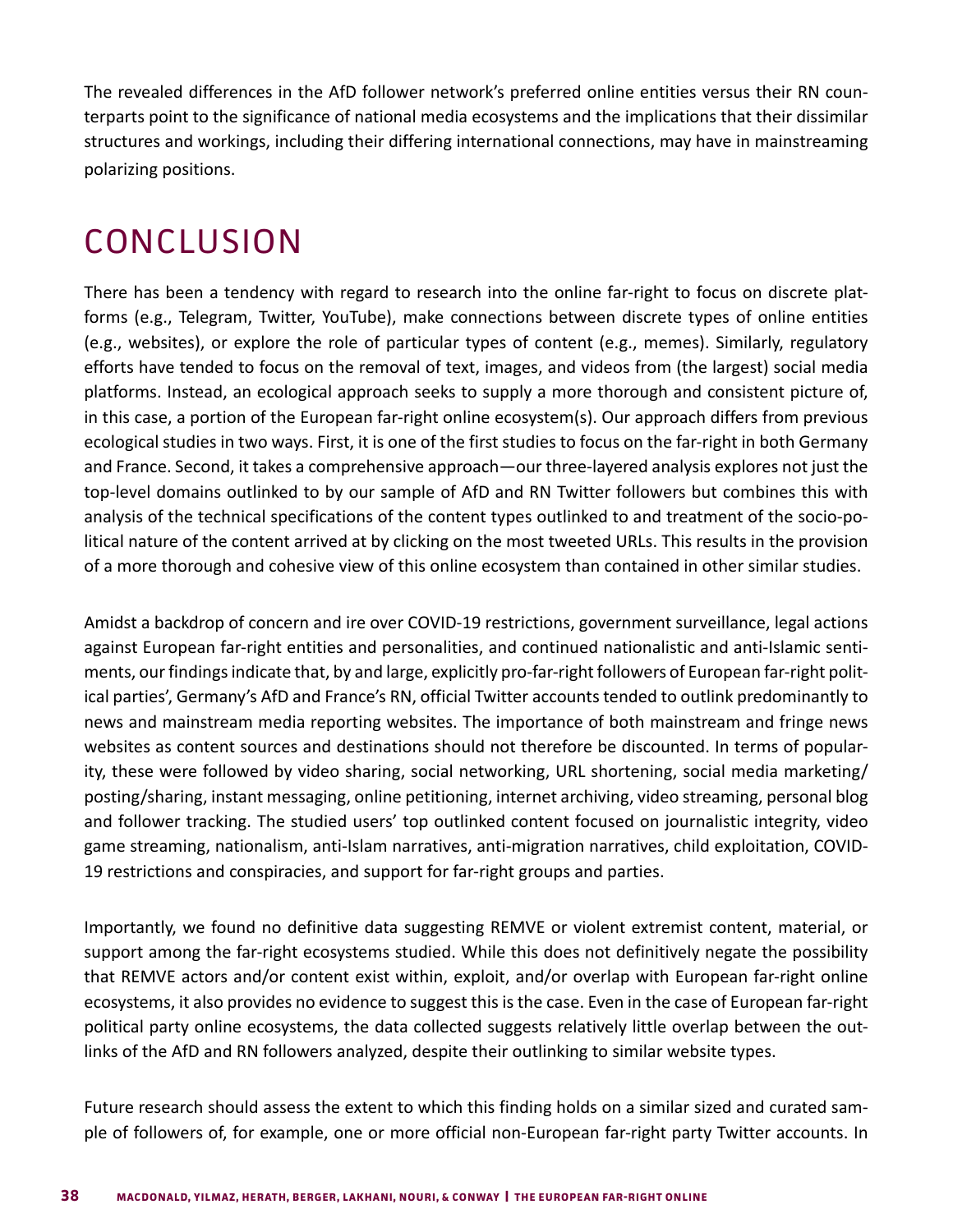The revealed differences in the AfD follower network's preferred online entities versus their RN counterparts point to the significance of national media ecosystems and the implications that their dissimilar structures and workings, including their differing international connections, may have in mainstreaming polarizing positions.

# CONCLUSION

There has been a tendency with regard to research into the online far-right to focus on discrete platforms (e.g., Telegram, Twitter, YouTube), make connections between discrete types of online entities (e.g., websites), or explore the role of particular types of content (e.g., memes). Similarly, regulatory efforts have tended to focus on the removal of text, images, and videos from (the largest) social media platforms. Instead, an ecological approach seeks to supply a more thorough and consistent picture of, in this case, a portion of the European far-right online ecosystem(s). Our approach differs from previous ecological studies in two ways. First, it is one of the first studies to focus on the far-right in both Germany and France. Second, it takes a comprehensive approach—our three-layered analysis explores not just the top-level domains outlinked to by our sample of AfD and RN Twitter followers but combines this with analysis of the technical specifications of the content types outlinked to and treatment of the socio-political nature of the content arrived at by clicking on the most tweeted URLs. This results in the provision of a more thorough and cohesive view of this online ecosystem than contained in other similar studies.

Amidst a backdrop of concern and ire over COVID-19 restrictions, government surveillance, legal actions against European far-right entities and personalities, and continued nationalistic and anti-Islamic sentiments, our findings indicate that, by and large, explicitly pro-far-right followers of European far-right political parties', Germany's AfD and France's RN, official Twitter accounts tended to outlink predominantly to news and mainstream media reporting websites. The importance of both mainstream and fringe news websites as content sources and destinations should not therefore be discounted. In terms of popularity, these were followed by video sharing, social networking, URL shortening, social media marketing/posting/sharing, instant messaging, online petitioning, internet archiving, video streaming, personal blog and follower tracking. The studied users' top outlinked content focused on journalistic integrity, video game streaming, nationalism, anti-Islam narratives, anti-migration narratives, child exploitation, COVID-19 restrictions and conspiracies, and support for far-right groups and parties.

Importantly, we found no definitive data suggesting REMVE or violent extremist content, material, or support among the far-right ecosystems studied. While this does not definitively negate the possibility that REMVE actors and/or content exist within, exploit, and/or overlap with European far-right online ecosystems, it also provides no evidence to suggest this is the case. Even in the case of European far-right political party online ecosystems, the data collected suggests relatively little overlap between the outlinks of the AfD and RN followers analyzed, despite their outlinking to similar website types.

Future research should assess the extent to which this finding holds on a similar sized and curated sample of followers of, for example, one or more official non-European far-right party Twitter accounts. In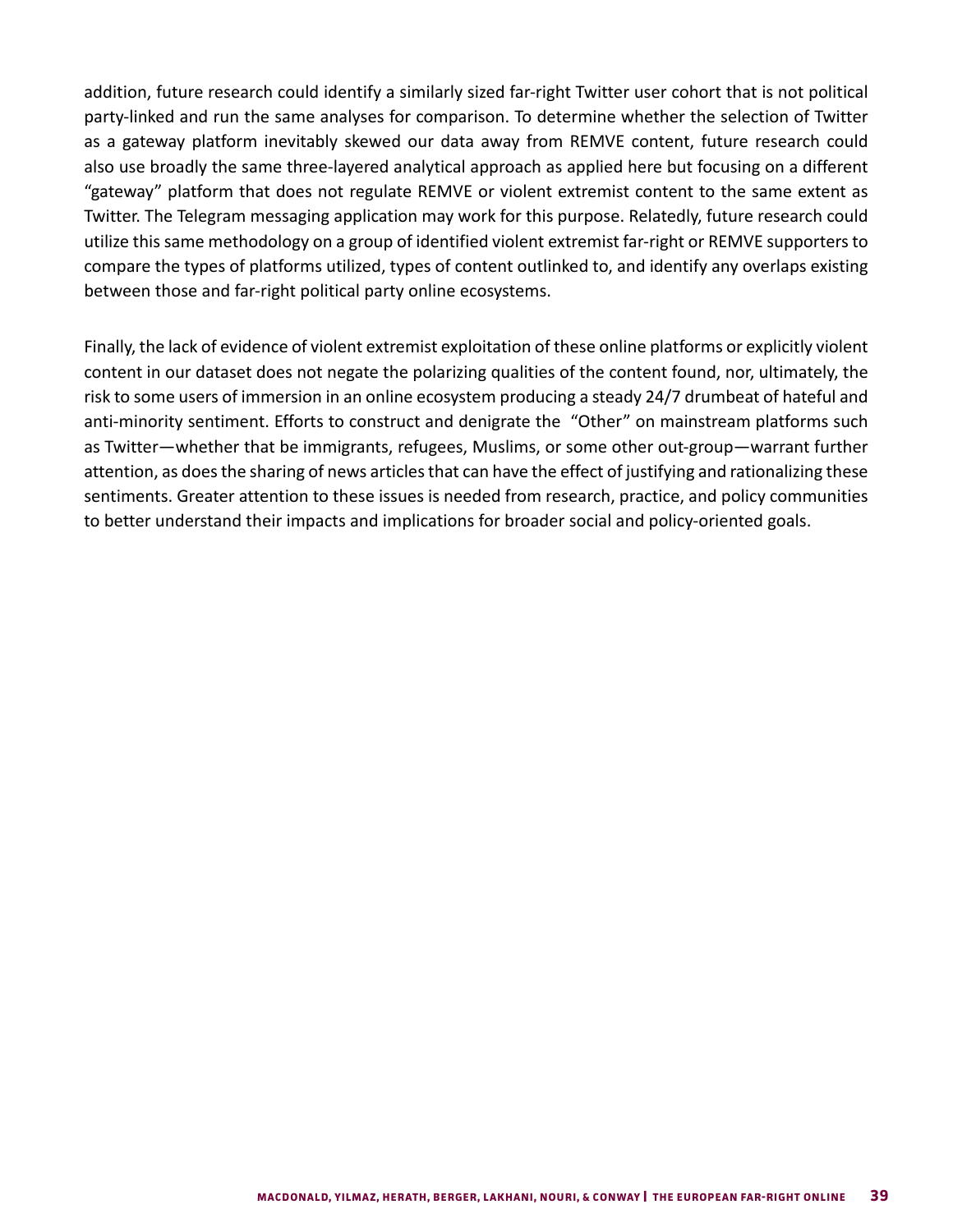addition, future research could identify a similarly sized far-right Twitter user cohort that is not political party-linked and run the same analyses for comparison. To determine whether the selection of Twitter as a gateway platform inevitably skewed our data away from REMVE content, future research could also use broadly the same three-layered analytical approach as applied here but focusing on a different "gateway" platform that does not regulate REMVE or violent extremist content to the same extent as Twitter. The Telegram messaging application may work for this purpose. Relatedly, future research could utilize this same methodology on a group of identified violent extremist far-right or REMVE supporters to compare the types of platforms utilized, types of content outlinked to, and identify any overlaps existing between those and far-right political party online ecosystems.

Finally, the lack of evidence of violent extremist exploitation of these online platforms or explicitly violent content in our dataset does not negate the polarizing qualities of the content found, nor, ultimately, the risk to some users of immersion in an online ecosystem producing a steady 24/7 drumbeat of hateful and anti-minority sentiment. Efforts to construct and denigrate the "Other" on mainstream platforms such as Twitter—whether that be immigrants, refugees, Muslims, or some other out-group—warrant further attention, as does the sharing of news articles that can have the effect of justifying and rationalizing these sentiments. Greater attention to these issues is needed from research, practice, and policy communities to better understand their impacts and implications for broader social and policy-oriented goals.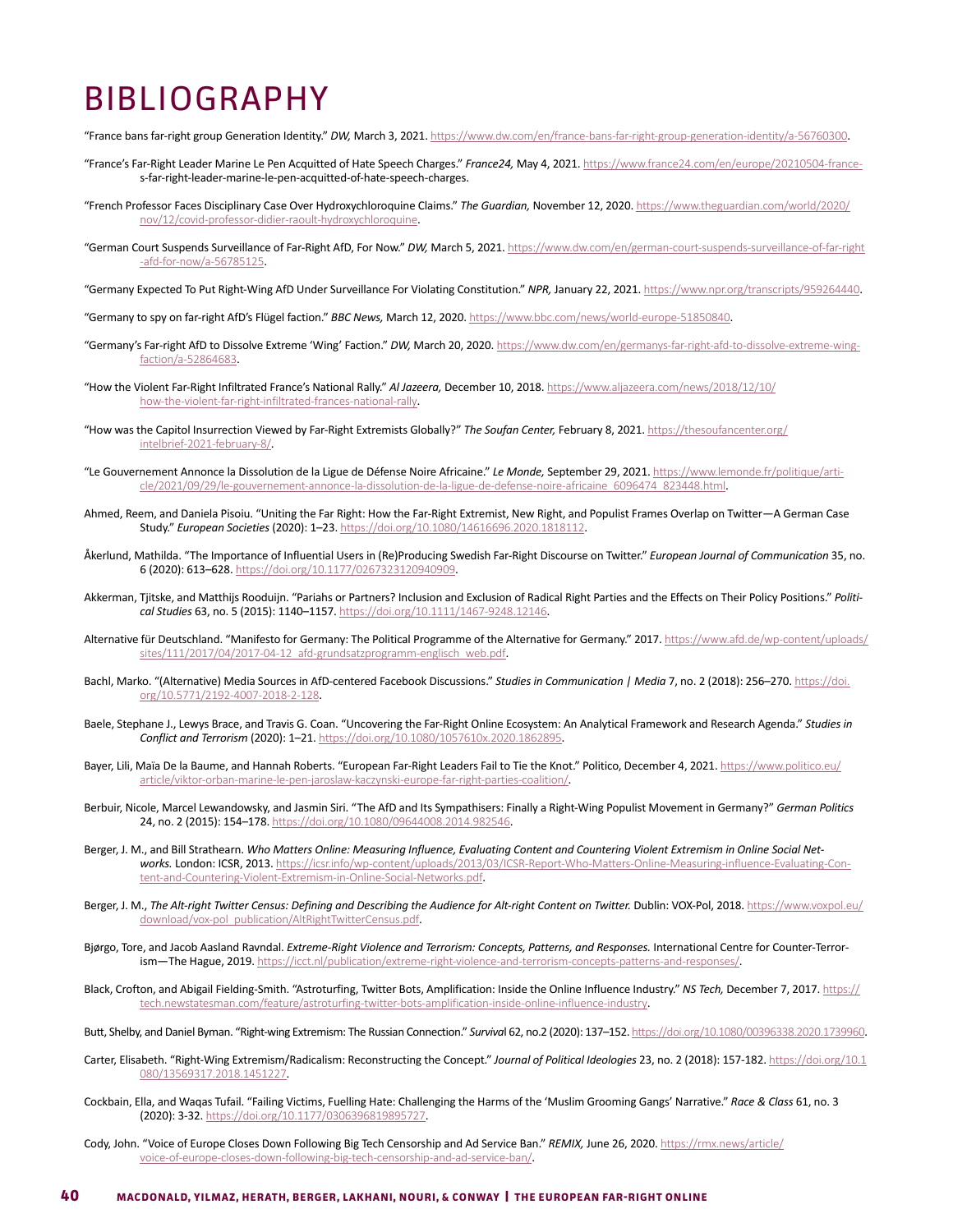# BIBLIOGRAPHY

"France bans far-right group Generation Identity." *DW,* March 3, 2021. https://www.dw.com/en/france-bans-far-right-group-generation-identity/a-56760300.

"France's Far-Right Leader Marine Le Pen Acquitted of Hate Speech Charges." *France24,* May 4, 2021. https://www.france24.com/en/europe/20210504-frances-far-right-leader-marine-le-pen-acquitted-of-hate-speech-charges.

"French Professor Faces Disciplinary Case Over Hydroxychloroquine Claims." *The Guardian,* November 12, 2020. https://www.theguardian.com/world/2020/nov/12/covid-professor-didier-raoult-hydroxychloroquine.

"German Court Suspends Surveillance of Far-Right AfD, For Now." *DW,* March 5, 2021. https://www.dw.com/en/german-court-suspends-surveillance-of-far-right-afd-for-now/a-56785125.

"Germany Expected To Put Right-Wing AfD Under Surveillance For Violating Constitution." *NPR,* January 22, 2021. https://www.npr.org/transcripts/959264440.

"Germany to spy on far-right AfD's Flügel faction." *BBC News,* March 12, 2020. https://www.bbc.com/news/world-europe-51850840.

"Germany's Far-right AfD to Dissolve Extreme 'Wing' Faction." *DW,* March 20, 2020. https://www.dw.com/en/germanys-far-right-afd-to-dissolve-extreme-wing-faction/a-52864683.

"How the Violent Far-Right Infiltrated France's National Rally." *Al Jazeera,* December 10, 2018. https://www.aljazeera.com/news/2018/12/10/how-the-violent-far-right-infiltrated-frances-national-rally.

"How was the Capitol Insurrection Viewed by Far-Right Extremists Globally?" *The Soufan Center,* February 8, 2021. https://thesoufancenter.org/intelbrief-2021-february-8/.

"Le Gouvernement Annonce la Dissolution de la Ligue de Défense Noire Africaine." *Le Monde,* September 29, 2021. https://www.lemonde.fr/politique/article/2021/09/29/le-gouvernement-annonce-la-dissolution-de-la-ligue-de-defense-noire-africaine_6096474_823448.html.

Ahmed, Reem, and Daniela Pisoiu. "Uniting the Far Right: How the Far-Right Extremist, New Right, and Populist Frames Overlap on Twitter—A German Case Study." *European Societies* (2020): 1–23. https://doi.org/10.1080/14616696.2020.1818112.

Åkerlund, Mathilda. "The Importance of Influential Users in (Re)Producing Swedish Far-Right Discourse on Twitter." *European Journal of Communication* 35, no. 6 (2020): 613–628. https://doi.org/10.1177/0267323120940909.

Akkerman, Tjitske, and Matthijs Rooduijn. "Pariahs or Partners? Inclusion and Exclusion of Radical Right Parties and the Effects on Their Policy Positions." *Political Studies* 63, no. 5 (2015): 1140–1157. https://doi.org/10.1111/1467-9248.12146.

Alternative für Deutschland. "Manifesto for Germany: The Political Programme of the Alternative for Germany." 2017. https://www.afd.de/wp-content/uploads/sites/111/2017/04/2017-04-12_afd-grundsatzprogramm-englisch_web.pdf.

Bachl, Marko. "(Alternative) Media Sources in AfD-centered Facebook Discussions." *Studies in Communication | Media* 7, no. 2 (2018): 256–270. https://doi.org/10.5771/2192-4007-2018-2-128.

Baele, Stephane J., Lewys Brace, and Travis G. Coan. "Uncovering the Far-Right Online Ecosystem: An Analytical Framework and Research Agenda." *Studies in Conflict and Terrorism* (2020): 1–21. https://doi.org/10.1080/1057610x.2020.1862895.

Bayer, Lili, Maïa De la Baume, and Hannah Roberts. "European Far-Right Leaders Fail to Tie the Knot." Politico, December 4, 2021. https://www.politico.eu/article/viktor-orban-marine-le-pen-jaroslaw-kaczynski-europe-far-right-parties-coalition/.

Berbuir, Nicole, Marcel Lewandowsky, and Jasmin Siri. "The AfD and Its Sympathisers: Finally a Right-Wing Populist Movement in Germany?" *German Politics* 24, no. 2 (2015): 154–178. https://doi.org/10.1080/09644008.2014.982546.

Berger, J. M., and Bill Strathearn. *Who Matters Online: Measuring Influence, Evaluating Content and Countering Violent Extremism in Online Social Networks.* London: ICSR, 2013. https://icsr.info/wp-content/uploads/2013/03/ICSR-Report-Who-Matters-Online-Measuring-influence-Evaluating-Content-and-Countering-Violent-Extremism-in-Online-Social-Networks.pdf.

Berger, J. M., *The Alt-right Twitter Census: Defining and Describing the Audience for Alt-right Content on Twitter.* Dublin: VOX-Pol, 2018. https://www.voxpol.eu/download/vox-pol_publication/AltRightTwitterCensus.pdf.

Bjørgo, Tore, and Jacob Aasland Ravndal. *Extreme-Right Violence and Terrorism: Concepts, Patterns, and Responses.* International Centre for Counter-Terrorism—The Hague, 2019. https://icct.nl/publication/extreme-right-violence-and-terrorism-concepts-patterns-and-responses/.

Black, Crofton, and Abigail Fielding-Smith. "Astroturfing, Twitter Bots, Amplification: Inside the Online Influence Industry." *NS Tech,* December 7, 2017. https://tech.newstatesman.com/feature/astroturfing-twitter-bots-amplification-inside-online-influence-industry.

Butt, Shelby, and Daniel Byman. "Right-wing Extremism: The Russian Connection." *Survival* 62, no.2 (2020): 137–152. https://doi.org/10.1080/00396338.2020.1739960.

Carter, Elisabeth. "Right-Wing Extremism/Radicalism: Reconstructing the Concept." *Journal of Political Ideologies* 23, no. 2 (2018): 157-182. https://doi.org/10.1080/13569317.2018.1451227.

Cockbain, Ella, and Waqas Tufail. "Failing Victims, Fuelling Hate: Challenging the Harms of the 'Muslim Grooming Gangs' Narrative." *Race & Class* 61, no. 3 (2020): 3-32. https://doi.org/10.1177/0306396819895727.

Cody, John. "Voice of Europe Closes Down Following Big Tech Censorship and Ad Service Ban." *REMIX,* June 26, 2020. https://rmx.news/article/voice-of-europe-closes-down-following-big-tech-censorship-and-ad-service-ban/.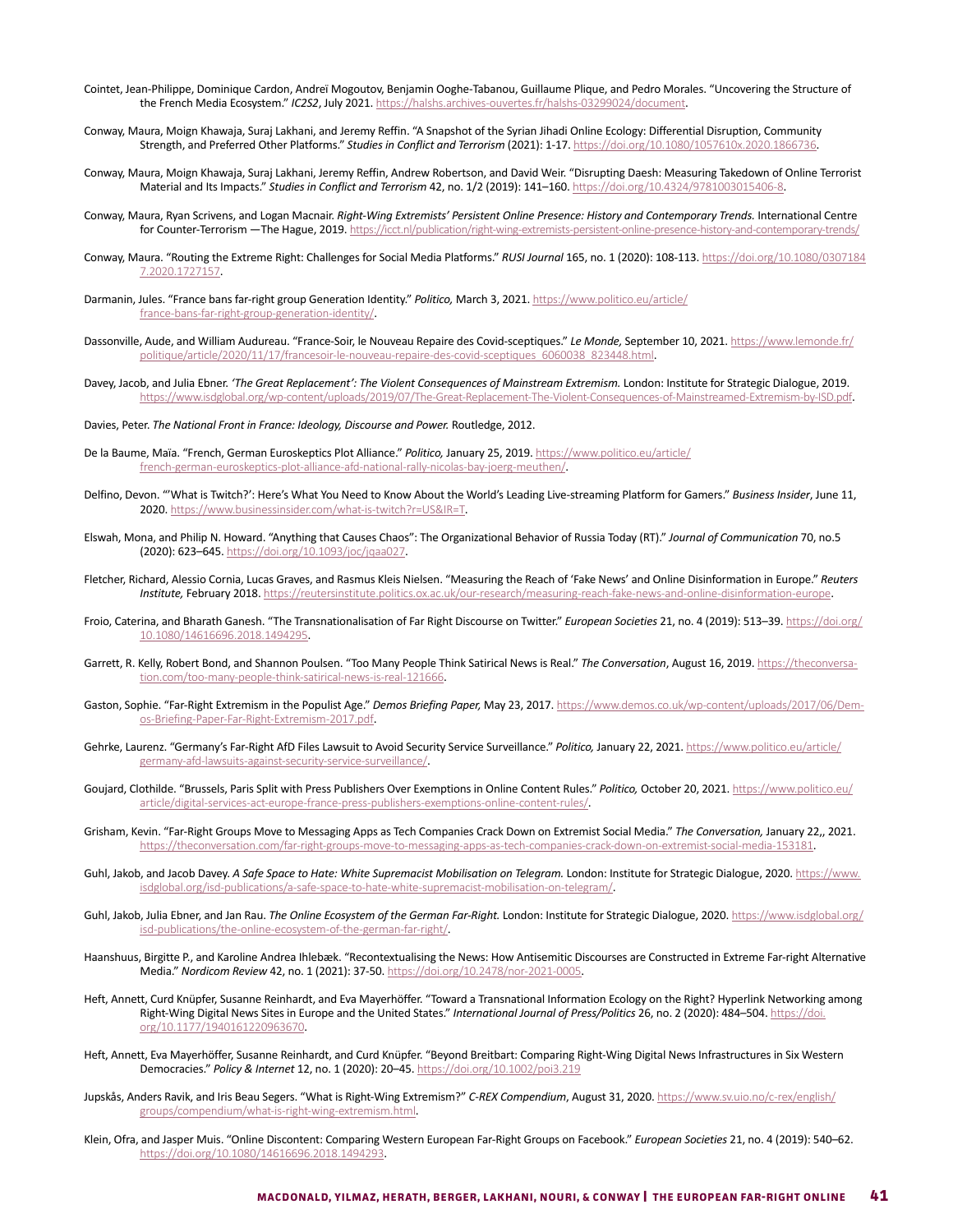Cointet, Jean-Philippe, Dominique Cardon, Andreï Mogoutov, Benjamin Ooghe-Tabanou, Guillaume Plique, and Pedro Morales. "Uncovering the Structure of the French Media Ecosystem." *IC2S2*, July 2021. https://halshs.archives-ouvertes.fr/halshs-03299024/document.

Conway, Maura, Moign Khawaja, Suraj Lakhani, and Jeremy Reffin. "A Snapshot of the Syrian Jihadi Online Ecology: Differential Disruption, Community Strength, and Preferred Other Platforms." *Studies in Conflict and Terrorism* (2021): 1-17. https://doi.org/10.1080/1057610x.2020.1866736.

Conway, Maura, Moign Khawaja, Suraj Lakhani, Jeremy Reffin, Andrew Robertson, and David Weir. "Disrupting Daesh: Measuring Takedown of Online Terrorist Material and Its Impacts." *Studies in Conflict and Terrorism* 42, no. 1/2 (2019): 141–160. https://doi.org/10.4324/9781003015406-8.

Conway, Maura, Ryan Scrivens, and Logan Macnair. *Right-Wing Extremists' Persistent Online Presence: History and Contemporary Trends.* International Centre for Counter-Terrorism —The Hague, 2019. https://icct.nl/publication/right-wing-extremists-persistent-online-presence-history-and-contemporary-trends/

Conway, Maura. "Routing the Extreme Right: Challenges for Social Media Platforms." *RUSI Journal* 165, no. 1 (2020): 108-113. https://doi.org/10.1080/03071847.2020.1727157.

Darmanin, Jules. "France bans far-right group Generation Identity." *Politico,* March 3, 2021. https://www.politico.eu/article/france-bans-far-right-group-generation-identity/.

Dassonville, Aude, and William Audureau. "France-Soir, le Nouveau Repaire des Covid-sceptiques." *Le Monde,* September 10, 2021. https://www.lemonde.fr/politique/article/2020/11/17/francesoir-le-nouveau-repaire-des-covid-sceptiques_6060038_823448.html.

Davey, Jacob, and Julia Ebner. *'The Great Replacement': The Violent Consequences of Mainstream Extremism.* London: Institute for Strategic Dialogue, 2019. https://www.isdglobal.org/wp-content/uploads/2019/07/The-Great-Replacement-The-Violent-Consequences-of-Mainstreamed-Extremism-by-ISD.pdf.

Davies, Peter. *The National Front in France: Ideology, Discourse and Power.* Routledge, 2012.

De la Baume, Maïa. "French, German Euroskeptics Plot Alliance." *Politico,* January 25, 2019. https://www.politico.eu/article/french-german-euroskeptics-plot-alliance-afd-national-rally-nicolas-bay-joerg-meuthen/.

Delfino, Devon. "'What is Twitch?': Here's What You Need to Know About the World's Leading Live-streaming Platform for Gamers." *Business Insider*, June 11, 2020. https://www.businessinsider.com/what-is-twitch?r=US&IR=T.

Elswah, Mona, and Philip N. Howard. "Anything that Causes Chaos": The Organizational Behavior of Russia Today (RT)." *Journal of Communication* 70, no.5 (2020): 623–645. https://doi.org/10.1093/joc/jqaa027.

Fletcher, Richard, Alessio Cornia, Lucas Graves, and Rasmus Kleis Nielsen. "Measuring the Reach of 'Fake News' and Online Disinformation in Europe." *Reuters Institute,* February 2018. https://reutersinstitute.politics.ox.ac.uk/our-research/measuring-reach-fake-news-and-online-disinformation-europe.

Froio, Caterina, and Bharath Ganesh. "The Transnationalisation of Far Right Discourse on Twitter." *European Societies* 21, no. 4 (2019): 513–39. https://doi.org/10.1080/14616696.2018.1494295.

Garrett, R. Kelly, Robert Bond, and Shannon Poulsen. "Too Many People Think Satirical News is Real." *The Conversation*, August 16, 2019. https://theconversation.com/too-many-people-think-satirical-news-is-real-121666.

Gaston, Sophie. "Far-Right Extremism in the Populist Age." *Demos Briefing Paper,* May 23, 2017. https://www.demos.co.uk/wp-content/uploads/2017/06/Demos-Briefing-Paper-Far-Right-Extremism-2017.pdf.

Gehrke, Laurenz. "Germany's Far-Right AfD Files Lawsuit to Avoid Security Service Surveillance." *Politico,* January 22, 2021. https://www.politico.eu/article/germany-afd-lawsuits-against-security-service-surveillance/.

Goujard, Clothilde. "Brussels, Paris Split with Press Publishers Over Exemptions in Online Content Rules." *Politico,* October 20, 2021. https://www.politico.eu/article/digital-services-act-europe-france-press-publishers-exemptions-online-content-rules/.

Grisham, Kevin. "Far-Right Groups Move to Messaging Apps as Tech Companies Crack Down on Extremist Social Media." *The Conversation,* January 22,, 2021. https://theconversation.com/far-right-groups-move-to-messaging-apps-as-tech-companies-crack-down-on-extremist-social-media-153181.

Guhl, Jakob, and Jacob Davey. *A Safe Space to Hate: White Supremacist Mobilisation on Telegram.* London: Institute for Strategic Dialogue, 2020. https://www.isdglobal.org/isd-publications/a-safe-space-to-hate-white-supremacist-mobilisation-on-telegram/.

Guhl, Jakob, Julia Ebner, and Jan Rau. *The Online Ecosystem of the German Far-Right.* London: Institute for Strategic Dialogue, 2020. https://www.isdglobal.org/isd-publications/the-online-ecosystem-of-the-german-far-right/.

Haanshuus, Birgitte P., and Karoline Andrea Ihlebæk. "Recontextualising the News: How Antisemitic Discourses are Constructed in Extreme Far-right Alternative Media." *Nordicom Review* 42, no. 1 (2021): 37-50. https://doi.org/10.2478/nor-2021-0005.

Heft, Annett, Curd Knüpfer, Susanne Reinhardt, and Eva Mayerhöffer. "Toward a Transnational Information Ecology on the Right? Hyperlink Networking among Right-Wing Digital News Sites in Europe and the United States." *International Journal of Press/Politics* 26, no. 2 (2020): 484–504. https://doi.org/10.1177/1940161220963670.

Heft, Annett, Eva Mayerhöffer, Susanne Reinhardt, and Curd Knüpfer. "Beyond Breitbart: Comparing Right-Wing Digital News Infrastructures in Six Western Democracies." *Policy & Internet* 12, no. 1 (2020): 20–45. https://doi.org/10.1002/poi3.219

Jupskås, Anders Ravik, and Iris Beau Segers. "What is Right-Wing Extremism?" *C-REX Compendium*, August 31, 2020. https://www.sv.uio.no/c-rex/english/groups/compendium/what-is-right-wing-extremism.html.

Klein, Ofra, and Jasper Muis. "Online Discontent: Comparing Western European Far-Right Groups on Facebook." *European Societies* 21, no. 4 (2019): 540–62. https://doi.org/10.1080/14616696.2018.1494293.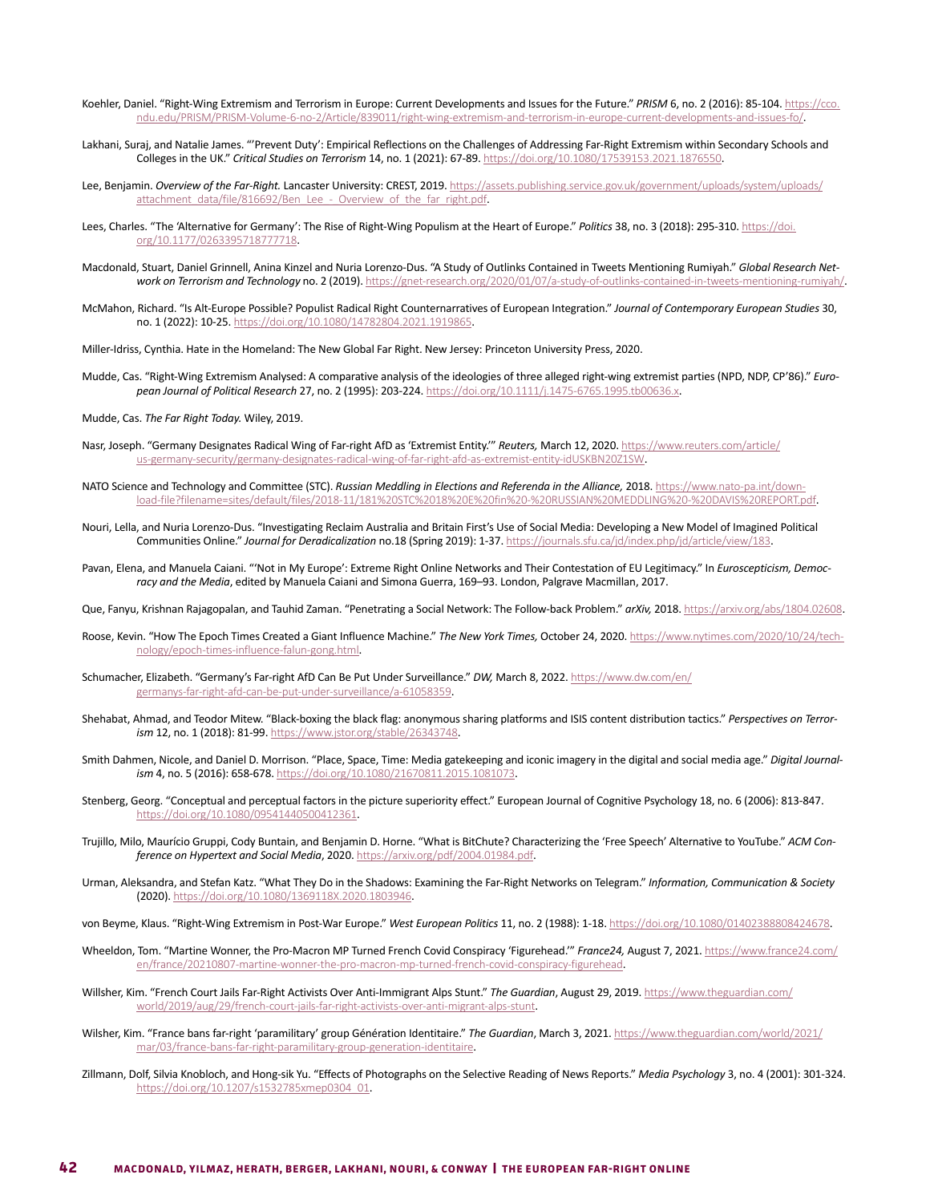Koehler, Daniel. "Right-Wing Extremism and Terrorism in Europe: Current Developments and Issues for the Future." *PRISM* 6, no. 2 (2016): 85-104. https://cco.ndu.edu/PRISM/PRISM-Volume-6-no-2/Article/839011/right-wing-extremism-and-terrorism-in-europe-current-developments-and-issues-fo/.

Lakhani, Suraj, and Natalie James. "'Prevent Duty': Empirical Reflections on the Challenges of Addressing Far-Right Extremism within Secondary Schools and Colleges in the UK." *Critical Studies on Terrorism* 14, no. 1 (2021): 67-89. https://doi.org/10.1080/17539153.2021.1876550.

Lee, Benjamin. *Overview of the Far-Right.* Lancaster University: CREST, 2019. https://assets.publishing.service.gov.uk/government/uploads/system/uploads/attachment_data/file/816692/Ben_Lee_-_Overview_of_the_far_right.pdf.

Lees, Charles. "The 'Alternative for Germany': The Rise of Right-Wing Populism at the Heart of Europe." *Politics* 38, no. 3 (2018): 295-310. https://doi.org/10.1177/0263395718777718.

Macdonald, Stuart, Daniel Grinnell, Anina Kinzel and Nuria Lorenzo-Dus. "A Study of Outlinks Contained in Tweets Mentioning Rumiyah." *Global Research Network on Terrorism and Technology* no. 2 (2019). https://gnet-research.org/2020/01/07/a-study-of-outlinks-contained-in-tweets-mentioning-rumiyah/.

McMahon, Richard. "Is Alt-Europe Possible? Populist Radical Right Counternarratives of European Integration." *Journal of Contemporary European Studies* 30, no. 1 (2022): 10-25. https://doi.org/10.1080/14782804.2021.1919865.

Miller-Idriss, Cynthia. Hate in the Homeland: The New Global Far Right. New Jersey: Princeton University Press, 2020.

Mudde, Cas. "Right-Wing Extremism Analysed: A comparative analysis of the ideologies of three alleged right-wing extremist parties (NPD, NDP, CP'86)." *European Journal of Political Research* 27, no. 2 (1995): 203-224. https://doi.org/10.1111/j.1475-6765.1995.tb00636.x.

Mudde, Cas. *The Far Right Today.* Wiley, 2019.

Nasr, Joseph. "Germany Designates Radical Wing of Far-right AfD as 'Extremist Entity.'" *Reuters,* March 12, 2020. https://www.reuters.com/article/us-germany-security/germany-designates-radical-wing-of-far-right-afd-as-extremist-entity-idUSKBN20Z1SW.

NATO Science and Technology and Committee (STC). *Russian Meddling in Elections and Referenda in the Alliance,* 2018. https://www.nato-pa.int/download-file?filename=sites/default/files/2018-11/181%20STC%2018%20E%20fin%20-%20RUSSIAN%20MEDDLING%20-%20DAVIS%20REPORT.pdf.

Nouri, Lella, and Nuria Lorenzo-Dus. "Investigating Reclaim Australia and Britain First's Use of Social Media: Developing a New Model of Imagined Political Communities Online." *Journal for Deradicalization* no.18 (Spring 2019): 1-37. https://journals.sfu.ca/jd/index.php/jd/article/view/183.

Pavan, Elena, and Manuela Caiani. "'Not in My Europe': Extreme Right Online Networks and Their Contestation of EU Legitimacy." In *Euroscepticism, Democracy and the Media*, edited by Manuela Caiani and Simona Guerra, 169–93. London, Palgrave Macmillan, 2017.

Que, Fanyu, Krishnan Rajagopalan, and Tauhid Zaman. "Penetrating a Social Network: The Follow-back Problem." *arXiv,* 2018. https://arxiv.org/abs/1804.02608.

Roose, Kevin. "How The Epoch Times Created a Giant Influence Machine." *The New York Times,* October 24, 2020. https://www.nytimes.com/2020/10/24/technology/epoch-times-influence-falun-gong.html.

Schumacher, Elizabeth. "Germany's Far-right AfD Can Be Put Under Surveillance." *DW,* March 8, 2022. https://www.dw.com/en/germanys-far-right-afd-can-be-put-under-surveillance/a-61058359.

Shehabat, Ahmad, and Teodor Mitew. "Black-boxing the black flag: anonymous sharing platforms and ISIS content distribution tactics." *Perspectives on Terrorism* 12, no. 1 (2018): 81-99. https://www.jstor.org/stable/26343748.

Smith Dahmen, Nicole, and Daniel D. Morrison. "Place, Space, Time: Media gatekeeping and iconic imagery in the digital and social media age." *Digital Journalism* 4, no. 5 (2016): 658-678. https://doi.org/10.1080/21670811.2015.1081073.

Stenberg, Georg. "Conceptual and perceptual factors in the picture superiority effect." European Journal of Cognitive Psychology 18, no. 6 (2006): 813-847. https://doi.org/10.1080/09541440500412361.

Trujillo, Milo, Maurício Gruppi, Cody Buntain, and Benjamin D. Horne. "What is BitChute? Characterizing the 'Free Speech' Alternative to YouTube." *ACM Conference on Hypertext and Social Media*, 2020. https://arxiv.org/pdf/2004.01984.pdf.

Urman, Aleksandra, and Stefan Katz. "What They Do in the Shadows: Examining the Far-Right Networks on Telegram." *Information, Communication & Society* (2020). https://doi.org/10.1080/1369118X.2020.1803946.

von Beyme, Klaus. "Right-Wing Extremism in Post-War Europe." *West European Politics* 11, no. 2 (1988): 1-18. https://doi.org/10.1080/01402388808424678.

Wheeldon, Tom. "Martine Wonner, the Pro-Macron MP Turned French Covid Conspiracy 'Figurehead.'" *France24,* August 7, 2021. https://www.france24.com/en/france/20210807-martine-wonner-the-pro-macron-mp-turned-french-covid-conspiracy-figurehead.

Willsher, Kim. "French Court Jails Far-Right Activists Over Anti-Immigrant Alps Stunt." *The Guardian*, August 29, 2019. https://www.theguardian.com/world/2019/aug/29/french-court-jails-far-right-activists-over-anti-migrant-alps-stunt.

Willsher, Kim. "France bans far-right 'paramilitary' group Génération Identitaire." *The Guardian*, March 3, 2021. https://www.theguardian.com/world/2021/mar/03/france-bans-far-right-paramilitary-group-generation-identitaire.

Zillmann, Dolf, Silvia Knobloch, and Hong-sik Yu. "Effects of Photographs on the Selective Reading of News Reports." *Media Psychology* 3, no. 4 (2001): 301-324. https://doi.org/10.1207/s1532785xmep0304_01.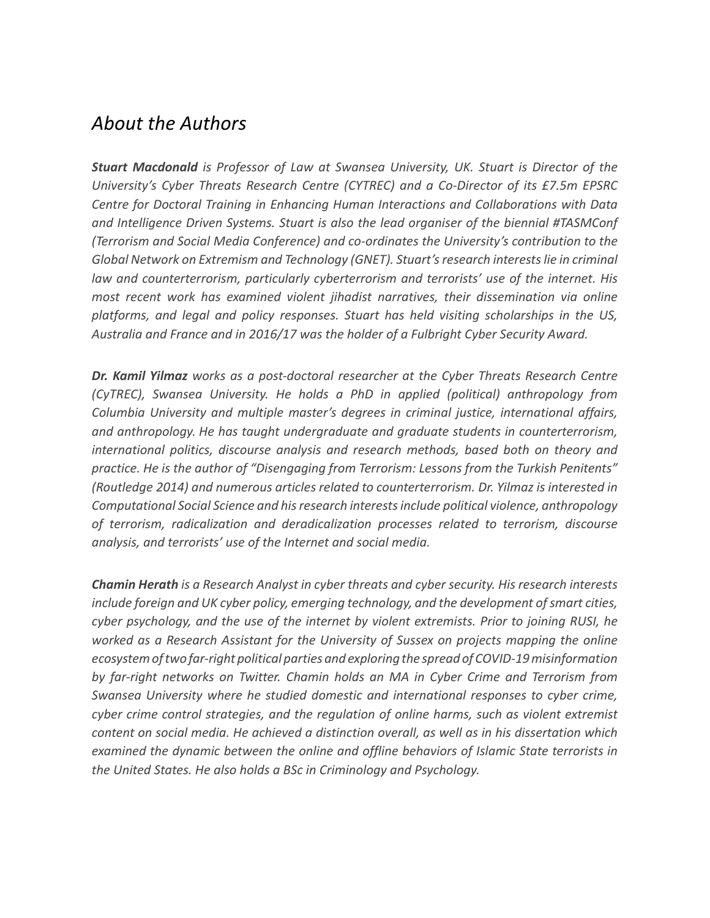# *About the Authors*

***Stuart Macdonald*** *is Professor of Law at Swansea University, UK. Stuart is Director of the University's Cyber Threats Research Centre (CYTREC) and a Co-Director of its £7.5m EPSRC Centre for Doctoral Training in Enhancing Human Interactions and Collaborations with Data and Intelligence Driven Systems. Stuart is also the lead organiser of the biennial #TASMConf (Terrorism and Social Media Conference) and co-ordinates the University's contribution to the Global Network on Extremism and Technology (GNET). Stuart's research interests lie in criminal law and counterterrorism, particularly cyberterrorism and terrorists' use of the internet. His most recent work has examined violent jihadist narratives, their dissemination via online platforms, and legal and policy responses. Stuart has held visiting scholarships in the US, Australia and France and in 2016/17 was the holder of a Fulbright Cyber Security Award.*

***Dr. Kamil Yilmaz*** *works as a post-doctoral researcher at the Cyber Threats Research Centre (CyTREC), Swansea University. He holds a PhD in applied (political) anthropology from Columbia University and multiple master's degrees in criminal justice, international affairs, and anthropology. He has taught undergraduate and graduate students in counterterrorism, international politics, discourse analysis and research methods, based both on theory and practice. He is the author of "Disengaging from Terrorism: Lessons from the Turkish Penitents" (Routledge 2014) and numerous articles related to counterterrorism. Dr. Yilmaz is interested in Computational Social Science and his research interests include political violence, anthropology of terrorism, radicalization and deradicalization processes related to terrorism, discourse analysis, and terrorists' use of the Internet and social media.*

***Chamin Herath*** *is a Research Analyst in cyber threats and cyber security. His research interests include foreign and UK cyber policy, emerging technology, and the development of smart cities, cyber psychology, and the use of the internet by violent extremists. Prior to joining RUSI, he worked as a Research Assistant for the University of Sussex on projects mapping the online ecosystem of two far-right political parties and exploring the spread of COVID-19 misinformation by far-right networks on Twitter. Chamin holds an MA in Cyber Crime and Terrorism from Swansea University where he studied domestic and international responses to cyber crime, cyber crime control strategies, and the regulation of online harms, such as violent extremist content on social media. He achieved a distinction overall, as well as in his dissertation which examined the dynamic between the online and offline behaviors of Islamic State terrorists in the United States. He also holds a BSc in Criminology and Psychology.*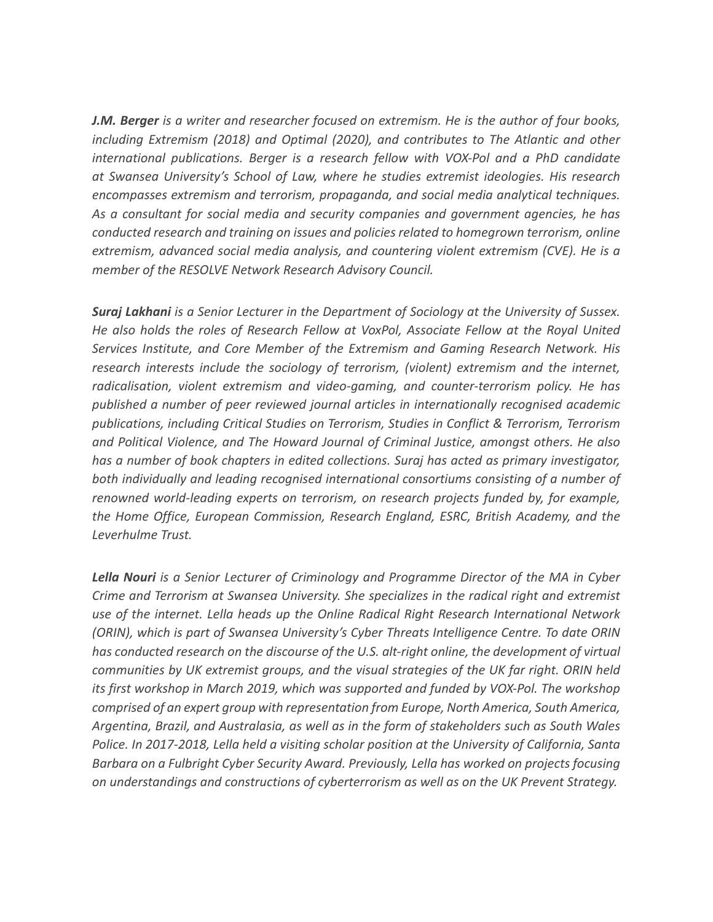***J.M. Berger** is a writer and researcher focused on extremism. He is the author of four books, including Extremism (2018) and Optimal (2020), and contributes to The Atlantic and other international publications. Berger is a research fellow with VOX-Pol and a PhD candidate at Swansea University's School of Law, where he studies extremist ideologies. His research encompasses extremism and terrorism, propaganda, and social media analytical techniques. As a consultant for social media and security companies and government agencies, he has conducted research and training on issues and policies related to homegrown terrorism, online extremism, advanced social media analysis, and countering violent extremism (CVE). He is a member of the RESOLVE Network Research Advisory Council.*

***Suraj Lakhani** is a Senior Lecturer in the Department of Sociology at the University of Sussex. He also holds the roles of Research Fellow at VoxPol, Associate Fellow at the Royal United Services Institute, and Core Member of the Extremism and Gaming Research Network. His research interests include the sociology of terrorism, (violent) extremism and the internet, radicalisation, violent extremism and video-gaming, and counter-terrorism policy. He has published a number of peer reviewed journal articles in internationally recognised academic publications, including Critical Studies on Terrorism, Studies in Conflict & Terrorism, Terrorism and Political Violence, and The Howard Journal of Criminal Justice, amongst others. He also has a number of book chapters in edited collections. Suraj has acted as primary investigator, both individually and leading recognised international consortiums consisting of a number of renowned world-leading experts on terrorism, on research projects funded by, for example, the Home Office, European Commission, Research England, ESRC, British Academy, and the Leverhulme Trust.*

***Lella Nouri** is a Senior Lecturer of Criminology and Programme Director of the MA in Cyber Crime and Terrorism at Swansea University. She specializes in the radical right and extremist use of the internet. Lella heads up the Online Radical Right Research International Network (ORIN), which is part of Swansea University's Cyber Threats Intelligence Centre. To date ORIN has conducted research on the discourse of the U.S. alt-right online, the development of virtual communities by UK extremist groups, and the visual strategies of the UK far right. ORIN held its first workshop in March 2019, which was supported and funded by VOX-Pol. The workshop comprised of an expert group with representation from Europe, North America, South America, Argentina, Brazil, and Australasia, as well as in the form of stakeholders such as South Wales Police. In 2017-2018, Lella held a visiting scholar position at the University of California, Santa Barbara on a Fulbright Cyber Security Award. Previously, Lella has worked on projects focusing on understandings and constructions of cyberterrorism as well as on the UK Prevent Strategy.*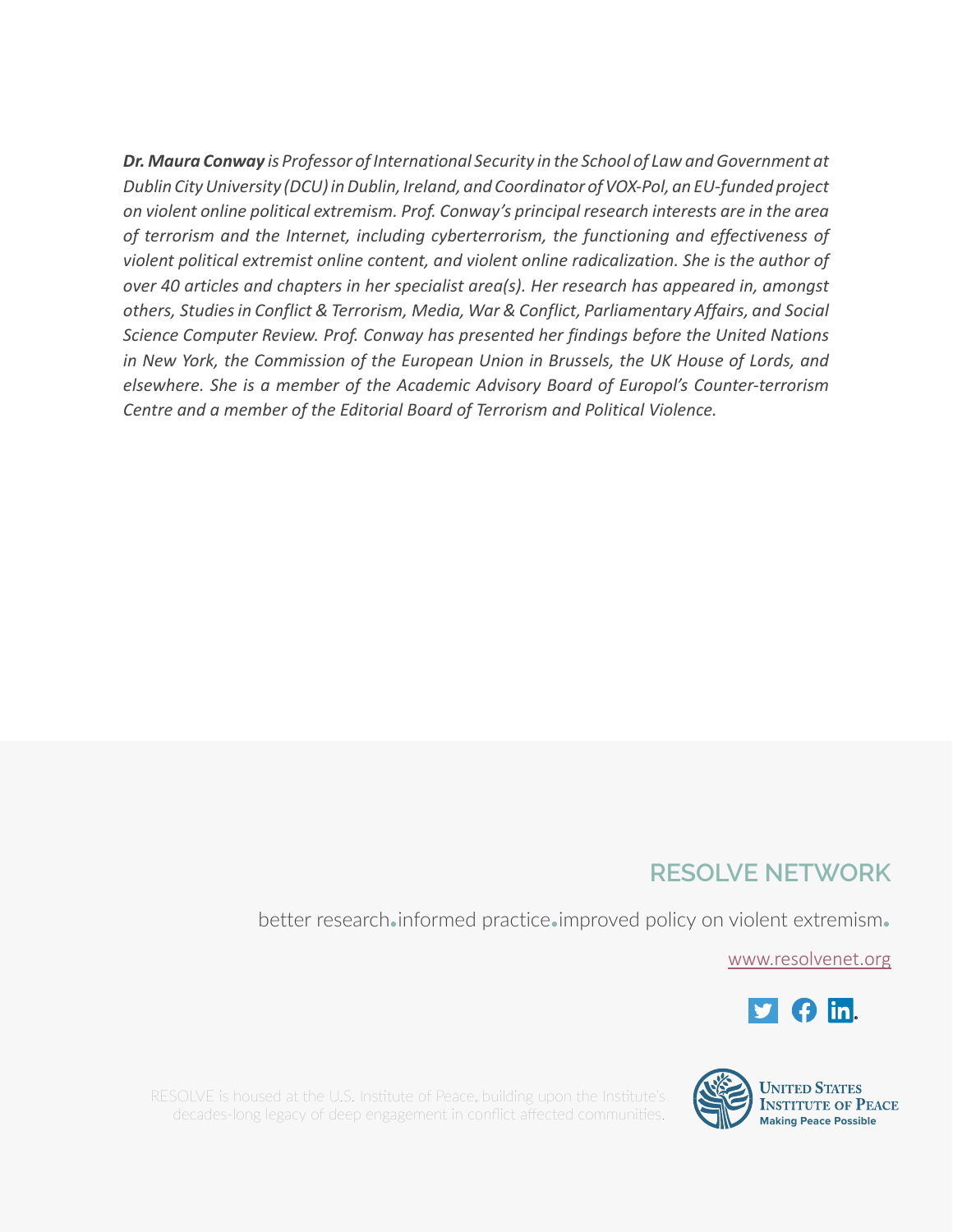***Dr. Maura Conway** is Professor of International Security in the School of Law and Government at Dublin City University (DCU) in Dublin, Ireland, and Coordinator of VOX-Pol, an EU-funded project on violent online political extremism. Prof. Conway's principal research interests are in the area of terrorism and the Internet, including cyberterrorism, the functioning and effectiveness of violent political extremist online content, and violent online radicalization. She is the author of over 40 articles and chapters in her specialist area(s). Her research has appeared in, amongst others, Studies in Conflict & Terrorism, Media, War & Conflict, Parliamentary Affairs, and Social Science Computer Review. Prof. Conway has presented her findings before the United Nations in New York, the Commission of the European Union in Brussels, the UK House of Lords, and elsewhere. She is a member of the Academic Advisory Board of Europol's Counter-terrorism Centre and a member of the Editorial Board of Terrorism and Political Violence.*

## RESOLVE NETWORK

better research.informed practice.improved policy on violent extremism.

www.resolvenet.org

RESOLVE is housed at the U.S. Institute of Peace, building upon the Institute's decades-long legacy of deep engagement in conflict affected communities.

United States Institute of Peace
Making Peace Possible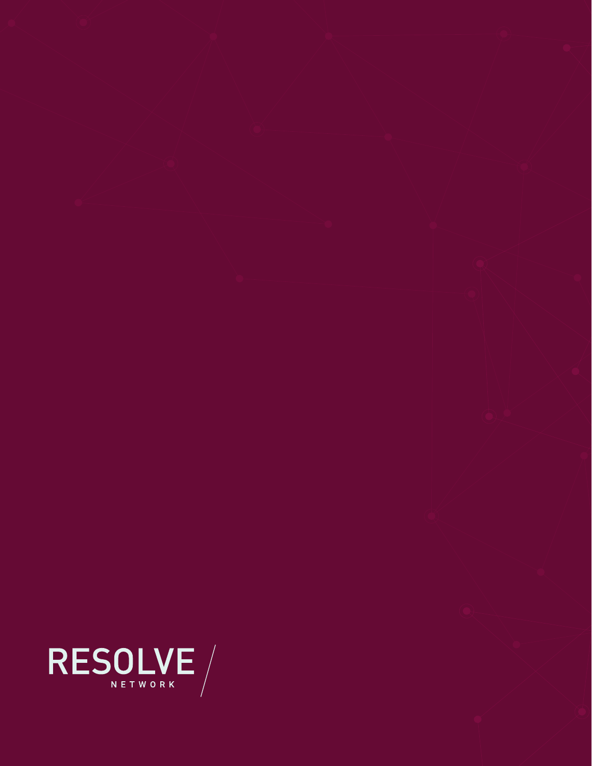RESOLVE

NETWORK